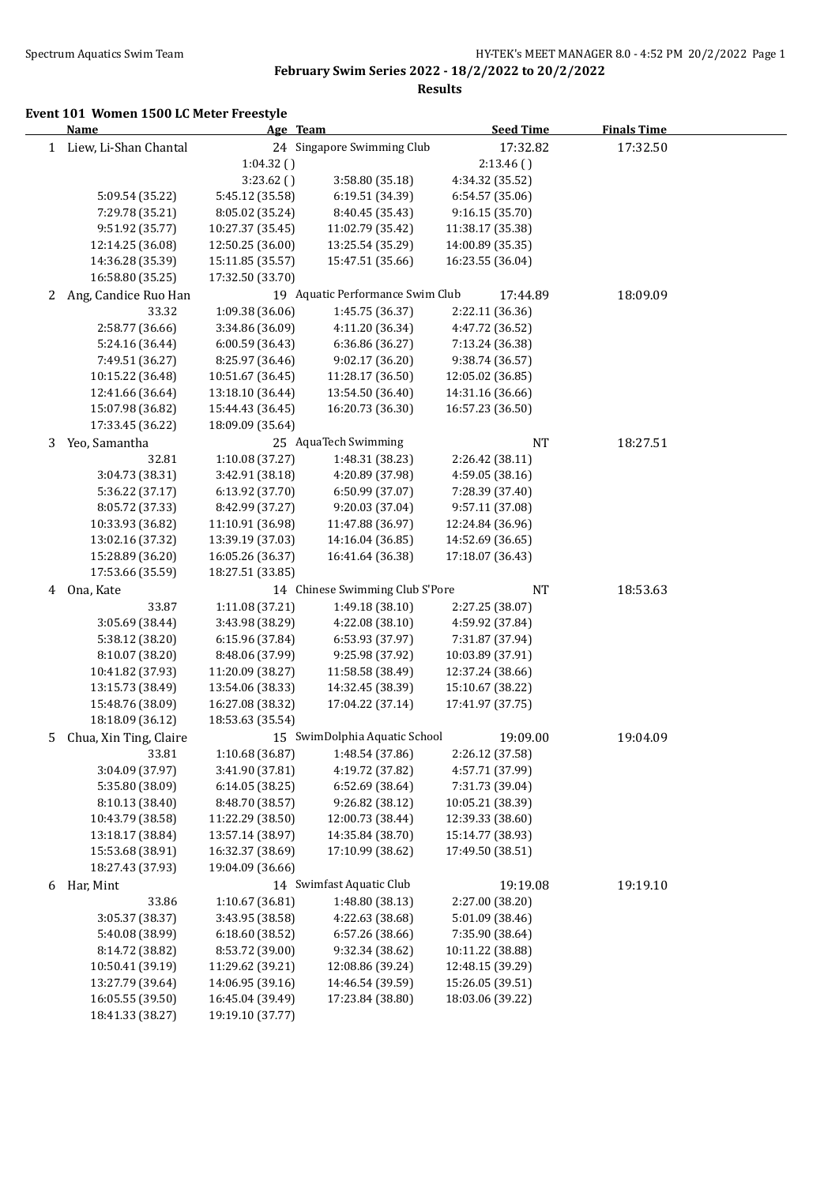**February Swim Series 2022 - 18/2/2022 to 20/2/2022**

**Results**

### Event 101 Women 1500 LC Meter Freestyle

| | Name | Age | Team | Seed Time | Finals Time |
|---|---|---|---|---|---|
| 1 | Liew, Li-Shan Chantal | 24 | Singapore Swimming Club | 17:32.82 | 17:32.50 |
| | | 1:04.32 () | | 2:13.46 () | |
| | | 3:23.62 () | 3:58.80 (35.18) | 4:34.32 (35.52) | |
| | 5:09.54 (35.22) | 5:45.12 (35.58) | 6:19.51 (34.39) | 6:54.57 (35.06) | |
| | 7:29.78 (35.21) | 8:05.02 (35.24) | 8:40.45 (35.43) | 9:16.15 (35.70) | |
| | 9:51.92 (35.77) | 10:27.37 (35.45) | 11:02.79 (35.42) | 11:38.17 (35.38) | |
| | 12:14.25 (36.08) | 12:50.25 (36.00) | 13:25.54 (35.29) | 14:00.89 (35.35) | |
| | 14:36.28 (35.39) | 15:11.85 (35.57) | 15:47.51 (35.66) | 16:23.55 (36.04) | |
| | 16:58.80 (35.25) | 17:32.50 (33.70) | | | |
| 2 | Ang, Candice Ruo Han | 19 | Aquatic Performance Swim Club | 17:44.89 | 18:09.09 |
| | 33.32 | 1:09.38 (36.06) | 1:45.75 (36.37) | 2:22.11 (36.36) | |
| | 2:58.77 (36.66) | 3:34.86 (36.09) | 4:11.20 (36.34) | 4:47.72 (36.52) | |
| | 5:24.16 (36.44) | 6:00.59 (36.43) | 6:36.86 (36.27) | 7:13.24 (36.38) | |
| | 7:49.51 (36.27) | 8:25.97 (36.46) | 9:02.17 (36.20) | 9:38.74 (36.57) | |
| | 10:15.22 (36.48) | 10:51.67 (36.45) | 11:28.17 (36.50) | 12:05.02 (36.85) | |
| | 12:41.66 (36.64) | 13:18.10 (36.44) | 13:54.50 (36.40) | 14:31.16 (36.66) | |
| | 15:07.98 (36.82) | 15:44.43 (36.45) | 16:20.73 (36.30) | 16:57.23 (36.50) | |
| | 17:33.45 (36.22) | 18:09.09 (35.64) | | | |
| 3 | Yeo, Samantha | 25 | AquaTech Swimming | NT | 18:27.51 |
| | 32.81 | 1:10.08 (37.27) | 1:48.31 (38.23) | 2:26.42 (38.11) | |
| | 3:04.73 (38.31) | 3:42.91 (38.18) | 4:20.89 (37.98) | 4:59.05 (38.16) | |
| | 5:36.22 (37.17) | 6:13.92 (37.70) | 6:50.99 (37.07) | 7:28.39 (37.40) | |
| | 8:05.72 (37.33) | 8:42.99 (37.27) | 9:20.03 (37.04) | 9:57.11 (37.08) | |
| | 10:33.93 (36.82) | 11:10.91 (36.98) | 11:47.88 (36.97) | 12:24.84 (36.96) | |
| | 13:02.16 (37.32) | 13:39.19 (37.03) | 14:16.04 (36.85) | 14:52.69 (36.65) | |
| | 15:28.89 (36.20) | 16:05.26 (36.37) | 16:41.64 (36.38) | 17:18.07 (36.43) | |
| | 17:53.66 (35.59) | 18:27.51 (33.85) | | | |
| 4 | Ona, Kate | 14 | Chinese Swimming Club S'Pore | NT | 18:53.63 |
| | 33.87 | 1:11.08 (37.21) | 1:49.18 (38.10) | 2:27.25 (38.07) | |
| | 3:05.69 (38.44) | 3:43.98 (38.29) | 4:22.08 (38.10) | 4:59.92 (37.84) | |
| | 5:38.12 (38.20) | 6:15.96 (37.84) | 6:53.93 (37.97) | 7:31.87 (37.94) | |
| | 8:10.07 (38.20) | 8:48.06 (37.99) | 9:25.98 (37.92) | 10:03.89 (37.91) | |
| | 10:41.82 (37.93) | 11:20.09 (38.27) | 11:58.58 (38.49) | 12:37.24 (38.66) | |
| | 13:15.73 (38.49) | 13:54.06 (38.33) | 14:32.45 (38.39) | 15:10.67 (38.22) | |
| | 15:48.76 (38.09) | 16:27.08 (38.32) | 17:04.22 (37.14) | 17:41.97 (37.75) | |
| | 18:18.09 (36.12) | 18:53.63 (35.54) | | | |
| 5 | Chua, Xin Ting, Claire | 15 | SwimDolphia Aquatic School | 19:09.00 | 19:04.09 |
| | 33.81 | 1:10.68 (36.87) | 1:48.54 (37.86) | 2:26.12 (37.58) | |
| | 3:04.09 (37.97) | 3:41.90 (37.81) | 4:19.72 (37.82) | 4:57.71 (37.99) | |
| | 5:35.80 (38.09) | 6:14.05 (38.25) | 6:52.69 (38.64) | 7:31.73 (39.04) | |
| | 8:10.13 (38.40) | 8:48.70 (38.57) | 9:26.82 (38.12) | 10:05.21 (38.39) | |
| | 10:43.79 (38.58) | 11:22.29 (38.50) | 12:00.73 (38.44) | 12:39.33 (38.60) | |
| | 13:18.17 (38.84) | 13:57.14 (38.97) | 14:35.84 (38.70) | 15:14.77 (38.93) | |
| | 15:53.68 (38.91) | 16:32.37 (38.69) | 17:10.99 (38.62) | 17:49.50 (38.51) | |
| | 18:27.43 (37.93) | 19:04.09 (36.66) | | | |
| 6 | Har, Mint | 14 | Swimfast Aquatic Club | 19:19.08 | 19:19.10 |
| | 33.86 | 1:10.67 (36.81) | 1:48.80 (38.13) | 2:27.00 (38.20) | |
| | 3:05.37 (38.37) | 3:43.95 (38.58) | 4:22.63 (38.68) | 5:01.09 (38.46) | |
| | 5:40.08 (38.99) | 6:18.60 (38.52) | 6:57.26 (38.66) | 7:35.90 (38.64) | |
| | 8:14.72 (38.82) | 8:53.72 (39.00) | 9:32.34 (38.62) | 10:11.22 (38.88) | |
| | 10:50.41 (39.19) | 11:29.62 (39.21) | 12:08.86 (39.24) | 12:48.15 (39.29) | |
| | 13:27.79 (39.64) | 14:06.95 (39.16) | 14:46.54 (39.59) | 15:26.05 (39.51) | |
| | 16:05.55 (39.50) | 16:45.04 (39.49) | 17:23.84 (38.80) | 18:03.06 (39.22) | |
| | 18:41.33 (38.27) | 19:19.10 (37.77) | | | |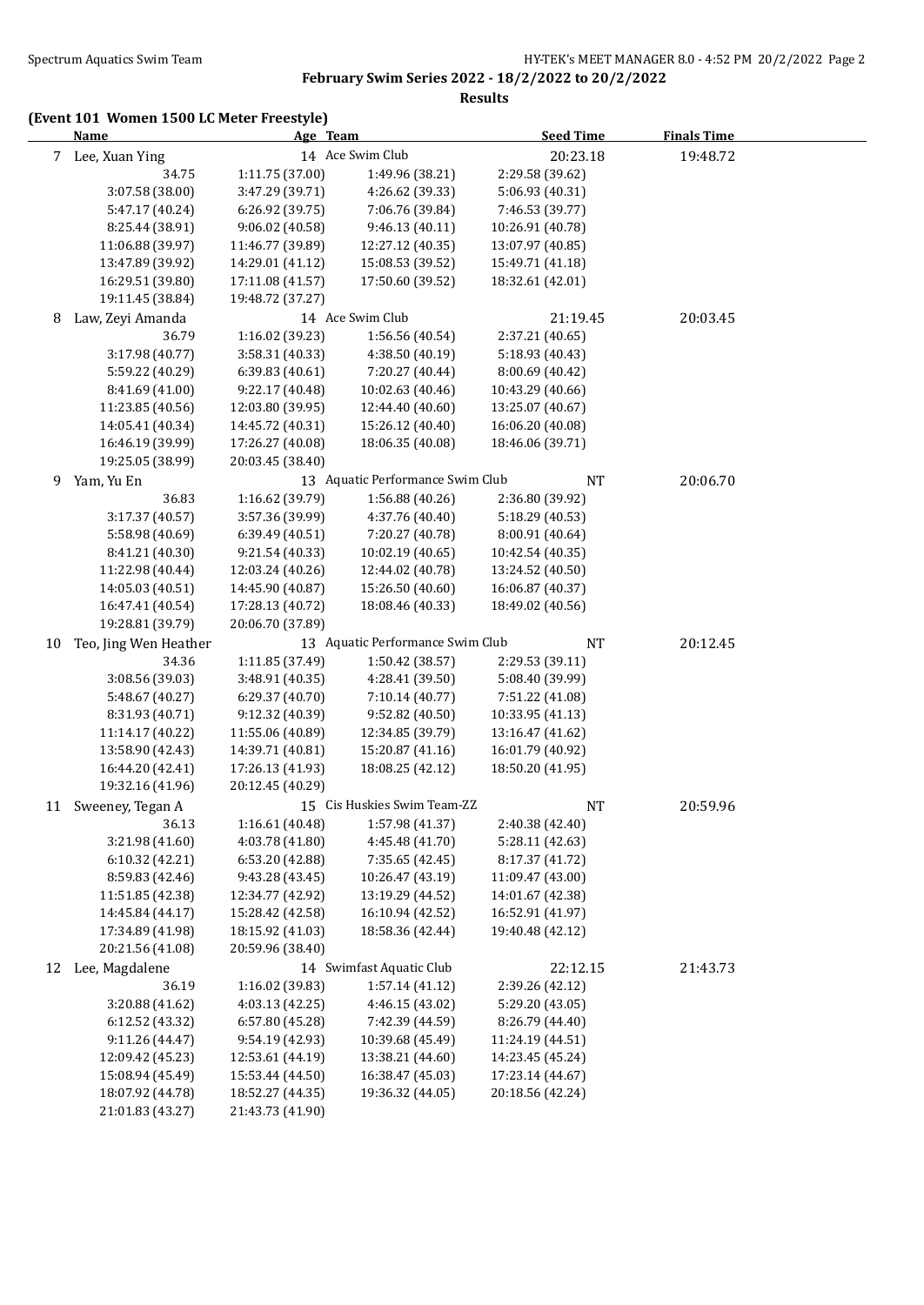**February Swim Series 2022 - 18/2/2022 to 20/2/2022**

**Results**

### (Event 101 Women 1500 LC Meter Freestyle)

| | Name | Age | Team | Seed Time | Finals Time |
|---|---|---|---|---|---|
| 7 | Lee, Xuan Ying | 14 | Ace Swim Club | 20:23.18 | 19:48.72 |
| | 34.75 | 1:11.75 (37.00) | 1:49.96 (38.21) | 2:29.58 (39.62) | |
| | 3:07.58 (38.00) | 3:47.29 (39.71) | 4:26.62 (39.33) | 5:06.93 (40.31) | |
| | 5:47.17 (40.24) | 6:26.92 (39.75) | 7:06.76 (39.84) | 7:46.53 (39.77) | |
| | 8:25.44 (38.91) | 9:06.02 (40.58) | 9:46.13 (40.11) | 10:26.91 (40.78) | |
| | 11:06.88 (39.97) | 11:46.77 (39.89) | 12:27.12 (40.35) | 13:07.97 (40.85) | |
| | 13:47.89 (39.92) | 14:29.01 (41.12) | 15:08.53 (39.52) | 15:49.71 (41.18) | |
| | 16:29.51 (39.80) | 17:11.08 (41.57) | 17:50.60 (39.52) | 18:32.61 (42.01) | |
| | 19:11.45 (38.84) | 19:48.72 (37.27) | | | |
| 8 | Law, Zeyi Amanda | 14 | Ace Swim Club | 21:19.45 | 20:03.45 |
| | 36.79 | 1:16.02 (39.23) | 1:56.56 (40.54) | 2:37.21 (40.65) | |
| | 3:17.98 (40.77) | 3:58.31 (40.33) | 4:38.50 (40.19) | 5:18.93 (40.43) | |
| | 5:59.22 (40.29) | 6:39.83 (40.61) | 7:20.27 (40.44) | 8:00.69 (40.42) | |
| | 8:41.69 (41.00) | 9:22.17 (40.48) | 10:02.63 (40.46) | 10:43.29 (40.66) | |
| | 11:23.85 (40.56) | 12:03.80 (39.95) | 12:44.40 (40.60) | 13:25.07 (40.67) | |
| | 14:05.41 (40.34) | 14:45.72 (40.31) | 15:26.12 (40.40) | 16:06.20 (40.08) | |
| | 16:46.19 (39.99) | 17:26.27 (40.08) | 18:06.35 (40.08) | 18:46.06 (39.71) | |
| | 19:25.05 (38.99) | 20:03.45 (38.40) | | | |
| 9 | Yam, Yu En | 13 | Aquatic Performance Swim Club | NT | 20:06.70 |
| | 36.83 | 1:16.62 (39.79) | 1:56.88 (40.26) | 2:36.80 (39.92) | |
| | 3:17.37 (40.57) | 3:57.36 (39.99) | 4:37.76 (40.40) | 5:18.29 (40.53) | |
| | 5:58.98 (40.69) | 6:39.49 (40.51) | 7:20.27 (40.78) | 8:00.91 (40.64) | |
| | 8:41.21 (40.30) | 9:21.54 (40.33) | 10:02.19 (40.65) | 10:42.54 (40.35) | |
| | 11:22.98 (40.44) | 12:03.24 (40.26) | 12:44.02 (40.78) | 13:24.52 (40.50) | |
| | 14:05.03 (40.51) | 14:45.90 (40.87) | 15:26.50 (40.60) | 16:06.87 (40.37) | |
| | 16:47.41 (40.54) | 17:28.13 (40.72) | 18:08.46 (40.33) | 18:49.02 (40.56) | |
| | 19:28.81 (39.79) | 20:06.70 (37.89) | | | |
| 10 | Teo, Jing Wen Heather | 13 | Aquatic Performance Swim Club | NT | 20:12.45 |
| | 34.36 | 1:11.85 (37.49) | 1:50.42 (38.57) | 2:29.53 (39.11) | |
| | 3:08.56 (39.03) | 3:48.91 (40.35) | 4:28.41 (39.50) | 5:08.40 (39.99) | |
| | 5:48.67 (40.27) | 6:29.37 (40.70) | 7:10.14 (40.77) | 7:51.22 (41.08) | |
| | 8:31.93 (40.71) | 9:12.32 (40.39) | 9:52.82 (40.50) | 10:33.95 (41.13) | |
| | 11:14.17 (40.22) | 11:55.06 (40.89) | 12:34.85 (39.79) | 13:16.47 (41.62) | |
| | 13:58.90 (42.43) | 14:39.71 (40.81) | 15:20.87 (41.16) | 16:01.79 (40.92) | |
| | 16:44.20 (42.41) | 17:26.13 (41.93) | 18:08.25 (42.12) | 18:50.20 (41.95) | |
| | 19:32.16 (41.96) | 20:12.45 (40.29) | | | |
| 11 | Sweeney, Tegan A | 15 | Cis Huskies Swim Team-ZZ | NT | 20:59.96 |
| | 36.13 | 1:16.61 (40.48) | 1:57.98 (41.37) | 2:40.38 (42.40) | |
| | 3:21.98 (41.60) | 4:03.78 (41.80) | 4:45.48 (41.70) | 5:28.11 (42.63) | |
| | 6:10.32 (42.21) | 6:53.20 (42.88) | 7:35.65 (42.45) | 8:17.37 (41.72) | |
| | 8:59.83 (42.46) | 9:43.28 (43.45) | 10:26.47 (43.19) | 11:09.47 (43.00) | |
| | 11:51.85 (42.38) | 12:34.77 (42.92) | 13:19.29 (44.52) | 14:01.67 (42.38) | |
| | 14:45.84 (44.17) | 15:28.42 (42.58) | 16:10.94 (42.52) | 16:52.91 (41.97) | |
| | 17:34.89 (41.98) | 18:15.92 (41.03) | 18:58.36 (42.44) | 19:40.48 (42.12) | |
| | 20:21.56 (41.08) | 20:59.96 (38.40) | | | |
| 12 | Lee, Magdalene | 14 | Swimfast Aquatic Club | 22:12.15 | 21:43.73 |
| | 36.19 | 1:16.02 (39.83) | 1:57.14 (41.12) | 2:39.26 (42.12) | |
| | 3:20.88 (41.62) | 4:03.13 (42.25) | 4:46.15 (43.02) | 5:29.20 (43.05) | |
| | 6:12.52 (43.32) | 6:57.80 (45.28) | 7:42.39 (44.59) | 8:26.79 (44.40) | |
| | 9:11.26 (44.47) | 9:54.19 (42.93) | 10:39.68 (45.49) | 11:24.19 (44.51) | |
| | 12:09.42 (45.23) | 12:53.61 (44.19) | 13:38.21 (44.60) | 14:23.45 (45.24) | |
| | 15:08.94 (45.49) | 15:53.44 (44.50) | 16:38.47 (45.03) | 17:23.14 (44.67) | |
| | 18:07.92 (44.78) | 18:52.27 (44.35) | 19:36.32 (44.05) | 20:18.56 (42.24) | |
| | 21:01.83 (43.27) | 21:43.73 (41.90) | | | |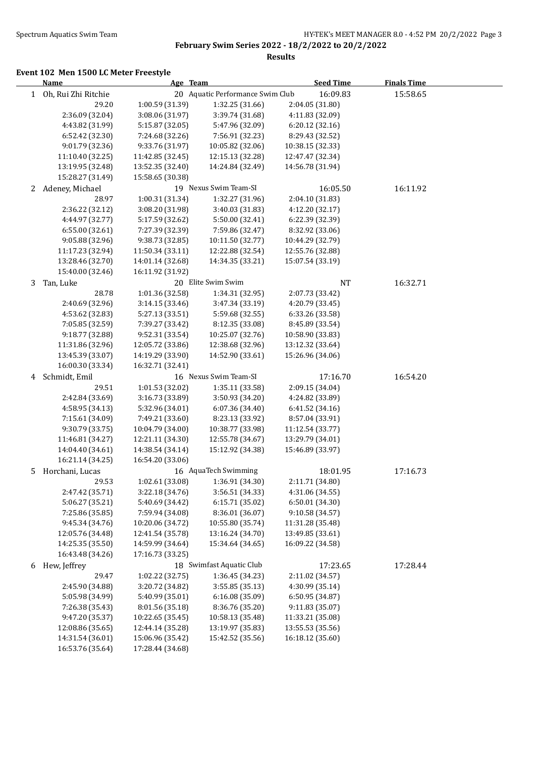**February Swim Series 2022 - 18/2/2022 to 20/2/2022**

**Results**

### Event 102 Men 1500 LC Meter Freestyle

| | Name | Age | Team | Seed Time | Finals Time |
|---|---|---|---|---|---|
| 1 | Oh, Rui Zhi Ritchie | 20 | Aquatic Performance Swim Club | 16:09.83 | 15:58.65 |

29.20 | 1:00.59 (31.39) | 1:32.25 (31.66) | 2:04.05 (31.80)
2:36.09 (32.04) | 3:08.06 (31.97) | 3:39.74 (31.68) | 4:11.83 (32.09)
4:43.82 (31.99) | 5:15.87 (32.05) | 5:47.96 (32.09) | 6:20.12 (32.16)
6:52.42 (32.30) | 7:24.68 (32.26) | 7:56.91 (32.23) | 8:29.43 (32.52)
9:01.79 (32.36) | 9:33.76 (31.97) | 10:05.82 (32.06) | 10:38.15 (32.33)
11:10.40 (32.25) | 11:42.85 (32.45) | 12:15.13 (32.28) | 12:47.47 (32.34)
13:19.95 (32.48) | 13:52.35 (32.40) | 14:24.84 (32.49) | 14:56.78 (31.94)
15:28.27 (31.49) | 15:58.65 (30.38)

| | Name | Age | Team | Seed Time | Finals Time |
|---|---|---|---|---|---|
| 2 | Adeney, Michael | 19 | Nexus Swim Team-SI | 16:05.50 | 16:11.92 |

28.97 | 1:00.31 (31.34) | 1:32.27 (31.96) | 2:04.10 (31.83)
2:36.22 (32.12) | 3:08.20 (31.98) | 3:40.03 (31.83) | 4:12.20 (32.17)
4:44.97 (32.77) | 5:17.59 (32.62) | 5:50.00 (32.41) | 6:22.39 (32.39)
6:55.00 (32.61) | 7:27.39 (32.39) | 7:59.86 (32.47) | 8:32.92 (33.06)
9:05.88 (32.96) | 9:38.73 (32.85) | 10:11.50 (32.77) | 10:44.29 (32.79)
11:17.23 (32.94) | 11:50.34 (33.11) | 12:22.88 (32.54) | 12:55.76 (32.88)
13:28.46 (32.70) | 14:01.14 (32.68) | 14:34.35 (33.21) | 15:07.54 (33.19)
15:40.00 (32.46) | 16:11.92 (31.92)

| | Name | Age | Team | Seed Time | Finals Time |
|---|---|---|---|---|---|
| 3 | Tan, Luke | 20 | Elite Swim Swim | NT | 16:32.71 |

28.78 | 1:01.36 (32.58) | 1:34.31 (32.95) | 2:07.73 (33.42)
2:40.69 (32.96) | 3:14.15 (33.46) | 3:47.34 (33.19) | 4:20.79 (33.45)
4:53.62 (32.83) | 5:27.13 (33.51) | 5:59.68 (32.55) | 6:33.26 (33.58)
7:05.85 (32.59) | 7:39.27 (33.42) | 8:12.35 (33.08) | 8:45.89 (33.54)
9:18.77 (32.88) | 9:52.31 (33.54) | 10:25.07 (32.76) | 10:58.90 (33.83)
11:31.86 (32.96) | 12:05.72 (33.86) | 12:38.68 (32.96) | 13:12.32 (33.64)
13:45.39 (33.07) | 14:19.29 (33.90) | 14:52.90 (33.61) | 15:26.96 (34.06)
16:00.30 (33.34) | 16:32.71 (32.41)

| | Name | Age | Team | Seed Time | Finals Time |
|---|---|---|---|---|---|
| 4 | Schmidt, Emil | 16 | Nexus Swim Team-SI | 17:16.70 | 16:54.20 |

29.51 | 1:01.53 (32.02) | 1:35.11 (33.58) | 2:09.15 (34.04)
2:42.84 (33.69) | 3:16.73 (33.89) | 3:50.93 (34.20) | 4:24.82 (33.89)
4:58.95 (34.13) | 5:32.96 (34.01) | 6:07.36 (34.40) | 6:41.52 (34.16)
7:15.61 (34.09) | 7:49.21 (33.60) | 8:23.13 (33.92) | 8:57.04 (33.91)
9:30.79 (33.75) | 10:04.79 (34.00) | 10:38.77 (33.98) | 11:12.54 (33.77)
11:46.81 (34.27) | 12:21.11 (34.30) | 12:55.78 (34.67) | 13:29.79 (34.01)
14:04.40 (34.61) | 14:38.54 (34.14) | 15:12.92 (34.38) | 15:46.89 (33.97)
16:21.14 (34.25) | 16:54.20 (33.06)

| | Name | Age | Team | Seed Time | Finals Time |
|---|---|---|---|---|---|
| 5 | Horchani, Lucas | 16 | AquaTech Swimming | 18:01.95 | 17:16.73 |

29.53 | 1:02.61 (33.08) | 1:36.91 (34.30) | 2:11.71 (34.80)
2:47.42 (35.71) | 3:22.18 (34.76) | 3:56.51 (34.33) | 4:31.06 (34.55)
5:06.27 (35.21) | 5:40.69 (34.42) | 6:15.71 (35.02) | 6:50.01 (34.30)
7:25.86 (35.85) | 7:59.94 (34.08) | 8:36.01 (36.07) | 9:10.58 (34.57)
9:45.34 (34.76) | 10:20.06 (34.72) | 10:55.80 (35.74) | 11:31.28 (35.48)
12:05.76 (34.48) | 12:41.54 (35.78) | 13:16.24 (34.70) | 13:49.85 (33.61)
14:25.35 (35.50) | 14:59.99 (34.64) | 15:34.64 (34.65) | 16:09.22 (34.58)
16:43.48 (34.26) | 17:16.73 (33.25)

| | Name | Age | Team | Seed Time | Finals Time |
|---|---|---|---|---|---|
| 6 | Hew, Jeffrey | 18 | Swimfast Aquatic Club | 17:23.65 | 17:28.44 |

29.47 | 1:02.22 (32.75) | 1:36.45 (34.23) | 2:11.02 (34.57)
2:45.90 (34.88) | 3:20.72 (34.82) | 3:55.85 (35.13) | 4:30.99 (35.14)
5:05.98 (34.99) | 5:40.99 (35.01) | 6:16.08 (35.09) | 6:50.95 (34.87)
7:26.38 (35.43) | 8:01.56 (35.18) | 8:36.76 (35.20) | 9:11.83 (35.07)
9:47.20 (35.37) | 10:22.65 (35.45) | 10:58.13 (35.48) | 11:33.21 (35.08)
12:08.86 (35.65) | 12:44.14 (35.28) | 13:19.97 (35.83) | 13:55.53 (35.56)
14:31.54 (36.01) | 15:06.96 (35.42) | 15:42.52 (35.56) | 16:18.12 (35.60)
16:53.76 (35.64) | 17:28.44 (34.68)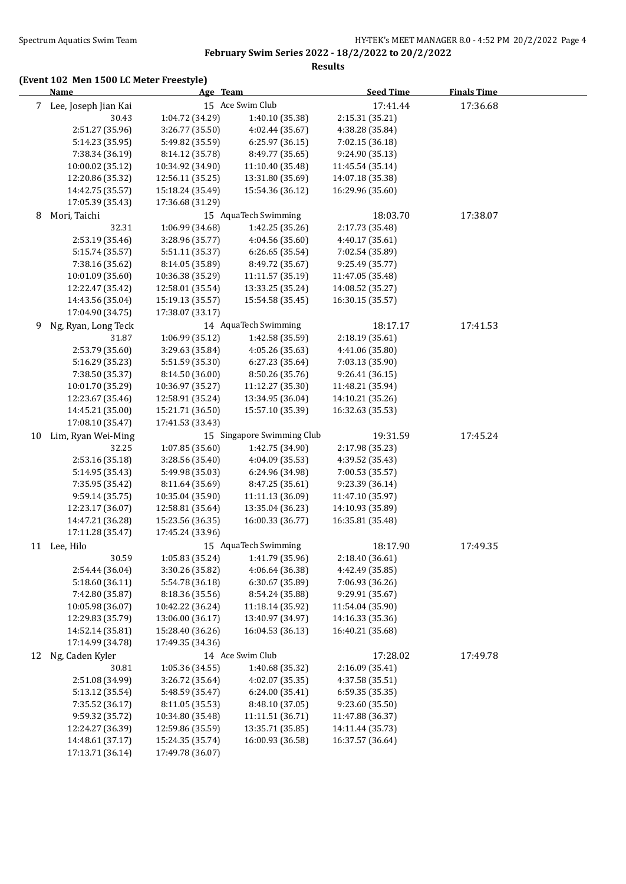**February Swim Series 2022 - 18/2/2022 to 20/2/2022**

**Results**

### (Event 102 Men 1500 LC Meter Freestyle)

| | Name | Age | Team | Seed Time | Finals Time |
|---|---|---|---|---|---|
| 7 | Lee, Joseph Jian Kai | 15 | Ace Swim Club | 17:41.44 | 17:36.68 |
| | 30.43 | 1:04.72 (34.29) | 1:40.10 (35.38) | 2:15.31 (35.21) | |
| | 2:51.27 (35.96) | 3:26.77 (35.50) | 4:02.44 (35.67) | 4:38.28 (35.84) | |
| | 5:14.23 (35.95) | 5:49.82 (35.59) | 6:25.97 (36.15) | 7:02.15 (36.18) | |
| | 7:38.34 (36.19) | 8:14.12 (35.78) | 8:49.77 (35.65) | 9:24.90 (35.13) | |
| | 10:00.02 (35.12) | 10:34.92 (34.90) | 11:10.40 (35.48) | 11:45.54 (35.14) | |
| | 12:20.86 (35.32) | 12:56.11 (35.25) | 13:31.80 (35.69) | 14:07.18 (35.38) | |
| | 14:42.75 (35.57) | 15:18.24 (35.49) | 15:54.36 (36.12) | 16:29.96 (35.60) | |
| | 17:05.39 (35.43) | 17:36.68 (31.29) | | | |
| 8 | Mori, Taichi | 15 | AquaTech Swimming | 18:03.70 | 17:38.07 |
| | 32.31 | 1:06.99 (34.68) | 1:42.25 (35.26) | 2:17.73 (35.48) | |
| | 2:53.19 (35.46) | 3:28.96 (35.77) | 4:04.56 (35.60) | 4:40.17 (35.61) | |
| | 5:15.74 (35.57) | 5:51.11 (35.37) | 6:26.65 (35.54) | 7:02.54 (35.89) | |
| | 7:38.16 (35.62) | 8:14.05 (35.89) | 8:49.72 (35.67) | 9:25.49 (35.77) | |
| | 10:01.09 (35.60) | 10:36.38 (35.29) | 11:11.57 (35.19) | 11:47.05 (35.48) | |
| | 12:22.47 (35.42) | 12:58.01 (35.54) | 13:33.25 (35.24) | 14:08.52 (35.27) | |
| | 14:43.56 (35.04) | 15:19.13 (35.57) | 15:54.58 (35.45) | 16:30.15 (35.57) | |
| | 17:04.90 (34.75) | 17:38.07 (33.17) | | | |
| 9 | Ng, Ryan, Long Teck | 14 | AquaTech Swimming | 18:17.17 | 17:41.53 |
| | 31.87 | 1:06.99 (35.12) | 1:42.58 (35.59) | 2:18.19 (35.61) | |
| | 2:53.79 (35.60) | 3:29.63 (35.84) | 4:05.26 (35.63) | 4:41.06 (35.80) | |
| | 5:16.29 (35.23) | 5:51.59 (35.30) | 6:27.23 (35.64) | 7:03.13 (35.90) | |
| | 7:38.50 (35.37) | 8:14.50 (36.00) | 8:50.26 (35.76) | 9:26.41 (36.15) | |
| | 10:01.70 (35.29) | 10:36.97 (35.27) | 11:12.27 (35.30) | 11:48.21 (35.94) | |
| | 12:23.67 (35.46) | 12:58.91 (35.24) | 13:34.95 (36.04) | 14:10.21 (35.26) | |
| | 14:45.21 (35.00) | 15:21.71 (36.50) | 15:57.10 (35.39) | 16:32.63 (35.53) | |
| | 17:08.10 (35.47) | 17:41.53 (33.43) | | | |
| 10 | Lim, Ryan Wei-Ming | 15 | Singapore Swimming Club | 19:31.59 | 17:45.24 |
| | 32.25 | 1:07.85 (35.60) | 1:42.75 (34.90) | 2:17.98 (35.23) | |
| | 2:53.16 (35.18) | 3:28.56 (35.40) | 4:04.09 (35.53) | 4:39.52 (35.43) | |
| | 5:14.95 (35.43) | 5:49.98 (35.03) | 6:24.96 (34.98) | 7:00.53 (35.57) | |
| | 7:35.95 (35.42) | 8:11.64 (35.69) | 8:47.25 (35.61) | 9:23.39 (36.14) | |
| | 9:59.14 (35.75) | 10:35.04 (35.90) | 11:11.13 (36.09) | 11:47.10 (35.97) | |
| | 12:23.17 (36.07) | 12:58.81 (35.64) | 13:35.04 (36.23) | 14:10.93 (35.89) | |
| | 14:47.21 (36.28) | 15:23.56 (36.35) | 16:00.33 (36.77) | 16:35.81 (35.48) | |
| | 17:11.28 (35.47) | 17:45.24 (33.96) | | | |
| 11 | Lee, Hilo | 15 | AquaTech Swimming | 18:17.90 | 17:49.35 |
| | 30.59 | 1:05.83 (35.24) | 1:41.79 (35.96) | 2:18.40 (36.61) | |
| | 2:54.44 (36.04) | 3:30.26 (35.82) | 4:06.64 (36.38) | 4:42.49 (35.85) | |
| | 5:18.60 (36.11) | 5:54.78 (36.18) | 6:30.67 (35.89) | 7:06.93 (36.26) | |
| | 7:42.80 (35.87) | 8:18.36 (35.56) | 8:54.24 (35.88) | 9:29.91 (35.67) | |
| | 10:05.98 (36.07) | 10:42.22 (36.24) | 11:18.14 (35.92) | 11:54.04 (35.90) | |
| | 12:29.83 (35.79) | 13:06.00 (36.17) | 13:40.97 (34.97) | 14:16.33 (35.36) | |
| | 14:52.14 (35.81) | 15:28.40 (36.26) | 16:04.53 (36.13) | 16:40.21 (35.68) | |
| | 17:14.99 (34.78) | 17:49.35 (34.36) | | | |
| 12 | Ng, Caden Kyler | 14 | Ace Swim Club | 17:28.02 | 17:49.78 |
| | 30.81 | 1:05.36 (34.55) | 1:40.68 (35.32) | 2:16.09 (35.41) | |
| | 2:51.08 (34.99) | 3:26.72 (35.64) | 4:02.07 (35.35) | 4:37.58 (35.51) | |
| | 5:13.12 (35.54) | 5:48.59 (35.47) | 6:24.00 (35.41) | 6:59.35 (35.35) | |
| | 7:35.52 (36.17) | 8:11.05 (35.53) | 8:48.10 (37.05) | 9:23.60 (35.50) | |
| | 9:59.32 (35.72) | 10:34.80 (35.48) | 11:11.51 (36.71) | 11:47.88 (36.37) | |
| | 12:24.27 (36.39) | 12:59.86 (35.59) | 13:35.71 (35.85) | 14:11.44 (35.73) | |
| | 14:48.61 (37.17) | 15:24.35 (35.74) | 16:00.93 (36.58) | 16:37.57 (36.64) | |
| | 17:13.71 (36.14) | 17:49.78 (36.07) | | | |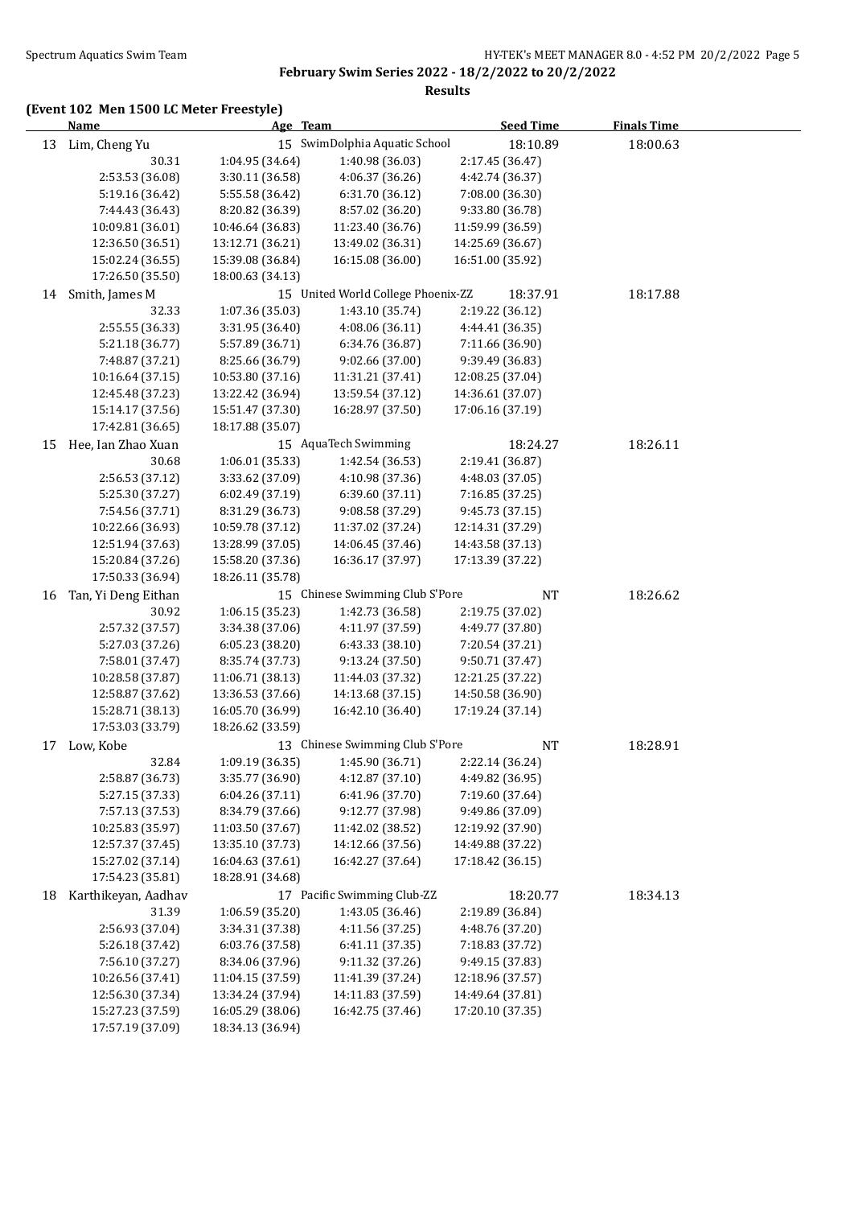**February Swim Series 2022 - 18/2/2022 to 20/2/2022**

**Results**

### (Event 102 Men 1500 LC Meter Freestyle)

| | Name | Age | Team | Seed Time | Finals Time |
|---|---|---|---|---|---|
| 13 | Lim, Cheng Yu | 15 | SwimDolphia Aquatic School | 18:10.89 | 18:00.63 |
| | 30.31 | 1:04.95 (34.64) | 1:40.98 (36.03) | 2:17.45 (36.47) | |
| | 2:53.53 (36.08) | 3:30.11 (36.58) | 4:06.37 (36.26) | 4:42.74 (36.37) | |
| | 5:19.16 (36.42) | 5:55.58 (36.42) | 6:31.70 (36.12) | 7:08.00 (36.30) | |
| | 7:44.43 (36.43) | 8:20.82 (36.39) | 8:57.02 (36.20) | 9:33.80 (36.78) | |
| | 10:09.81 (36.01) | 10:46.64 (36.83) | 11:23.40 (36.76) | 11:59.99 (36.59) | |
| | 12:36.50 (36.51) | 13:12.71 (36.21) | 13:49.02 (36.31) | 14:25.69 (36.67) | |
| | 15:02.24 (36.55) | 15:39.08 (36.84) | 16:15.08 (36.00) | 16:51.00 (35.92) | |
| | 17:26.50 (35.50) | 18:00.63 (34.13) | | | |
| 14 | Smith, James M | 15 | United World College Phoenix-ZZ | 18:37.91 | 18:17.88 |
| | 32.33 | 1:07.36 (35.03) | 1:43.10 (35.74) | 2:19.22 (36.12) | |
| | 2:55.55 (36.33) | 3:31.95 (36.40) | 4:08.06 (36.11) | 4:44.41 (36.35) | |
| | 5:21.18 (36.77) | 5:57.89 (36.71) | 6:34.76 (36.87) | 7:11.66 (36.90) | |
| | 7:48.87 (37.21) | 8:25.66 (36.79) | 9:02.66 (37.00) | 9:39.49 (36.83) | |
| | 10:16.64 (37.15) | 10:53.80 (37.16) | 11:31.21 (37.41) | 12:08.25 (37.04) | |
| | 12:45.48 (37.23) | 13:22.42 (36.94) | 13:59.54 (37.12) | 14:36.61 (37.07) | |
| | 15:14.17 (37.56) | 15:51.47 (37.30) | 16:28.97 (37.50) | 17:06.16 (37.19) | |
| | 17:42.81 (36.65) | 18:17.88 (35.07) | | | |
| 15 | Hee, Ian Zhao Xuan | 15 | AquaTech Swimming | 18:24.27 | 18:26.11 |
| | 30.68 | 1:06.01 (35.33) | 1:42.54 (36.53) | 2:19.41 (36.87) | |
| | 2:56.53 (37.12) | 3:33.62 (37.09) | 4:10.98 (37.36) | 4:48.03 (37.05) | |
| | 5:25.30 (37.27) | 6:02.49 (37.19) | 6:39.60 (37.11) | 7:16.85 (37.25) | |
| | 7:54.56 (37.71) | 8:31.29 (36.73) | 9:08.58 (37.29) | 9:45.73 (37.15) | |
| | 10:22.66 (36.93) | 10:59.78 (37.12) | 11:37.02 (37.24) | 12:14.31 (37.29) | |
| | 12:51.94 (37.63) | 13:28.99 (37.05) | 14:06.45 (37.46) | 14:43.58 (37.13) | |
| | 15:20.84 (37.26) | 15:58.20 (37.36) | 16:36.17 (37.97) | 17:13.39 (37.22) | |
| | 17:50.33 (36.94) | 18:26.11 (35.78) | | | |
| 16 | Tan, Yi Deng Eithan | 15 | Chinese Swimming Club S'Pore | NT | 18:26.62 |
| | 30.92 | 1:06.15 (35.23) | 1:42.73 (36.58) | 2:19.75 (37.02) | |
| | 2:57.32 (37.57) | 3:34.38 (37.06) | 4:11.97 (37.59) | 4:49.77 (37.80) | |
| | 5:27.03 (37.26) | 6:05.23 (38.20) | 6:43.33 (38.10) | 7:20.54 (37.21) | |
| | 7:58.01 (37.47) | 8:35.74 (37.73) | 9:13.24 (37.50) | 9:50.71 (37.47) | |
| | 10:28.58 (37.87) | 11:06.71 (38.13) | 11:44.03 (37.32) | 12:21.25 (37.22) | |
| | 12:58.87 (37.62) | 13:36.53 (37.66) | 14:13.68 (37.15) | 14:50.58 (36.90) | |
| | 15:28.71 (38.13) | 16:05.70 (36.99) | 16:42.10 (36.40) | 17:19.24 (37.14) | |
| | 17:53.03 (33.79) | 18:26.62 (33.59) | | | |
| 17 | Low, Kobe | 13 | Chinese Swimming Club S'Pore | NT | 18:28.91 |
| | 32.84 | 1:09.19 (36.35) | 1:45.90 (36.71) | 2:22.14 (36.24) | |
| | 2:58.87 (36.73) | 3:35.77 (36.90) | 4:12.87 (37.10) | 4:49.82 (36.95) | |
| | 5:27.15 (37.33) | 6:04.26 (37.11) | 6:41.96 (37.70) | 7:19.60 (37.64) | |
| | 7:57.13 (37.53) | 8:34.79 (37.66) | 9:12.77 (37.98) | 9:49.86 (37.09) | |
| | 10:25.83 (35.97) | 11:03.50 (37.67) | 11:42.02 (38.52) | 12:19.92 (37.90) | |
| | 12:57.37 (37.45) | 13:35.10 (37.73) | 14:12.66 (37.56) | 14:49.88 (37.22) | |
| | 15:27.02 (37.14) | 16:04.63 (37.61) | 16:42.27 (37.64) | 17:18.42 (36.15) | |
| | 17:54.23 (35.81) | 18:28.91 (34.68) | | | |
| 18 | Karthikeyan, Aadhav | 17 | Pacific Swimming Club-ZZ | 18:20.77 | 18:34.13 |
| | 31.39 | 1:06.59 (35.20) | 1:43.05 (36.46) | 2:19.89 (36.84) | |
| | 2:56.93 (37.04) | 3:34.31 (37.38) | 4:11.56 (37.25) | 4:48.76 (37.20) | |
| | 5:26.18 (37.42) | 6:03.76 (37.58) | 6:41.11 (37.35) | 7:18.83 (37.72) | |
| | 7:56.10 (37.27) | 8:34.06 (37.96) | 9:11.32 (37.26) | 9:49.15 (37.83) | |
| | 10:26.56 (37.41) | 11:04.15 (37.59) | 11:41.39 (37.24) | 12:18.96 (37.57) | |
| | 12:56.30 (37.34) | 13:34.24 (37.94) | 14:11.83 (37.59) | 14:49.64 (37.81) | |
| | 15:27.23 (37.59) | 16:05.29 (38.06) | 16:42.75 (37.46) | 17:20.10 (37.35) | |
| | 17:57.19 (37.09) | 18:34.13 (36.94) | | | |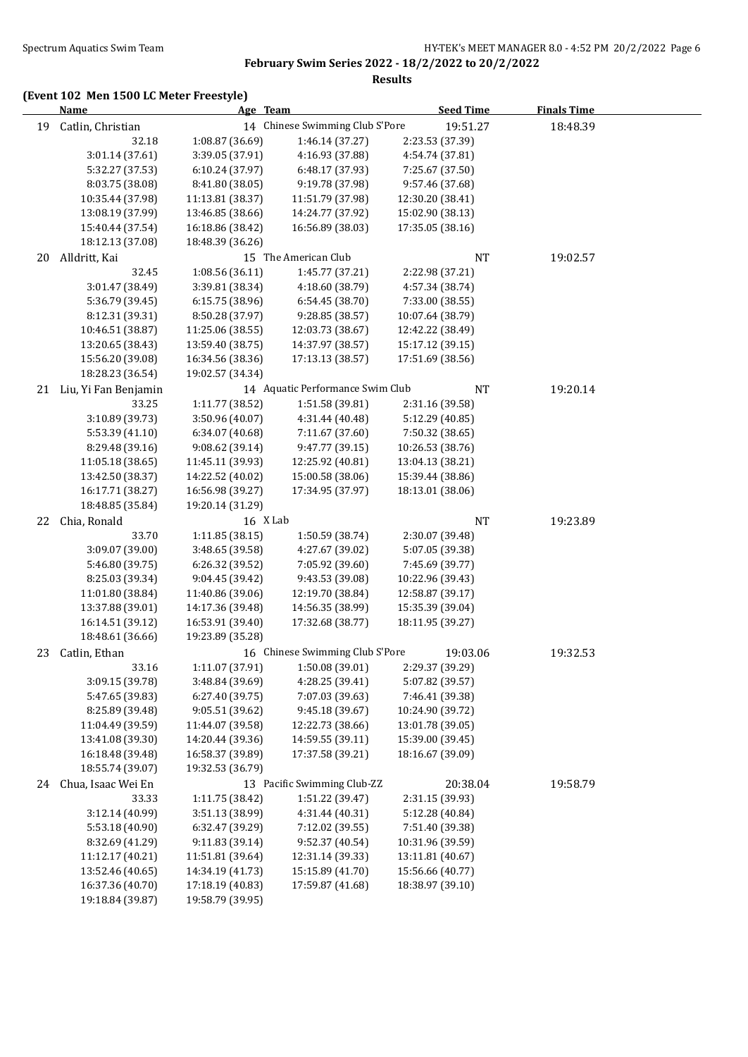**February Swim Series 2022 - 18/2/2022 to 20/2/2022**

**Results**

**(Event 102 Men 1500 LC Meter Freestyle)**

| | Name | Age | Team | Seed Time | Finals Time |
|---|---|---|---|---|---|
| 19 | Catlin, Christian | 14 | Chinese Swimming Club S'Pore | 19:51.27 | 18:48.39 |

| | | | |
|---|---|---|---|
| 32.18 | 1:08.87 (36.69) | 1:46.14 (37.27) | 2:23.53 (37.39) |
| 3:01.14 (37.61) | 3:39.05 (37.91) | 4:16.93 (37.88) | 4:54.74 (37.81) |
| 5:32.27 (37.53) | 6:10.24 (37.97) | 6:48.17 (37.93) | 7:25.67 (37.50) |
| 8:03.75 (38.08) | 8:41.80 (38.05) | 9:19.78 (37.98) | 9:57.46 (37.68) |
| 10:35.44 (37.98) | 11:13.81 (38.37) | 11:51.79 (37.98) | 12:30.20 (38.41) |
| 13:08.19 (37.99) | 13:46.85 (38.66) | 14:24.77 (37.92) | 15:02.90 (38.13) |
| 15:40.44 (37.54) | 16:18.86 (38.42) | 16:56.89 (38.03) | 17:35.05 (38.16) |
| 18:12.13 (37.08) | 18:48.39 (36.26) | | |

| | Name | Age | Team | Seed Time | Finals Time |
|---|---|---|---|---|---|
| 20 | Alldritt, Kai | 15 | The American Club | NT | 19:02.57 |

| | | | |
|---|---|---|---|
| 32.45 | 1:08.56 (36.11) | 1:45.77 (37.21) | 2:22.98 (37.21) |
| 3:01.47 (38.49) | 3:39.81 (38.34) | 4:18.60 (38.79) | 4:57.34 (38.74) |
| 5:36.79 (39.45) | 6:15.75 (38.96) | 6:54.45 (38.70) | 7:33.00 (38.55) |
| 8:12.31 (39.31) | 8:50.28 (37.97) | 9:28.85 (38.57) | 10:07.64 (38.79) |
| 10:46.51 (38.87) | 11:25.06 (38.55) | 12:03.73 (38.67) | 12:42.22 (38.49) |
| 13:20.65 (38.43) | 13:59.40 (38.75) | 14:37.97 (38.57) | 15:17.12 (39.15) |
| 15:56.20 (39.08) | 16:34.56 (38.36) | 17:13.13 (38.57) | 17:51.69 (38.56) |
| 18:28.23 (36.54) | 19:02.57 (34.34) | | |

| | Name | Age | Team | Seed Time | Finals Time |
|---|---|---|---|---|---|
| 21 | Liu, Yi Fan Benjamin | 14 | Aquatic Performance Swim Club | NT | 19:20.14 |

| | | | |
|---|---|---|---|
| 33.25 | 1:11.77 (38.52) | 1:51.58 (39.81) | 2:31.16 (39.58) |
| 3:10.89 (39.73) | 3:50.96 (40.07) | 4:31.44 (40.48) | 5:12.29 (40.85) |
| 5:53.39 (41.10) | 6:34.07 (40.68) | 7:11.67 (37.60) | 7:50.32 (38.65) |
| 8:29.48 (39.16) | 9:08.62 (39.14) | 9:47.77 (39.15) | 10:26.53 (38.76) |
| 11:05.18 (38.65) | 11:45.11 (39.93) | 12:25.92 (40.81) | 13:04.13 (38.21) |
| 13:42.50 (38.37) | 14:22.52 (40.02) | 15:00.58 (38.06) | 15:39.44 (38.86) |
| 16:17.71 (38.27) | 16:56.98 (39.27) | 17:34.95 (37.97) | 18:13.01 (38.06) |
| 18:48.85 (35.84) | 19:20.14 (31.29) | | |

| | Name | Age | Team | Seed Time | Finals Time |
|---|---|---|---|---|---|
| 22 | Chia, Ronald | 16 | X Lab | NT | 19:23.89 |

| | | | |
|---|---|---|---|
| 33.70 | 1:11.85 (38.15) | 1:50.59 (38.74) | 2:30.07 (39.48) |
| 3:09.07 (39.00) | 3:48.65 (39.58) | 4:27.67 (39.02) | 5:07.05 (39.38) |
| 5:46.80 (39.75) | 6:26.32 (39.52) | 7:05.92 (39.60) | 7:45.69 (39.77) |
| 8:25.03 (39.34) | 9:04.45 (39.42) | 9:43.53 (39.08) | 10:22.96 (39.43) |
| 11:01.80 (38.84) | 11:40.86 (39.06) | 12:19.70 (38.84) | 12:58.87 (39.17) |
| 13:37.88 (39.01) | 14:17.36 (39.48) | 14:56.35 (38.99) | 15:35.39 (39.04) |
| 16:14.51 (39.12) | 16:53.91 (39.40) | 17:32.68 (38.77) | 18:11.95 (39.27) |
| 18:48.61 (36.66) | 19:23.89 (35.28) | | |

| | Name | Age | Team | Seed Time | Finals Time |
|---|---|---|---|---|---|
| 23 | Catlin, Ethan | 16 | Chinese Swimming Club S'Pore | 19:03.06 | 19:32.53 |

| | | | |
|---|---|---|---|
| 33.16 | 1:11.07 (37.91) | 1:50.08 (39.01) | 2:29.37 (39.29) |
| 3:09.15 (39.78) | 3:48.84 (39.69) | 4:28.25 (39.41) | 5:07.82 (39.57) |
| 5:47.65 (39.83) | 6:27.40 (39.75) | 7:07.03 (39.63) | 7:46.41 (39.38) |
| 8:25.89 (39.48) | 9:05.51 (39.62) | 9:45.18 (39.67) | 10:24.90 (39.72) |
| 11:04.49 (39.59) | 11:44.07 (39.58) | 12:22.73 (38.66) | 13:01.78 (39.05) |
| 13:41.08 (39.30) | 14:20.44 (39.36) | 14:59.55 (39.11) | 15:39.00 (39.45) |
| 16:18.48 (39.48) | 16:58.37 (39.89) | 17:37.58 (39.21) | 18:16.67 (39.09) |
| 18:55.74 (39.07) | 19:32.53 (36.79) | | |

| | Name | Age | Team | Seed Time | Finals Time |
|---|---|---|---|---|---|
| 24 | Chua, Isaac Wei En | 13 | Pacific Swimming Club-ZZ | 20:38.04 | 19:58.79 |

| | | | |
|---|---|---|---|
| 33.33 | 1:11.75 (38.42) | 1:51.22 (39.47) | 2:31.15 (39.93) |
| 3:12.14 (40.99) | 3:51.13 (38.99) | 4:31.44 (40.31) | 5:12.28 (40.84) |
| 5:53.18 (40.90) | 6:32.47 (39.29) | 7:12.02 (39.55) | 7:51.40 (39.38) |
| 8:32.69 (41.29) | 9:11.83 (39.14) | 9:52.37 (40.54) | 10:31.96 (39.59) |
| 11:12.17 (40.21) | 11:51.81 (39.64) | 12:31.14 (39.33) | 13:11.81 (40.67) |
| 13:52.46 (40.65) | 14:34.19 (41.73) | 15:15.89 (41.70) | 15:56.66 (40.77) |
| 16:37.36 (40.70) | 17:18.19 (40.83) | 17:59.87 (41.68) | 18:38.97 (39.10) |
| 19:18.84 (39.87) | 19:58.79 (39.95) | | |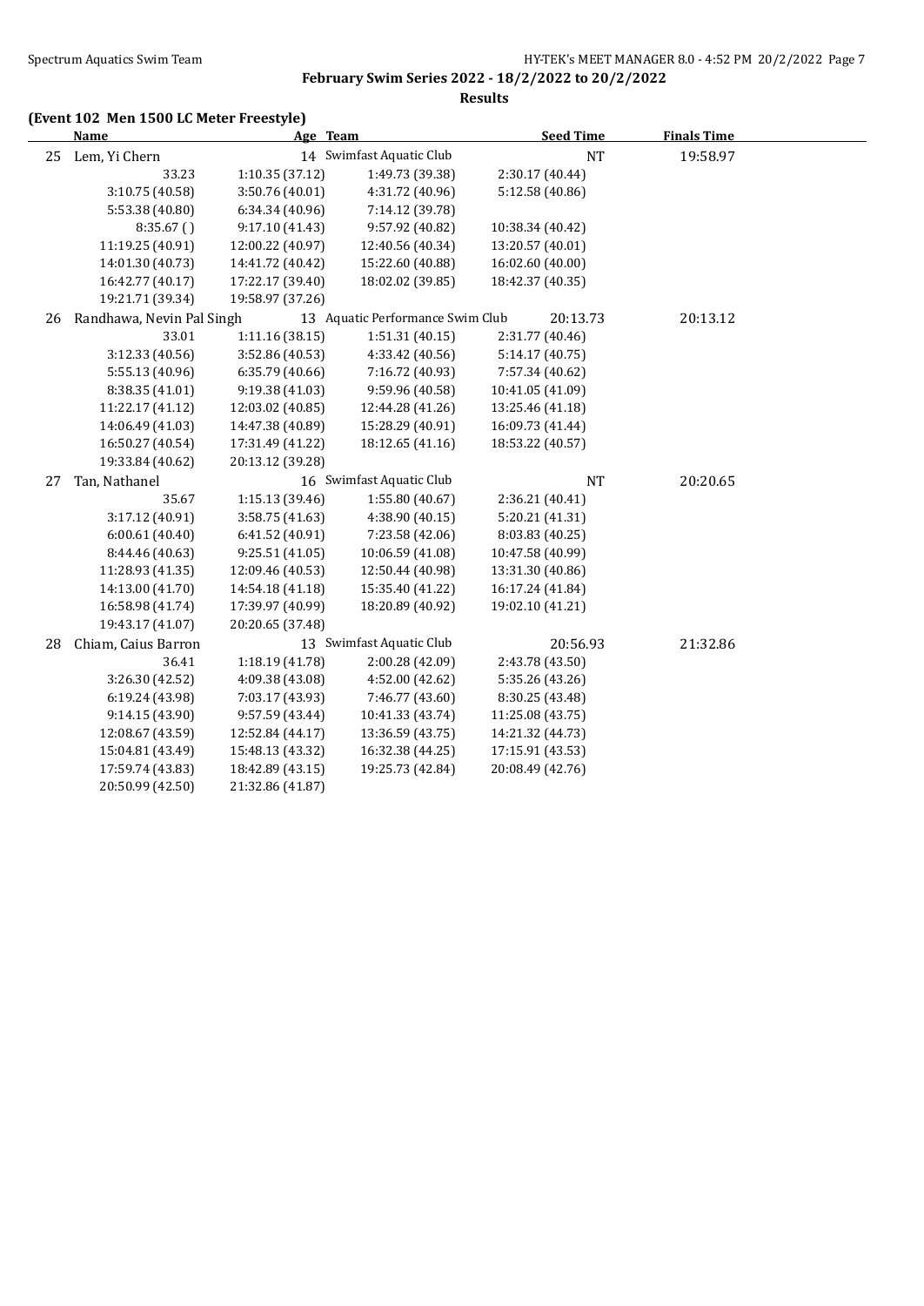**February Swim Series 2022 - 18/2/2022 to 20/2/2022**

**Results**

### (Event 102 Men 1500 LC Meter Freestyle)

| | Name | Age | Team | Seed Time | Finals Time |
|---|---|---|---|---|---|
| 25 | Lem, Yi Chern | 14 | Swimfast Aquatic Club | NT | 19:58.97 |
| | 33.23 | 1:10.35 (37.12) | 1:49.73 (39.38) | 2:30.17 (40.44) | |
| | 3:10.75 (40.58) | 3:50.76 (40.01) | 4:31.72 (40.96) | 5:12.58 (40.86) | |
| | 5:53.38 (40.80) | 6:34.34 (40.96) | 7:14.12 (39.78) | | |
| | 8:35.67 ( ) | 9:17.10 (41.43) | 9:57.92 (40.82) | 10:38.34 (40.42) | |
| | 11:19.25 (40.91) | 12:00.22 (40.97) | 12:40.56 (40.34) | 13:20.57 (40.01) | |
| | 14:01.30 (40.73) | 14:41.72 (40.42) | 15:22.60 (40.88) | 16:02.60 (40.00) | |
| | 16:42.77 (40.17) | 17:22.17 (39.40) | 18:02.02 (39.85) | 18:42.37 (40.35) | |
| | 19:21.71 (39.34) | 19:58.97 (37.26) | | | |
| 26 | Randhawa, Nevin Pal Singh | 13 | Aquatic Performance Swim Club | 20:13.73 | 20:13.12 |
| | 33.01 | 1:11.16 (38.15) | 1:51.31 (40.15) | 2:31.77 (40.46) | |
| | 3:12.33 (40.56) | 3:52.86 (40.53) | 4:33.42 (40.56) | 5:14.17 (40.75) | |
| | 5:55.13 (40.96) | 6:35.79 (40.66) | 7:16.72 (40.93) | 7:57.34 (40.62) | |
| | 8:38.35 (41.01) | 9:19.38 (41.03) | 9:59.96 (40.58) | 10:41.05 (41.09) | |
| | 11:22.17 (41.12) | 12:03.02 (40.85) | 12:44.28 (41.26) | 13:25.46 (41.18) | |
| | 14:06.49 (41.03) | 14:47.38 (40.89) | 15:28.29 (40.91) | 16:09.73 (41.44) | |
| | 16:50.27 (40.54) | 17:31.49 (41.22) | 18:12.65 (41.16) | 18:53.22 (40.57) | |
| | 19:33.84 (40.62) | 20:13.12 (39.28) | | | |
| 27 | Tan, Nathanel | 16 | Swimfast Aquatic Club | NT | 20:20.65 |
| | 35.67 | 1:15.13 (39.46) | 1:55.80 (40.67) | 2:36.21 (40.41) | |
| | 3:17.12 (40.91) | 3:58.75 (41.63) | 4:38.90 (40.15) | 5:20.21 (41.31) | |
| | 6:00.61 (40.40) | 6:41.52 (40.91) | 7:23.58 (42.06) | 8:03.83 (40.25) | |
| | 8:44.46 (40.63) | 9:25.51 (41.05) | 10:06.59 (41.08) | 10:47.58 (40.99) | |
| | 11:28.93 (41.35) | 12:09.46 (40.53) | 12:50.44 (40.98) | 13:31.30 (40.86) | |
| | 14:13.00 (41.70) | 14:54.18 (41.18) | 15:35.40 (41.22) | 16:17.24 (41.84) | |
| | 16:58.98 (41.74) | 17:39.97 (40.99) | 18:20.89 (40.92) | 19:02.10 (41.21) | |
| | 19:43.17 (41.07) | 20:20.65 (37.48) | | | |
| 28 | Chiam, Caius Barron | 13 | Swimfast Aquatic Club | 20:56.93 | 21:32.86 |
| | 36.41 | 1:18.19 (41.78) | 2:00.28 (42.09) | 2:43.78 (43.50) | |
| | 3:26.30 (42.52) | 4:09.38 (43.08) | 4:52.00 (42.62) | 5:35.26 (43.26) | |
| | 6:19.24 (43.98) | 7:03.17 (43.93) | 7:46.77 (43.60) | 8:30.25 (43.48) | |
| | 9:14.15 (43.90) | 9:57.59 (43.44) | 10:41.33 (43.74) | 11:25.08 (43.75) | |
| | 12:08.67 (43.59) | 12:52.84 (44.17) | 13:36.59 (43.75) | 14:21.32 (44.73) | |
| | 15:04.81 (43.49) | 15:48.13 (43.32) | 16:32.38 (44.25) | 17:15.91 (43.53) | |
| | 17:59.74 (43.83) | 18:42.89 (43.15) | 19:25.73 (42.84) | 20:08.49 (42.76) | |
| | 20:50.99 (42.50) | 21:32.86 (41.87) | | | |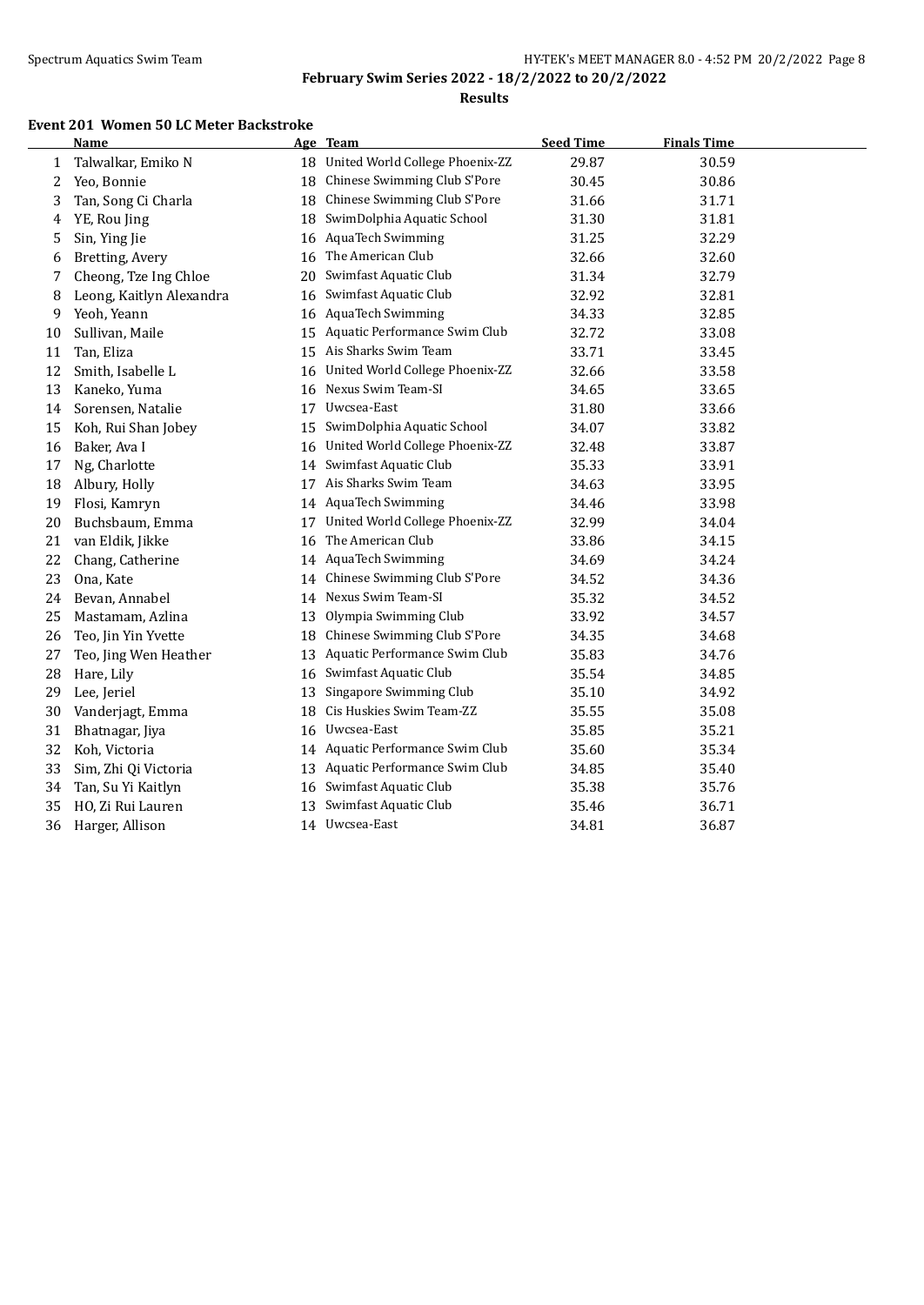**February Swim Series 2022 - 18/2/2022 to 20/2/2022**

**Results**

### Event 201 Women 50 LC Meter Backstroke

| | Name | Age | Team | Seed Time | Finals Time |
|---|---|---|---|---|---|
| 1 | Talwalkar, Emiko N | 18 | United World College Phoenix-ZZ | 29.87 | 30.59 |
| 2 | Yeo, Bonnie | 18 | Chinese Swimming Club S'Pore | 30.45 | 30.86 |
| 3 | Tan, Song Ci Charla | 18 | Chinese Swimming Club S'Pore | 31.66 | 31.71 |
| 4 | YE, Rou Jing | 18 | SwimDolphia Aquatic School | 31.30 | 31.81 |
| 5 | Sin, Ying Jie | 16 | AquaTech Swimming | 31.25 | 32.29 |
| 6 | Bretting, Avery | 16 | The American Club | 32.66 | 32.60 |
| 7 | Cheong, Tze Ing Chloe | 20 | Swimfast Aquatic Club | 31.34 | 32.79 |
| 8 | Leong, Kaitlyn Alexandra | 16 | Swimfast Aquatic Club | 32.92 | 32.81 |
| 9 | Yeoh, Yeann | 16 | AquaTech Swimming | 34.33 | 32.85 |
| 10 | Sullivan, Maile | 15 | Aquatic Performance Swim Club | 32.72 | 33.08 |
| 11 | Tan, Eliza | 15 | Ais Sharks Swim Team | 33.71 | 33.45 |
| 12 | Smith, Isabelle L | 16 | United World College Phoenix-ZZ | 32.66 | 33.58 |
| 13 | Kaneko, Yuma | 16 | Nexus Swim Team-SI | 34.65 | 33.65 |
| 14 | Sorensen, Natalie | 17 | Uwcsea-East | 31.80 | 33.66 |
| 15 | Koh, Rui Shan Jobey | 15 | SwimDolphia Aquatic School | 34.07 | 33.82 |
| 16 | Baker, Ava I | 16 | United World College Phoenix-ZZ | 32.48 | 33.87 |
| 17 | Ng, Charlotte | 14 | Swimfast Aquatic Club | 35.33 | 33.91 |
| 18 | Albury, Holly | 17 | Ais Sharks Swim Team | 34.63 | 33.95 |
| 19 | Flosi, Kamryn | 14 | AquaTech Swimming | 34.46 | 33.98 |
| 20 | Buchsbaum, Emma | 17 | United World College Phoenix-ZZ | 32.99 | 34.04 |
| 21 | van Eldik, Jikke | 16 | The American Club | 33.86 | 34.15 |
| 22 | Chang, Catherine | 14 | AquaTech Swimming | 34.69 | 34.24 |
| 23 | Ona, Kate | 14 | Chinese Swimming Club S'Pore | 34.52 | 34.36 |
| 24 | Bevan, Annabel | 14 | Nexus Swim Team-SI | 35.32 | 34.52 |
| 25 | Mastamam, Azlina | 13 | Olympia Swimming Club | 33.92 | 34.57 |
| 26 | Teo, Jin Yin Yvette | 18 | Chinese Swimming Club S'Pore | 34.35 | 34.68 |
| 27 | Teo, Jing Wen Heather | 13 | Aquatic Performance Swim Club | 35.83 | 34.76 |
| 28 | Hare, Lily | 16 | Swimfast Aquatic Club | 35.54 | 34.85 |
| 29 | Lee, Jeriel | 13 | Singapore Swimming Club | 35.10 | 34.92 |
| 30 | Vanderjagt, Emma | 18 | Cis Huskies Swim Team-ZZ | 35.55 | 35.08 |
| 31 | Bhatnagar, Jiya | 16 | Uwcsea-East | 35.85 | 35.21 |
| 32 | Koh, Victoria | 14 | Aquatic Performance Swim Club | 35.60 | 35.34 |
| 33 | Sim, Zhi Qi Victoria | 13 | Aquatic Performance Swim Club | 34.85 | 35.40 |
| 34 | Tan, Su Yi Kaitlyn | 16 | Swimfast Aquatic Club | 35.38 | 35.76 |
| 35 | HO, Zi Rui Lauren | 13 | Swimfast Aquatic Club | 35.46 | 36.71 |
| 36 | Harger, Allison | 14 | Uwcsea-East | 34.81 | 36.87 |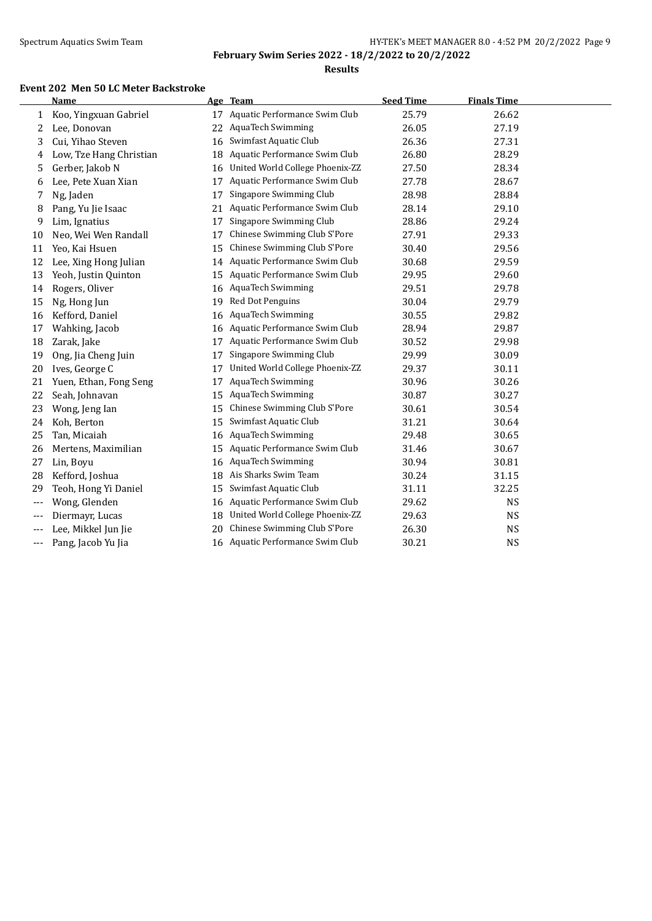**February Swim Series 2022 - 18/2/2022 to 20/2/2022**

**Results**

### Event 202 Men 50 LC Meter Backstroke

| | Name | Age | Team | Seed Time | Finals Time |
|---|---|---|---|---|---|
| 1 | Koo, Yingxuan Gabriel | 17 | Aquatic Performance Swim Club | 25.79 | 26.62 |
| 2 | Lee, Donovan | 22 | AquaTech Swimming | 26.05 | 27.19 |
| 3 | Cui, Yihao Steven | 16 | Swimfast Aquatic Club | 26.36 | 27.31 |
| 4 | Low, Tze Hang Christian | 18 | Aquatic Performance Swim Club | 26.80 | 28.29 |
| 5 | Gerber, Jakob N | 16 | United World College Phoenix-ZZ | 27.50 | 28.34 |
| 6 | Lee, Pete Xuan Xian | 17 | Aquatic Performance Swim Club | 27.78 | 28.67 |
| 7 | Ng, Jaden | 17 | Singapore Swimming Club | 28.98 | 28.84 |
| 8 | Pang, Yu Jie Isaac | 21 | Aquatic Performance Swim Club | 28.14 | 29.10 |
| 9 | Lim, Ignatius | 17 | Singapore Swimming Club | 28.86 | 29.24 |
| 10 | Neo, Wei Wen Randall | 17 | Chinese Swimming Club S'Pore | 27.91 | 29.33 |
| 11 | Yeo, Kai Hsuen | 15 | Chinese Swimming Club S'Pore | 30.40 | 29.56 |
| 12 | Lee, Xing Hong Julian | 14 | Aquatic Performance Swim Club | 30.68 | 29.59 |
| 13 | Yeoh, Justin Quinton | 15 | Aquatic Performance Swim Club | 29.95 | 29.60 |
| 14 | Rogers, Oliver | 16 | AquaTech Swimming | 29.51 | 29.78 |
| 15 | Ng, Hong Jun | 19 | Red Dot Penguins | 30.04 | 29.79 |
| 16 | Kefford, Daniel | 16 | AquaTech Swimming | 30.55 | 29.82 |
| 17 | Wahking, Jacob | 16 | Aquatic Performance Swim Club | 28.94 | 29.87 |
| 18 | Zarak, Jake | 17 | Aquatic Performance Swim Club | 30.52 | 29.98 |
| 19 | Ong, Jia Cheng Juin | 17 | Singapore Swimming Club | 29.99 | 30.09 |
| 20 | Ives, George C | 17 | United World College Phoenix-ZZ | 29.37 | 30.11 |
| 21 | Yuen, Ethan, Fong Seng | 17 | AquaTech Swimming | 30.96 | 30.26 |
| 22 | Seah, Johnavan | 15 | AquaTech Swimming | 30.87 | 30.27 |
| 23 | Wong, Jeng Ian | 15 | Chinese Swimming Club S'Pore | 30.61 | 30.54 |
| 24 | Koh, Berton | 15 | Swimfast Aquatic Club | 31.21 | 30.64 |
| 25 | Tan, Micaiah | 16 | AquaTech Swimming | 29.48 | 30.65 |
| 26 | Mertens, Maximilian | 15 | Aquatic Performance Swim Club | 31.46 | 30.67 |
| 27 | Lin, Boyu | 16 | AquaTech Swimming | 30.94 | 30.81 |
| 28 | Kefford, Joshua | 18 | Ais Sharks Swim Team | 30.24 | 31.15 |
| 29 | Teoh, Hong Yi Daniel | 15 | Swimfast Aquatic Club | 31.11 | 32.25 |
| --- | Wong, Glenden | 16 | Aquatic Performance Swim Club | 29.62 | NS |
| --- | Diermayr, Lucas | 18 | United World College Phoenix-ZZ | 29.63 | NS |
| --- | Lee, Mikkel Jun Jie | 20 | Chinese Swimming Club S'Pore | 26.30 | NS |
| --- | Pang, Jacob Yu Jia | 16 | Aquatic Performance Swim Club | 30.21 | NS |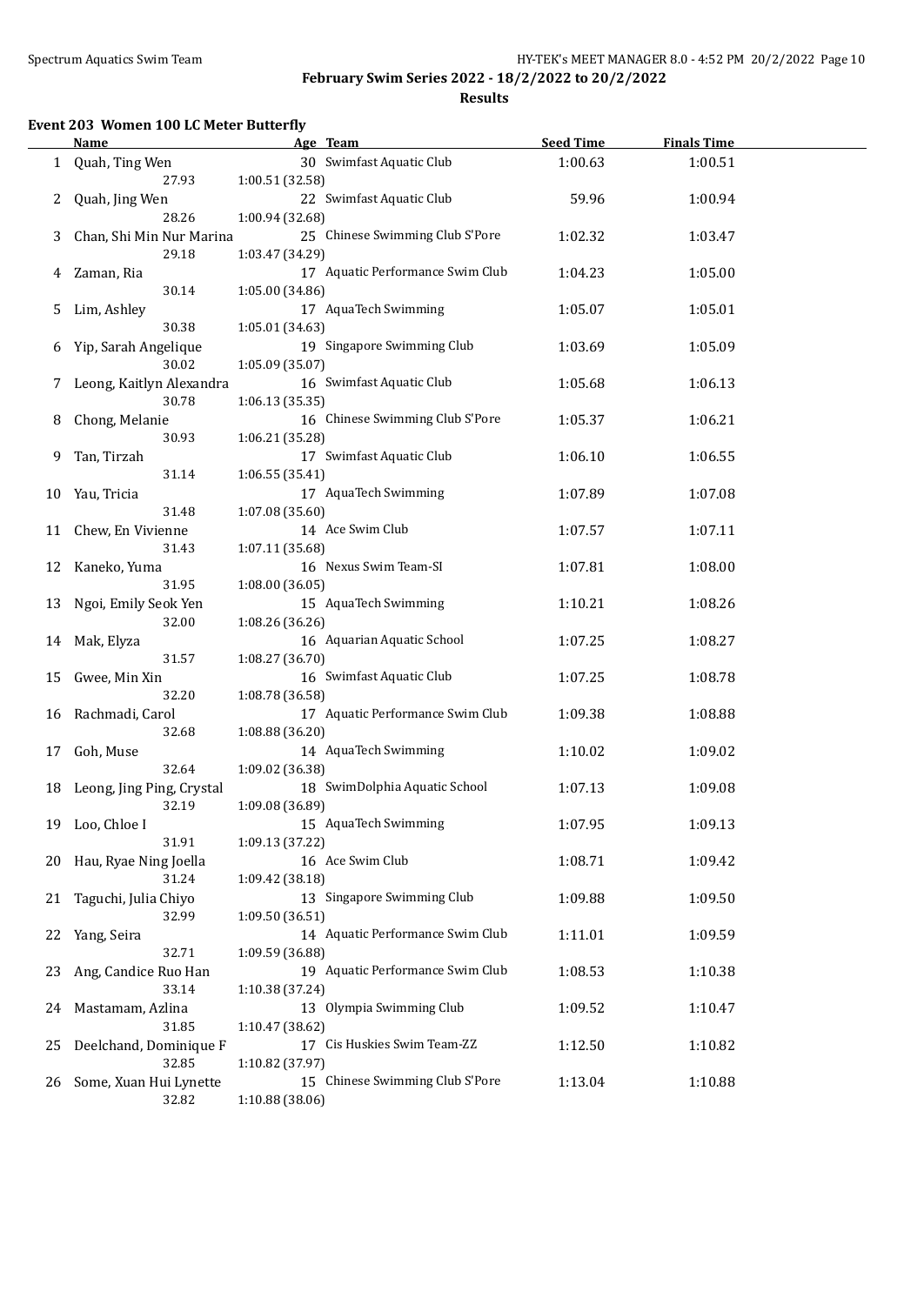**February Swim Series 2022 - 18/2/2022 to 20/2/2022**

**Results**

### Event 203 Women 100 LC Meter Butterfly

| | Name | Age | Team | Seed Time | Finals Time |
|---|---|---|---|---|---|
| 1 | Quah, Ting Wen | 30 | Swimfast Aquatic Club | 1:00.63 | 1:00.51 |
| | 27.93 | 1:00.51 (32.58) | | | |
| 2 | Quah, Jing Wen | 22 | Swimfast Aquatic Club | 59.96 | 1:00.94 |
| | 28.26 | 1:00.94 (32.68) | | | |
| 3 | Chan, Shi Min Nur Marina | 25 | Chinese Swimming Club S'Pore | 1:02.32 | 1:03.47 |
| | 29.18 | 1:03.47 (34.29) | | | |
| 4 | Zaman, Ria | 17 | Aquatic Performance Swim Club | 1:04.23 | 1:05.00 |
| | 30.14 | 1:05.00 (34.86) | | | |
| 5 | Lim, Ashley | 17 | AquaTech Swimming | 1:05.07 | 1:05.01 |
| | 30.38 | 1:05.01 (34.63) | | | |
| 6 | Yip, Sarah Angelique | 19 | Singapore Swimming Club | 1:03.69 | 1:05.09 |
| | 30.02 | 1:05.09 (35.07) | | | |
| 7 | Leong, Kaitlyn Alexandra | 16 | Swimfast Aquatic Club | 1:05.68 | 1:06.13 |
| | 30.78 | 1:06.13 (35.35) | | | |
| 8 | Chong, Melanie | 16 | Chinese Swimming Club S'Pore | 1:05.37 | 1:06.21 |
| | 30.93 | 1:06.21 (35.28) | | | |
| 9 | Tan, Tirzah | 17 | Swimfast Aquatic Club | 1:06.10 | 1:06.55 |
| | 31.14 | 1:06.55 (35.41) | | | |
| 10 | Yau, Tricia | 17 | AquaTech Swimming | 1:07.89 | 1:07.08 |
| | 31.48 | 1:07.08 (35.60) | | | |
| 11 | Chew, En Vivienne | 14 | Ace Swim Club | 1:07.57 | 1:07.11 |
| | 31.43 | 1:07.11 (35.68) | | | |
| 12 | Kaneko, Yuma | 16 | Nexus Swim Team-SI | 1:07.81 | 1:08.00 |
| | 31.95 | 1:08.00 (36.05) | | | |
| 13 | Ngoi, Emily Seok Yen | 15 | AquaTech Swimming | 1:10.21 | 1:08.26 |
| | 32.00 | 1:08.26 (36.26) | | | |
| 14 | Mak, Elyza | 16 | Aquarian Aquatic School | 1:07.25 | 1:08.27 |
| | 31.57 | 1:08.27 (36.70) | | | |
| 15 | Gwee, Min Xin | 16 | Swimfast Aquatic Club | 1:07.25 | 1:08.78 |
| | 32.20 | 1:08.78 (36.58) | | | |
| 16 | Rachmadi, Carol | 17 | Aquatic Performance Swim Club | 1:09.38 | 1:08.88 |
| | 32.68 | 1:08.88 (36.20) | | | |
| 17 | Goh, Muse | 14 | AquaTech Swimming | 1:10.02 | 1:09.02 |
| | 32.64 | 1:09.02 (36.38) | | | |
| 18 | Leong, Jing Ping, Crystal | 18 | SwimDolphia Aquatic School | 1:07.13 | 1:09.08 |
| | 32.19 | 1:09.08 (36.89) | | | |
| 19 | Loo, Chloe I | 15 | AquaTech Swimming | 1:07.95 | 1:09.13 |
| | 31.91 | 1:09.13 (37.22) | | | |
| 20 | Hau, Ryae Ning Joella | 16 | Ace Swim Club | 1:08.71 | 1:09.42 |
| | 31.24 | 1:09.42 (38.18) | | | |
| 21 | Taguchi, Julia Chiyo | 13 | Singapore Swimming Club | 1:09.88 | 1:09.50 |
| | 32.99 | 1:09.50 (36.51) | | | |
| 22 | Yang, Seira | 14 | Aquatic Performance Swim Club | 1:11.01 | 1:09.59 |
| | 32.71 | 1:09.59 (36.88) | | | |
| 23 | Ang, Candice Ruo Han | 19 | Aquatic Performance Swim Club | 1:08.53 | 1:10.38 |
| | 33.14 | 1:10.38 (37.24) | | | |
| 24 | Mastamam, Azlina | 13 | Olympia Swimming Club | 1:09.52 | 1:10.47 |
| | 31.85 | 1:10.47 (38.62) | | | |
| 25 | Deelchand, Dominique F | 17 | Cis Huskies Swim Team-ZZ | 1:12.50 | 1:10.82 |
| | 32.85 | 1:10.82 (37.97) | | | |
| 26 | Some, Xuan Hui Lynette | 15 | Chinese Swimming Club S'Pore | 1:13.04 | 1:10.88 |
| | 32.82 | 1:10.88 (38.06) | | | |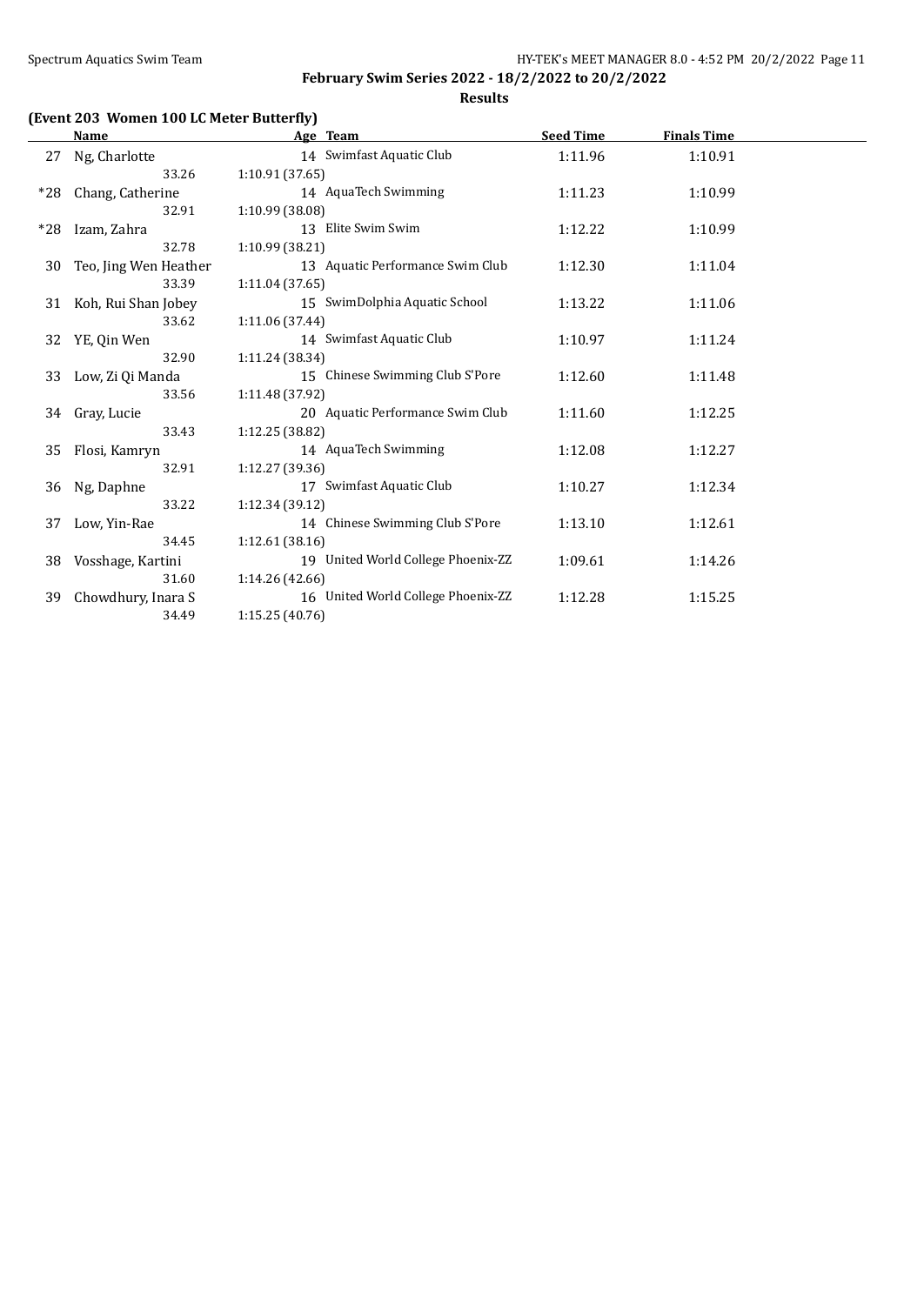**February Swim Series 2022 - 18/2/2022 to 20/2/2022**

**Results**

### (Event 203 Women 100 LC Meter Butterfly)

| | Name | Age | Team | Seed Time | Finals Time |
|---|---|---|---|---|---|
| 27 | Ng, Charlotte | 14 | Swimfast Aquatic Club | 1:11.96 | 1:10.91 |
| | 33.26 | 1:10.91 (37.65) | | | |
| *28 | Chang, Catherine | 14 | AquaTech Swimming | 1:11.23 | 1:10.99 |
| | 32.91 | 1:10.99 (38.08) | | | |
| *28 | Izam, Zahra | 13 | Elite Swim Swim | 1:12.22 | 1:10.99 |
| | 32.78 | 1:10.99 (38.21) | | | |
| 30 | Teo, Jing Wen Heather | 13 | Aquatic Performance Swim Club | 1:12.30 | 1:11.04 |
| | 33.39 | 1:11.04 (37.65) | | | |
| 31 | Koh, Rui Shan Jobey | 15 | SwimDolphia Aquatic School | 1:13.22 | 1:11.06 |
| | 33.62 | 1:11.06 (37.44) | | | |
| 32 | YE, Qin Wen | 14 | Swimfast Aquatic Club | 1:10.97 | 1:11.24 |
| | 32.90 | 1:11.24 (38.34) | | | |
| 33 | Low, Zi Qi Manda | 15 | Chinese Swimming Club S'Pore | 1:12.60 | 1:11.48 |
| | 33.56 | 1:11.48 (37.92) | | | |
| 34 | Gray, Lucie | 20 | Aquatic Performance Swim Club | 1:11.60 | 1:12.25 |
| | 33.43 | 1:12.25 (38.82) | | | |
| 35 | Flosi, Kamryn | 14 | AquaTech Swimming | 1:12.08 | 1:12.27 |
| | 32.91 | 1:12.27 (39.36) | | | |
| 36 | Ng, Daphne | 17 | Swimfast Aquatic Club | 1:10.27 | 1:12.34 |
| | 33.22 | 1:12.34 (39.12) | | | |
| 37 | Low, Yin-Rae | 14 | Chinese Swimming Club S'Pore | 1:13.10 | 1:12.61 |
| | 34.45 | 1:12.61 (38.16) | | | |
| 38 | Vosshage, Kartini | 19 | United World College Phoenix-ZZ | 1:09.61 | 1:14.26 |
| | 31.60 | 1:14.26 (42.66) | | | |
| 39 | Chowdhury, Inara S | 16 | United World College Phoenix-ZZ | 1:12.28 | 1:15.25 |
| | 34.49 | 1:15.25 (40.76) | | | |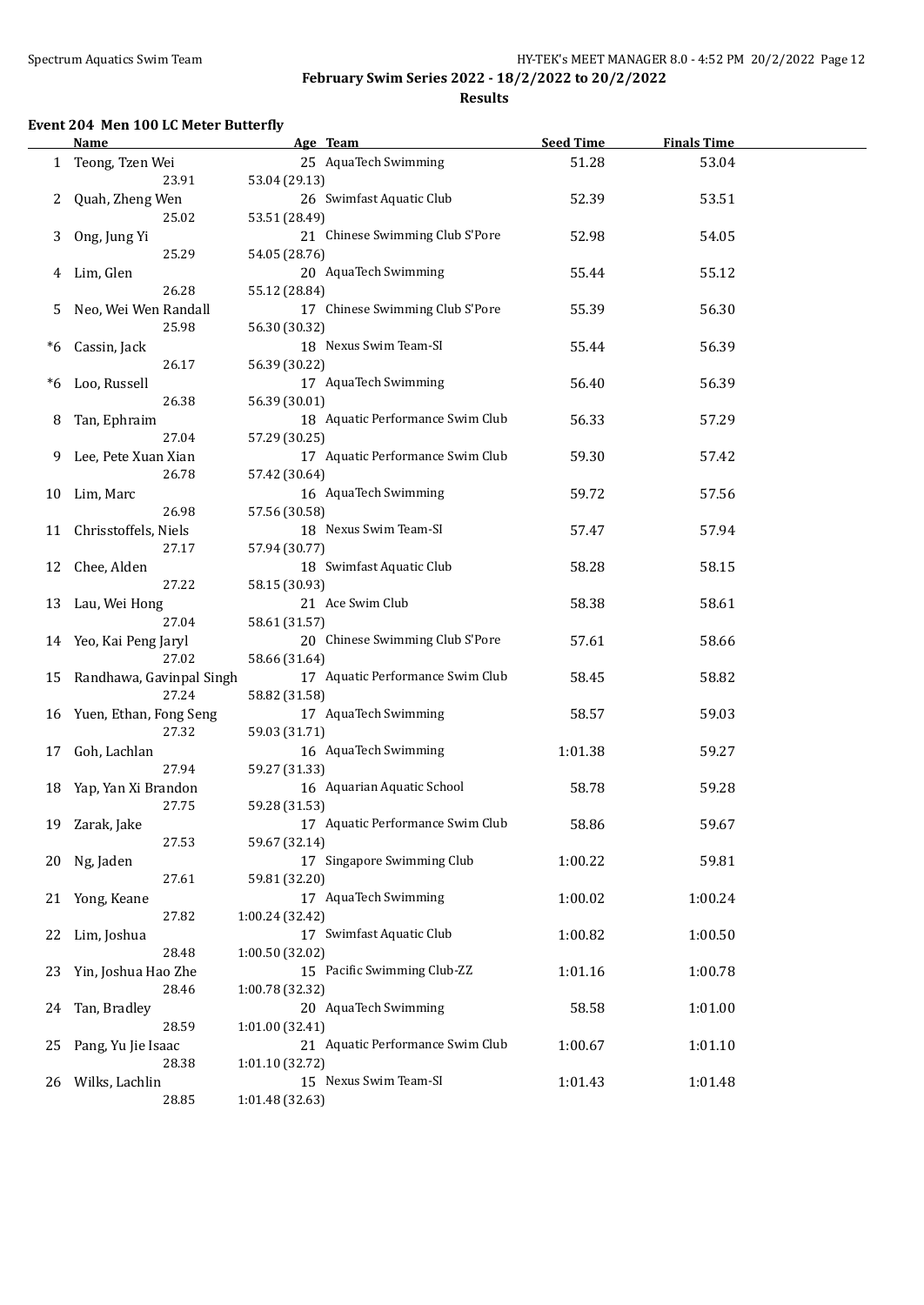February Swim Series 2022 - 18/2/2022 to 20/2/2022

Results

### Event 204 Men 100 LC Meter Butterfly

| | Name | Age | Team | Seed Time | Finals Time |
|---|---|---|---|---|---|
| 1 | Teong, Tzen Wei | 25 | AquaTech Swimming | 51.28 | 53.04 |
| | 23.91 | 53.04 (29.13) | | | |
| 2 | Quah, Zheng Wen | 26 | Swimfast Aquatic Club | 52.39 | 53.51 |
| | 25.02 | 53.51 (28.49) | | | |
| 3 | Ong, Jung Yi | 21 | Chinese Swimming Club S'Pore | 52.98 | 54.05 |
| | 25.29 | 54.05 (28.76) | | | |
| 4 | Lim, Glen | 20 | AquaTech Swimming | 55.44 | 55.12 |
| | 26.28 | 55.12 (28.84) | | | |
| 5 | Neo, Wei Wen Randall | 17 | Chinese Swimming Club S'Pore | 55.39 | 56.30 |
| | 25.98 | 56.30 (30.32) | | | |
| *6 | Cassin, Jack | 18 | Nexus Swim Team-SI | 55.44 | 56.39 |
| | 26.17 | 56.39 (30.22) | | | |
| *6 | Loo, Russell | 17 | AquaTech Swimming | 56.40 | 56.39 |
| | 26.38 | 56.39 (30.01) | | | |
| 8 | Tan, Ephraim | 18 | Aquatic Performance Swim Club | 56.33 | 57.29 |
| | 27.04 | 57.29 (30.25) | | | |
| 9 | Lee, Pete Xuan Xian | 17 | Aquatic Performance Swim Club | 59.30 | 57.42 |
| | 26.78 | 57.42 (30.64) | | | |
| 10 | Lim, Marc | 16 | AquaTech Swimming | 59.72 | 57.56 |
| | 26.98 | 57.56 (30.58) | | | |
| 11 | Chrisstoffels, Niels | 18 | Nexus Swim Team-SI | 57.47 | 57.94 |
| | 27.17 | 57.94 (30.77) | | | |
| 12 | Chee, Alden | 18 | Swimfast Aquatic Club | 58.28 | 58.15 |
| | 27.22 | 58.15 (30.93) | | | |
| 13 | Lau, Wei Hong | 21 | Ace Swim Club | 58.38 | 58.61 |
| | 27.04 | 58.61 (31.57) | | | |
| 14 | Yeo, Kai Peng Jaryl | 20 | Chinese Swimming Club S'Pore | 57.61 | 58.66 |
| | 27.02 | 58.66 (31.64) | | | |
| 15 | Randhawa, Gavinpal Singh | 17 | Aquatic Performance Swim Club | 58.45 | 58.82 |
| | 27.24 | 58.82 (31.58) | | | |
| 16 | Yuen, Ethan, Fong Seng | 17 | AquaTech Swimming | 58.57 | 59.03 |
| | 27.32 | 59.03 (31.71) | | | |
| 17 | Goh, Lachlan | 16 | AquaTech Swimming | 1:01.38 | 59.27 |
| | 27.94 | 59.27 (31.33) | | | |
| 18 | Yap, Yan Xi Brandon | 16 | Aquarian Aquatic School | 58.78 | 59.28 |
| | 27.75 | 59.28 (31.53) | | | |
| 19 | Zarak, Jake | 17 | Aquatic Performance Swim Club | 58.86 | 59.67 |
| | 27.53 | 59.67 (32.14) | | | |
| 20 | Ng, Jaden | 17 | Singapore Swimming Club | 1:00.22 | 59.81 |
| | 27.61 | 59.81 (32.20) | | | |
| 21 | Yong, Keane | 17 | AquaTech Swimming | 1:00.02 | 1:00.24 |
| | 27.82 | 1:00.24 (32.42) | | | |
| 22 | Lim, Joshua | 17 | Swimfast Aquatic Club | 1:00.82 | 1:00.50 |
| | 28.48 | 1:00.50 (32.02) | | | |
| 23 | Yin, Joshua Hao Zhe | 15 | Pacific Swimming Club-ZZ | 1:01.16 | 1:00.78 |
| | 28.46 | 1:00.78 (32.32) | | | |
| 24 | Tan, Bradley | 20 | AquaTech Swimming | 58.58 | 1:01.00 |
| | 28.59 | 1:01.00 (32.41) | | | |
| 25 | Pang, Yu Jie Isaac | 21 | Aquatic Performance Swim Club | 1:00.67 | 1:01.10 |
| | 28.38 | 1:01.10 (32.72) | | | |
| 26 | Wilks, Lachlin | 15 | Nexus Swim Team-SI | 1:01.43 | 1:01.48 |
| | 28.85 | 1:01.48 (32.63) | | | |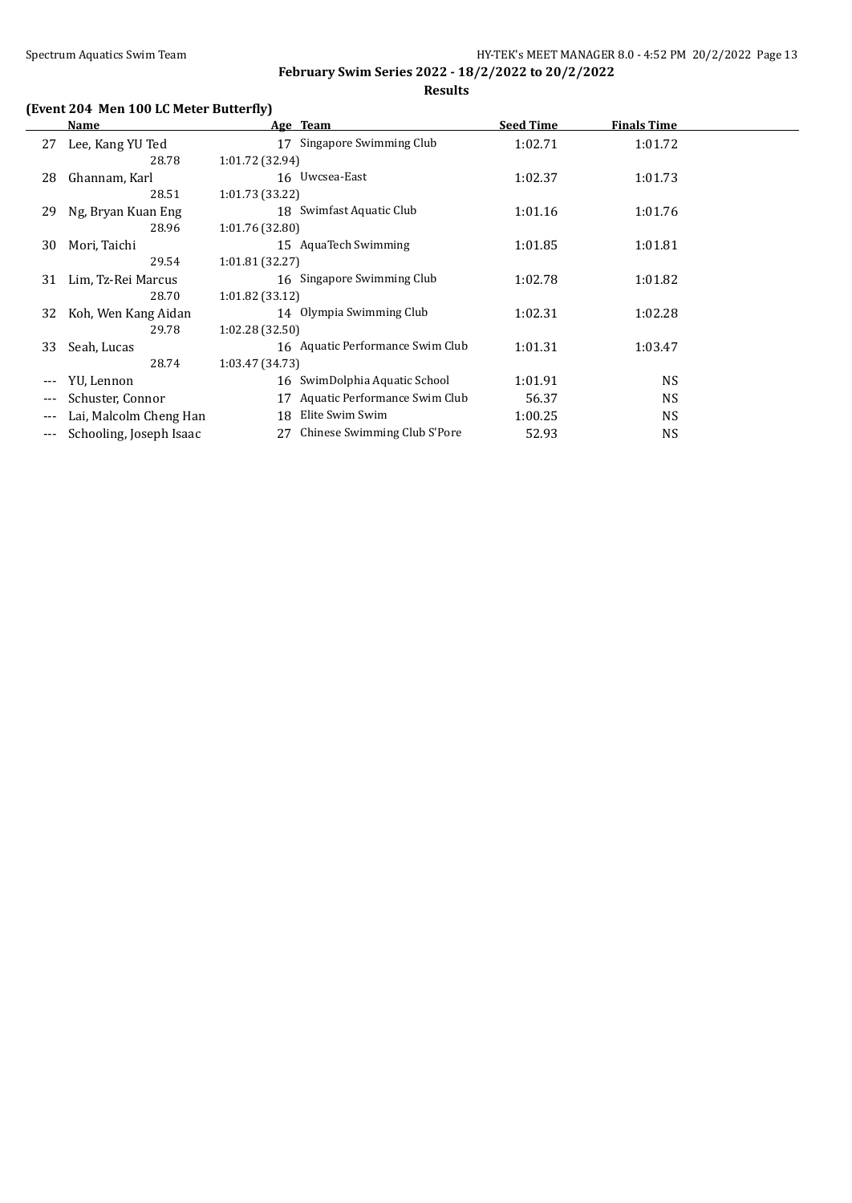**February Swim Series 2022 - 18/2/2022 to 20/2/2022**

**Results**

### (Event 204 Men 100 LC Meter Butterfly)

| | Name | Age | Team | Seed Time | Finals Time |
|---|---|---|---|---|---|
| 27 | Lee, Kang YU Ted | 17 | Singapore Swimming Club | 1:02.71 | 1:01.72 |
| | 28.78 | 1:01.72 (32.94) | | | |
| 28 | Ghannam, Karl | 16 | Uwcsea-East | 1:02.37 | 1:01.73 |
| | 28.51 | 1:01.73 (33.22) | | | |
| 29 | Ng, Bryan Kuan Eng | 18 | Swimfast Aquatic Club | 1:01.16 | 1:01.76 |
| | 28.96 | 1:01.76 (32.80) | | | |
| 30 | Mori, Taichi | 15 | AquaTech Swimming | 1:01.85 | 1:01.81 |
| | 29.54 | 1:01.81 (32.27) | | | |
| 31 | Lim, Tz-Rei Marcus | 16 | Singapore Swimming Club | 1:02.78 | 1:01.82 |
| | 28.70 | 1:01.82 (33.12) | | | |
| 32 | Koh, Wen Kang Aidan | 14 | Olympia Swimming Club | 1:02.31 | 1:02.28 |
| | 29.78 | 1:02.28 (32.50) | | | |
| 33 | Seah, Lucas | 16 | Aquatic Performance Swim Club | 1:01.31 | 1:03.47 |
| | 28.74 | 1:03.47 (34.73) | | | |
| --- | YU, Lennon | 16 | SwimDolphia Aquatic School | 1:01.91 | NS |
| --- | Schuster, Connor | 17 | Aquatic Performance Swim Club | 56.37 | NS |
| --- | Lai, Malcolm Cheng Han | 18 | Elite Swim Swim | 1:00.25 | NS |
| --- | Schooling, Joseph Isaac | 27 | Chinese Swimming Club S'Pore | 52.93 | NS |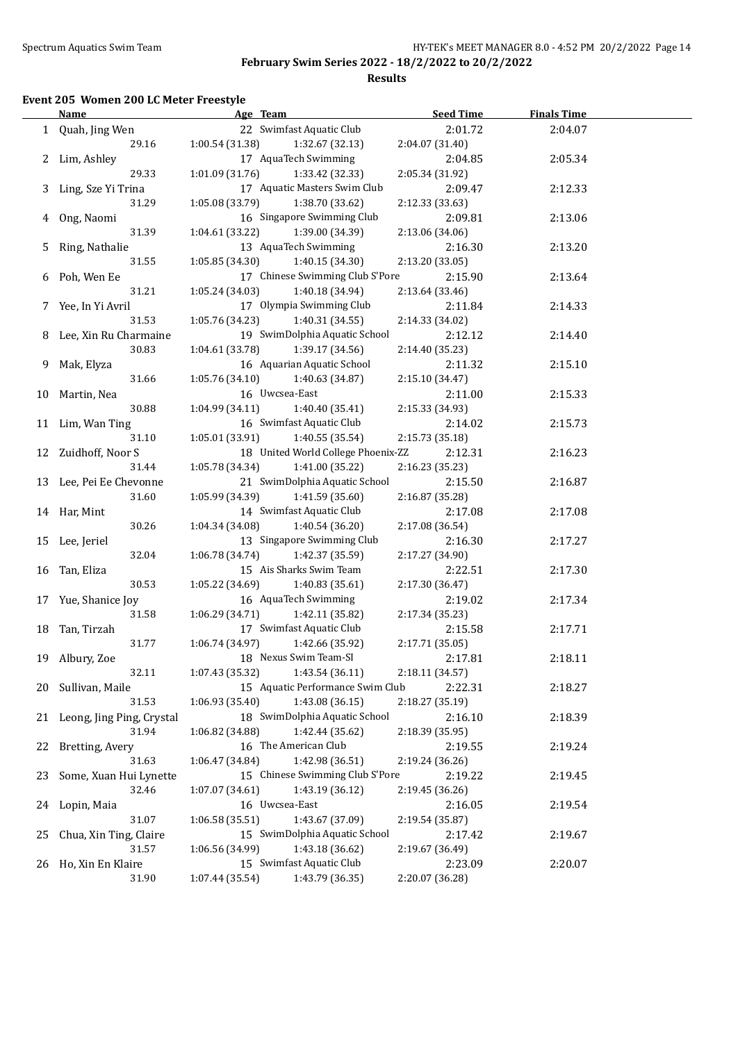# February Swim Series 2022 - 18/2/2022 to 20/2/2022

## Results

### Event 205 Women 200 LC Meter Freestyle

| | Name | Age | Team | Seed Time | Finals Time |
|---|---|---|---|---|---|
| 1 | Quah, Jing Wen | 22 | Swimfast Aquatic Club | 2:01.72 | 2:04.07 |
| | 29.16 | 1:00.54 (31.38) | 1:32.67 (32.13) | 2:04.07 (31.40) | |
| 2 | Lim, Ashley | 17 | AquaTech Swimming | 2:04.85 | 2:05.34 |
| | 29.33 | 1:01.09 (31.76) | 1:33.42 (32.33) | 2:05.34 (31.92) | |
| 3 | Ling, Sze Yi Trina | 17 | Aquatic Masters Swim Club | 2:09.47 | 2:12.33 |
| | 31.29 | 1:05.08 (33.79) | 1:38.70 (33.62) | 2:12.33 (33.63) | |
| 4 | Ong, Naomi | 16 | Singapore Swimming Club | 2:09.81 | 2:13.06 |
| | 31.39 | 1:04.61 (33.22) | 1:39.00 (34.39) | 2:13.06 (34.06) | |
| 5 | Ring, Nathalie | 13 | AquaTech Swimming | 2:16.30 | 2:13.20 |
| | 31.55 | 1:05.85 (34.30) | 1:40.15 (34.30) | 2:13.20 (33.05) | |
| 6 | Poh, Wen Ee | 17 | Chinese Swimming Club S'Pore | 2:15.90 | 2:13.64 |
| | 31.21 | 1:05.24 (34.03) | 1:40.18 (34.94) | 2:13.64 (33.46) | |
| 7 | Yee, In Yi Avril | 17 | Olympia Swimming Club | 2:11.84 | 2:14.33 |
| | 31.53 | 1:05.76 (34.23) | 1:40.31 (34.55) | 2:14.33 (34.02) | |
| 8 | Lee, Xin Ru Charmaine | 19 | SwimDolphia Aquatic School | 2:12.12 | 2:14.40 |
| | 30.83 | 1:04.61 (33.78) | 1:39.17 (34.56) | 2:14.40 (35.23) | |
| 9 | Mak, Elyza | 16 | Aquarian Aquatic School | 2:11.32 | 2:15.10 |
| | 31.66 | 1:05.76 (34.10) | 1:40.63 (34.87) | 2:15.10 (34.47) | |
| 10 | Martin, Nea | 16 | Uwcsea-East | 2:11.00 | 2:15.33 |
| | 30.88 | 1:04.99 (34.11) | 1:40.40 (35.41) | 2:15.33 (34.93) | |
| 11 | Lim, Wan Ting | 16 | Swimfast Aquatic Club | 2:14.02 | 2:15.73 |
| | 31.10 | 1:05.01 (33.91) | 1:40.55 (35.54) | 2:15.73 (35.18) | |
| 12 | Zuidhoff, Noor S | 18 | United World College Phoenix-ZZ | 2:12.31 | 2:16.23 |
| | 31.44 | 1:05.78 (34.34) | 1:41.00 (35.22) | 2:16.23 (35.23) | |
| 13 | Lee, Pei Ee Chevonne | 21 | SwimDolphia Aquatic School | 2:15.50 | 2:16.87 |
| | 31.60 | 1:05.99 (34.39) | 1:41.59 (35.60) | 2:16.87 (35.28) | |
| 14 | Har, Mint | 14 | Swimfast Aquatic Club | 2:17.08 | 2:17.08 |
| | 30.26 | 1:04.34 (34.08) | 1:40.54 (36.20) | 2:17.08 (36.54) | |
| 15 | Lee, Jeriel | 13 | Singapore Swimming Club | 2:16.30 | 2:17.27 |
| | 32.04 | 1:06.78 (34.74) | 1:42.37 (35.59) | 2:17.27 (34.90) | |
| 16 | Tan, Eliza | 15 | Ais Sharks Swim Team | 2:22.51 | 2:17.30 |
| | 30.53 | 1:05.22 (34.69) | 1:40.83 (35.61) | 2:17.30 (36.47) | |
| 17 | Yue, Shanice Joy | 16 | AquaTech Swimming | 2:19.02 | 2:17.34 |
| | 31.58 | 1:06.29 (34.71) | 1:42.11 (35.82) | 2:17.34 (35.23) | |
| 18 | Tan, Tirzah | 17 | Swimfast Aquatic Club | 2:15.58 | 2:17.71 |
| | 31.77 | 1:06.74 (34.97) | 1:42.66 (35.92) | 2:17.71 (35.05) | |
| 19 | Albury, Zoe | 18 | Nexus Swim Team-SI | 2:17.81 | 2:18.11 |
| | 32.11 | 1:07.43 (35.32) | 1:43.54 (36.11) | 2:18.11 (34.57) | |
| 20 | Sullivan, Maile | 15 | Aquatic Performance Swim Club | 2:22.31 | 2:18.27 |
| | 31.53 | 1:06.93 (35.40) | 1:43.08 (36.15) | 2:18.27 (35.19) | |
| 21 | Leong, Jing Ping, Crystal | 18 | SwimDolphia Aquatic School | 2:16.10 | 2:18.39 |
| | 31.94 | 1:06.82 (34.88) | 1:42.44 (35.62) | 2:18.39 (35.95) | |
| 22 | Bretting, Avery | 16 | The American Club | 2:19.55 | 2:19.24 |
| | 31.63 | 1:06.47 (34.84) | 1:42.98 (36.51) | 2:19.24 (36.26) | |
| 23 | Some, Xuan Hui Lynette | 15 | Chinese Swimming Club S'Pore | 2:19.22 | 2:19.45 |
| | 32.46 | 1:07.07 (34.61) | 1:43.19 (36.12) | 2:19.45 (36.26) | |
| 24 | Lopin, Maia | 16 | Uwcsea-East | 2:16.05 | 2:19.54 |
| | 31.07 | 1:06.58 (35.51) | 1:43.67 (37.09) | 2:19.54 (35.87) | |
| 25 | Chua, Xin Ting, Claire | 15 | SwimDolphia Aquatic School | 2:17.42 | 2:19.67 |
| | 31.57 | 1:06.56 (34.99) | 1:43.18 (36.62) | 2:19.67 (36.49) | |
| 26 | Ho, Xin En Klaire | 15 | Swimfast Aquatic Club | 2:23.09 | 2:20.07 |
| | 31.90 | 1:07.44 (35.54) | 1:43.79 (36.35) | 2:20.07 (36.28) | |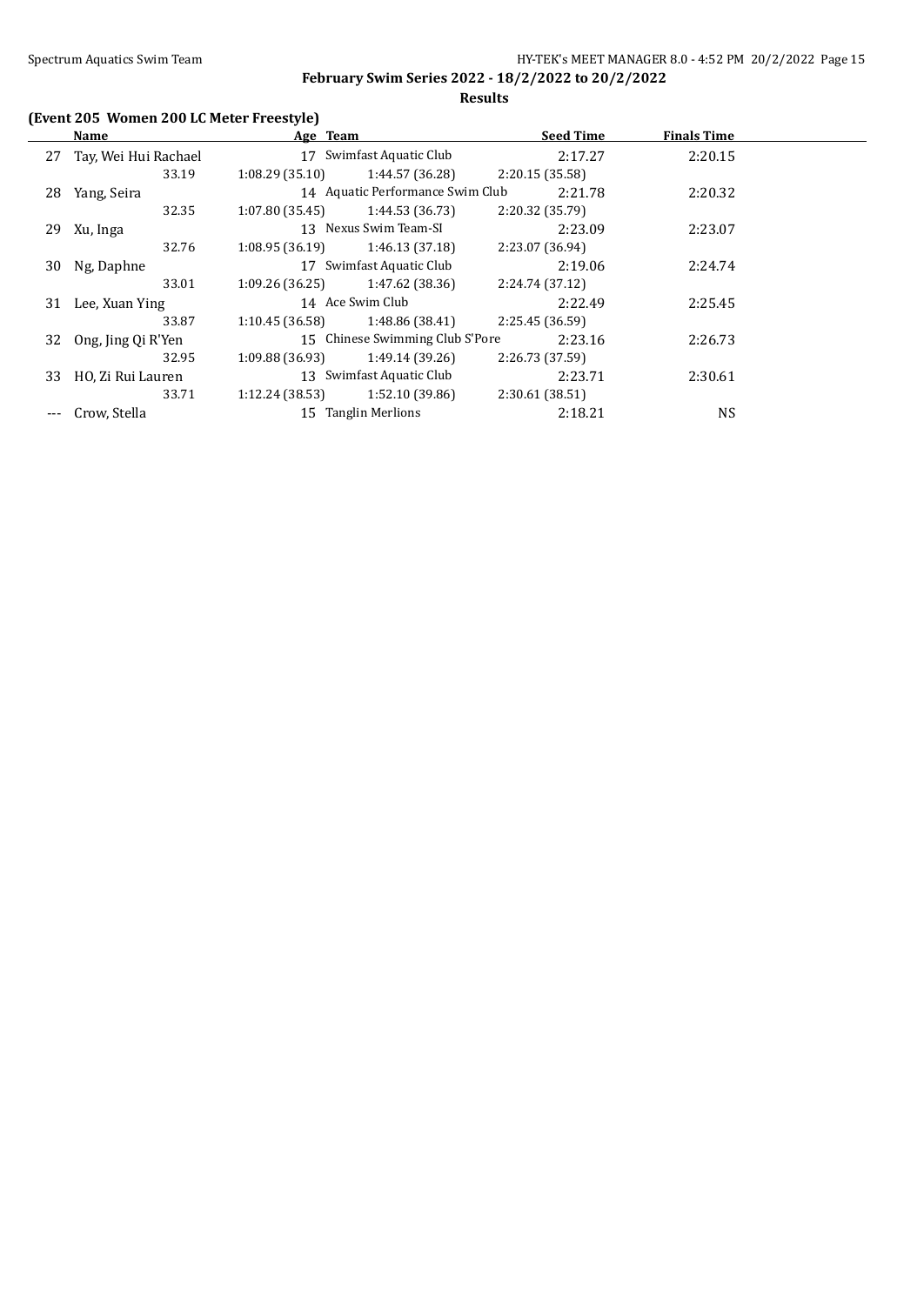**February Swim Series 2022 - 18/2/2022 to 20/2/2022**

**Results**

### (Event 205 Women 200 LC Meter Freestyle)

| | Name | Age | Team | Seed Time | Finals Time |
|---|---|---|---|---|---|
| 27 | Tay, Wei Hui Rachael | 17 | Swimfast Aquatic Club | 2:17.27 | 2:20.15 |
| | 33.19 | 1:08.29 (35.10) | 1:44.57 (36.28) | 2:20.15 (35.58) | |
| 28 | Yang, Seira | 14 | Aquatic Performance Swim Club | 2:21.78 | 2:20.32 |
| | 32.35 | 1:07.80 (35.45) | 1:44.53 (36.73) | 2:20.32 (35.79) | |
| 29 | Xu, Inga | 13 | Nexus Swim Team-SI | 2:23.09 | 2:23.07 |
| | 32.76 | 1:08.95 (36.19) | 1:46.13 (37.18) | 2:23.07 (36.94) | |
| 30 | Ng, Daphne | 17 | Swimfast Aquatic Club | 2:19.06 | 2:24.74 |
| | 33.01 | 1:09.26 (36.25) | 1:47.62 (38.36) | 2:24.74 (37.12) | |
| 31 | Lee, Xuan Ying | 14 | Ace Swim Club | 2:22.49 | 2:25.45 |
| | 33.87 | 1:10.45 (36.58) | 1:48.86 (38.41) | 2:25.45 (36.59) | |
| 32 | Ong, Jing Qi R'Yen | 15 | Chinese Swimming Club S'Pore | 2:23.16 | 2:26.73 |
| | 32.95 | 1:09.88 (36.93) | 1:49.14 (39.26) | 2:26.73 (37.59) | |
| 33 | HO, Zi Rui Lauren | 13 | Swimfast Aquatic Club | 2:23.71 | 2:30.61 |
| | 33.71 | 1:12.24 (38.53) | 1:52.10 (39.86) | 2:30.61 (38.51) | |
| --- | Crow, Stella | 15 | Tanglin Merlions | 2:18.21 | NS |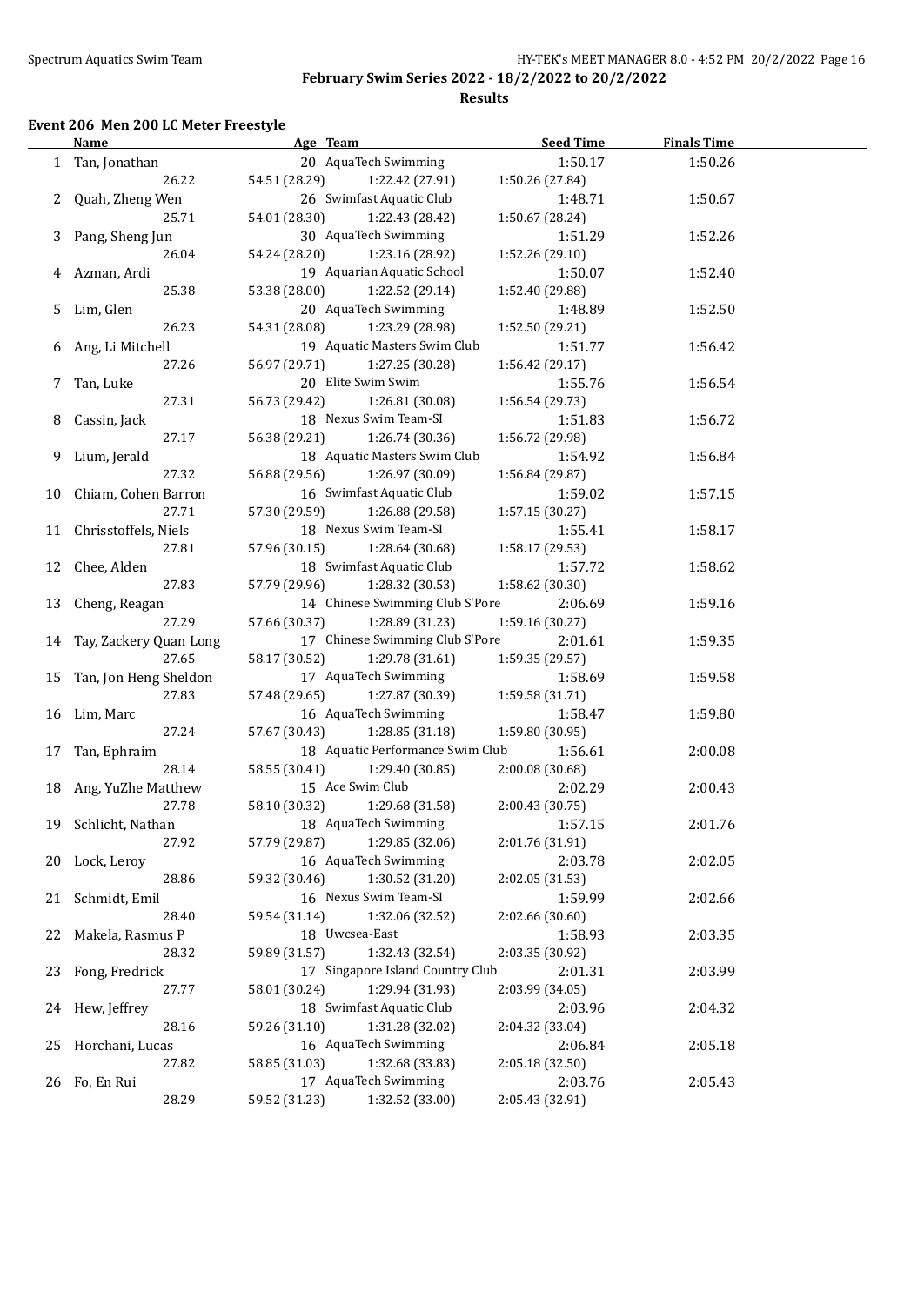February Swim Series 2022 - 18/2/2022 to 20/2/2022

Results

### Event 206 Men 200 LC Meter Freestyle

| | Name | Age | Team | Seed Time | Finals Time |
|---|---|---|---|---|---|
| 1 | Tan, Jonathan | 20 | AquaTech Swimming | 1:50.17 | 1:50.26 |
| | 26.22 | 54.51 (28.29) | 1:22.42 (27.91) | 1:50.26 (27.84) | |
| 2 | Quah, Zheng Wen | 26 | Swimfast Aquatic Club | 1:48.71 | 1:50.67 |
| | 25.71 | 54.01 (28.30) | 1:22.43 (28.42) | 1:50.67 (28.24) | |
| 3 | Pang, Sheng Jun | 30 | AquaTech Swimming | 1:51.29 | 1:52.26 |
| | 26.04 | 54.24 (28.20) | 1:23.16 (28.92) | 1:52.26 (29.10) | |
| 4 | Azman, Ardi | 19 | Aquarian Aquatic School | 1:50.07 | 1:52.40 |
| | 25.38 | 53.38 (28.00) | 1:22.52 (29.14) | 1:52.40 (29.88) | |
| 5 | Lim, Glen | 20 | AquaTech Swimming | 1:48.89 | 1:52.50 |
| | 26.23 | 54.31 (28.08) | 1:23.29 (28.98) | 1:52.50 (29.21) | |
| 6 | Ang, Li Mitchell | 19 | Aquatic Masters Swim Club | 1:51.77 | 1:56.42 |
| | 27.26 | 56.97 (29.71) | 1:27.25 (30.28) | 1:56.42 (29.17) | |
| 7 | Tan, Luke | 20 | Elite Swim Swim | 1:55.76 | 1:56.54 |
| | 27.31 | 56.73 (29.42) | 1:26.81 (30.08) | 1:56.54 (29.73) | |
| 8 | Cassin, Jack | 18 | Nexus Swim Team-SI | 1:51.83 | 1:56.72 |
| | 27.17 | 56.38 (29.21) | 1:26.74 (30.36) | 1:56.72 (29.98) | |
| 9 | Lium, Jerald | 18 | Aquatic Masters Swim Club | 1:54.92 | 1:56.84 |
| | 27.32 | 56.88 (29.56) | 1:26.97 (30.09) | 1:56.84 (29.87) | |
| 10 | Chiam, Cohen Barron | 16 | Swimfast Aquatic Club | 1:59.02 | 1:57.15 |
| | 27.71 | 57.30 (29.59) | 1:26.88 (29.58) | 1:57.15 (30.27) | |
| 11 | Chrisstoffels, Niels | 18 | Nexus Swim Team-SI | 1:55.41 | 1:58.17 |
| | 27.81 | 57.96 (30.15) | 1:28.64 (30.68) | 1:58.17 (29.53) | |
| 12 | Chee, Alden | 18 | Swimfast Aquatic Club | 1:57.72 | 1:58.62 |
| | 27.83 | 57.79 (29.96) | 1:28.32 (30.53) | 1:58.62 (30.30) | |
| 13 | Cheng, Reagan | 14 | Chinese Swimming Club S'Pore | 2:06.69 | 1:59.16 |
| | 27.29 | 57.66 (30.37) | 1:28.89 (31.23) | 1:59.16 (30.27) | |
| 14 | Tay, Zackery Quan Long | 17 | Chinese Swimming Club S'Pore | 2:01.61 | 1:59.35 |
| | 27.65 | 58.17 (30.52) | 1:29.78 (31.61) | 1:59.35 (29.57) | |
| 15 | Tan, Jon Heng Sheldon | 17 | AquaTech Swimming | 1:58.69 | 1:59.58 |
| | 27.83 | 57.48 (29.65) | 1:27.87 (30.39) | 1:59.58 (31.71) | |
| 16 | Lim, Marc | 16 | AquaTech Swimming | 1:58.47 | 1:59.80 |
| | 27.24 | 57.67 (30.43) | 1:28.85 (31.18) | 1:59.80 (30.95) | |
| 17 | Tan, Ephraim | 18 | Aquatic Performance Swim Club | 1:56.61 | 2:00.08 |
| | 28.14 | 58.55 (30.41) | 1:29.40 (30.85) | 2:00.08 (30.68) | |
| 18 | Ang, YuZhe Matthew | 15 | Ace Swim Club | 2:02.29 | 2:00.43 |
| | 27.78 | 58.10 (30.32) | 1:29.68 (31.58) | 2:00.43 (30.75) | |
| 19 | Schlicht, Nathan | 18 | AquaTech Swimming | 1:57.15 | 2:01.76 |
| | 27.92 | 57.79 (29.87) | 1:29.85 (32.06) | 2:01.76 (31.91) | |
| 20 | Lock, Leroy | 16 | AquaTech Swimming | 2:03.78 | 2:02.05 |
| | 28.86 | 59.32 (30.46) | 1:30.52 (31.20) | 2:02.05 (31.53) | |
| 21 | Schmidt, Emil | 16 | Nexus Swim Team-SI | 1:59.99 | 2:02.66 |
| | 28.40 | 59.54 (31.14) | 1:32.06 (32.52) | 2:02.66 (30.60) | |
| 22 | Makela, Rasmus P | 18 | Uwcsea-East | 1:58.93 | 2:03.35 |
| | 28.32 | 59.89 (31.57) | 1:32.43 (32.54) | 2:03.35 (30.92) | |
| 23 | Fong, Fredrick | 17 | Singapore Island Country Club | 2:01.31 | 2:03.99 |
| | 27.77 | 58.01 (30.24) | 1:29.94 (31.93) | 2:03.99 (34.05) | |
| 24 | Hew, Jeffrey | 18 | Swimfast Aquatic Club | 2:03.96 | 2:04.32 |
| | 28.16 | 59.26 (31.10) | 1:31.28 (32.02) | 2:04.32 (33.04) | |
| 25 | Horchani, Lucas | 16 | AquaTech Swimming | 2:06.84 | 2:05.18 |
| | 27.82 | 58.85 (31.03) | 1:32.68 (33.83) | 2:05.18 (32.50) | |
| 26 | Fo, En Rui | 17 | AquaTech Swimming | 2:03.76 | 2:05.43 |
| | 28.29 | 59.52 (31.23) | 1:32.52 (33.00) | 2:05.43 (32.91) | |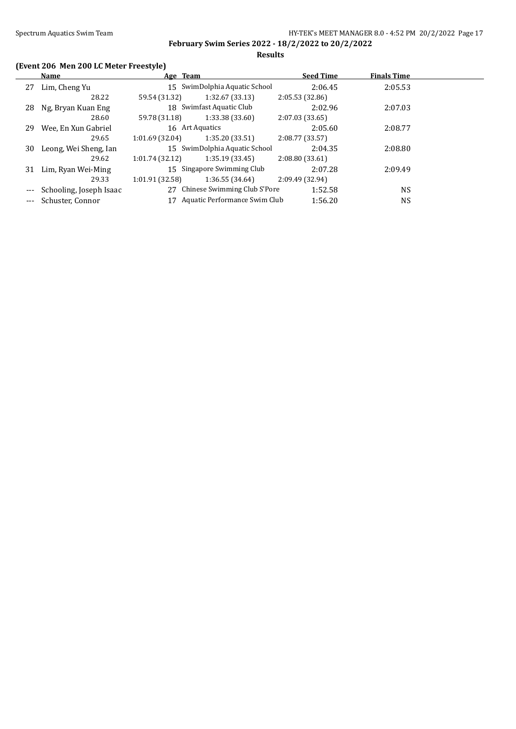**February Swim Series 2022 - 18/2/2022 to 20/2/2022**

**Results**

### (Event 206 Men 200 LC Meter Freestyle)

| | Name | Age | Team | Seed Time | Finals Time |
|---|---|---|---|---|---|
| 27 | Lim, Cheng Yu | 15 | SwimDolphia Aquatic School | 2:06.45 | 2:05.53 |
| | 28.22 | 59.54 (31.32) | 1:32.67 (33.13) | 2:05.53 (32.86) | |
| 28 | Ng, Bryan Kuan Eng | 18 | Swimfast Aquatic Club | 2:02.96 | 2:07.03 |
| | 28.60 | 59.78 (31.18) | 1:33.38 (33.60) | 2:07.03 (33.65) | |
| 29 | Wee, En Xun Gabriel | 16 | Art Aquatics | 2:05.60 | 2:08.77 |
| | 29.65 | 1:01.69 (32.04) | 1:35.20 (33.51) | 2:08.77 (33.57) | |
| 30 | Leong, Wei Sheng, Ian | 15 | SwimDolphia Aquatic School | 2:04.35 | 2:08.80 |
| | 29.62 | 1:01.74 (32.12) | 1:35.19 (33.45) | 2:08.80 (33.61) | |
| 31 | Lim, Ryan Wei-Ming | 15 | Singapore Swimming Club | 2:07.28 | 2:09.49 |
| | 29.33 | 1:01.91 (32.58) | 1:36.55 (34.64) | 2:09.49 (32.94) | |
| --- | Schooling, Joseph Isaac | 27 | Chinese Swimming Club S'Pore | 1:52.58 | NS |
| --- | Schuster, Connor | 17 | Aquatic Performance Swim Club | 1:56.20 | NS |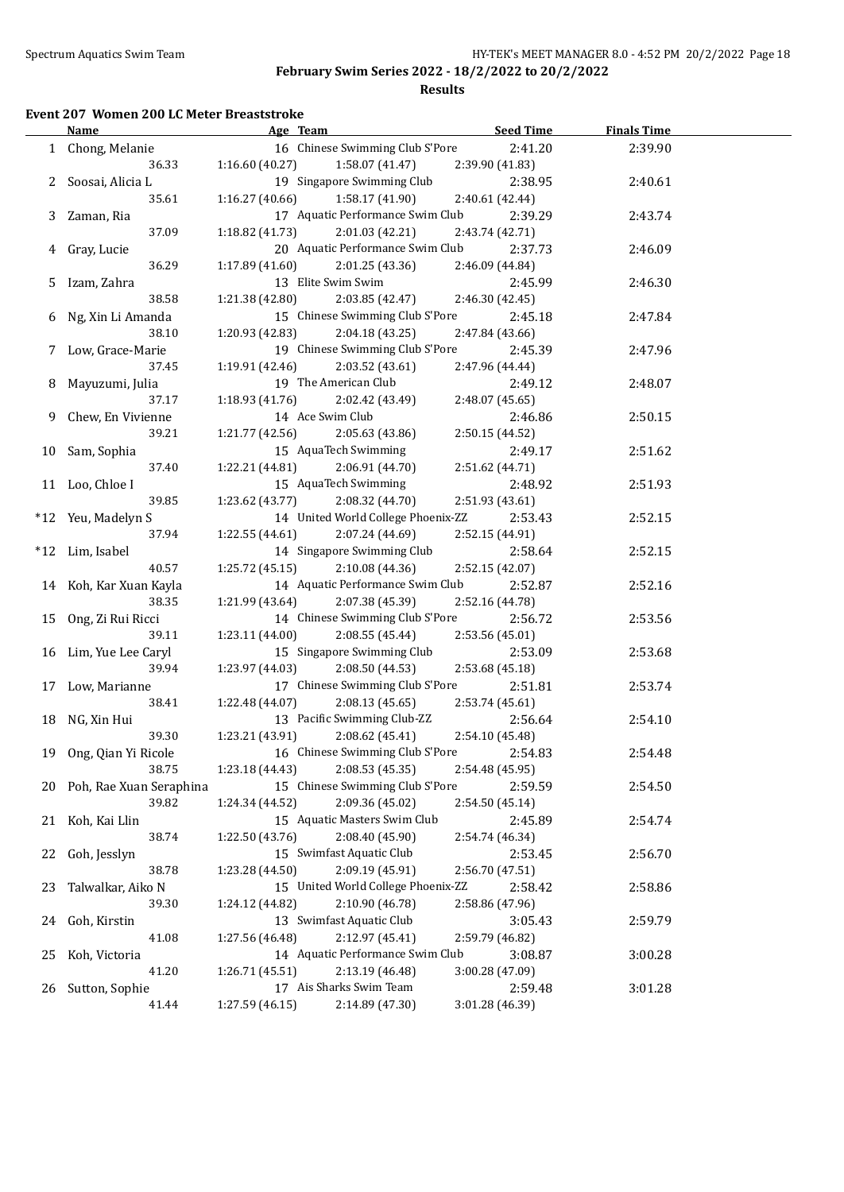## February Swim Series 2022 - 18/2/2022 to 20/2/2022

### Results

#### Event 207 Women 200 LC Meter Breaststroke

| | Name | Age | Team | Seed Time | Finals Time |
|---|---|---|---|---|---|
| 1 | Chong, Melanie | 16 | Chinese Swimming Club S'Pore | 2:41.20 | 2:39.90 |
| | 36.33 | 1:16.60 (40.27) | 1:58.07 (41.47) | 2:39.90 (41.83) | |
| 2 | Soosai, Alicia L | 19 | Singapore Swimming Club | 2:38.95 | 2:40.61 |
| | 35.61 | 1:16.27 (40.66) | 1:58.17 (41.90) | 2:40.61 (42.44) | |
| 3 | Zaman, Ria | 17 | Aquatic Performance Swim Club | 2:39.29 | 2:43.74 |
| | 37.09 | 1:18.82 (41.73) | 2:01.03 (42.21) | 2:43.74 (42.71) | |
| 4 | Gray, Lucie | 20 | Aquatic Performance Swim Club | 2:37.73 | 2:46.09 |
| | 36.29 | 1:17.89 (41.60) | 2:01.25 (43.36) | 2:46.09 (44.84) | |
| 5 | Izam, Zahra | 13 | Elite Swim Swim | 2:45.99 | 2:46.30 |
| | 38.58 | 1:21.38 (42.80) | 2:03.85 (42.47) | 2:46.30 (42.45) | |
| 6 | Ng, Xin Li Amanda | 15 | Chinese Swimming Club S'Pore | 2:45.18 | 2:47.84 |
| | 38.10 | 1:20.93 (42.83) | 2:04.18 (43.25) | 2:47.84 (43.66) | |
| 7 | Low, Grace-Marie | 19 | Chinese Swimming Club S'Pore | 2:45.39 | 2:47.96 |
| | 37.45 | 1:19.91 (42.46) | 2:03.52 (43.61) | 2:47.96 (44.44) | |
| 8 | Mayuzumi, Julia | 19 | The American Club | 2:49.12 | 2:48.07 |
| | 37.17 | 1:18.93 (41.76) | 2:02.42 (43.49) | 2:48.07 (45.65) | |
| 9 | Chew, En Vivienne | 14 | Ace Swim Club | 2:46.86 | 2:50.15 |
| | 39.21 | 1:21.77 (42.56) | 2:05.63 (43.86) | 2:50.15 (44.52) | |
| 10 | Sam, Sophia | 15 | AquaTech Swimming | 2:49.17 | 2:51.62 |
| | 37.40 | 1:22.21 (44.81) | 2:06.91 (44.70) | 2:51.62 (44.71) | |
| 11 | Loo, Chloe I | 15 | AquaTech Swimming | 2:48.92 | 2:51.93 |
| | 39.85 | 1:23.62 (43.77) | 2:08.32 (44.70) | 2:51.93 (43.61) | |
| *12 | Yeu, Madelyn S | 14 | United World College Phoenix-ZZ | 2:53.43 | 2:52.15 |
| | 37.94 | 1:22.55 (44.61) | 2:07.24 (44.69) | 2:52.15 (44.91) | |
| *12 | Lim, Isabel | 14 | Singapore Swimming Club | 2:58.64 | 2:52.15 |
| | 40.57 | 1:25.72 (45.15) | 2:10.08 (44.36) | 2:52.15 (42.07) | |
| 14 | Koh, Kar Xuan Kayla | 14 | Aquatic Performance Swim Club | 2:52.87 | 2:52.16 |
| | 38.35 | 1:21.99 (43.64) | 2:07.38 (45.39) | 2:52.16 (44.78) | |
| 15 | Ong, Zi Rui Ricci | 14 | Chinese Swimming Club S'Pore | 2:56.72 | 2:53.56 |
| | 39.11 | 1:23.11 (44.00) | 2:08.55 (45.44) | 2:53.56 (45.01) | |
| 16 | Lim, Yue Lee Caryl | 15 | Singapore Swimming Club | 2:53.09 | 2:53.68 |
| | 39.94 | 1:23.97 (44.03) | 2:08.50 (44.53) | 2:53.68 (45.18) | |
| 17 | Low, Marianne | 17 | Chinese Swimming Club S'Pore | 2:51.81 | 2:53.74 |
| | 38.41 | 1:22.48 (44.07) | 2:08.13 (45.65) | 2:53.74 (45.61) | |
| 18 | NG, Xin Hui | 13 | Pacific Swimming Club-ZZ | 2:56.64 | 2:54.10 |
| | 39.30 | 1:23.21 (43.91) | 2:08.62 (45.41) | 2:54.10 (45.48) | |
| 19 | Ong, Qian Yi Ricole | 16 | Chinese Swimming Club S'Pore | 2:54.83 | 2:54.48 |
| | 38.75 | 1:23.18 (44.43) | 2:08.53 (45.35) | 2:54.48 (45.95) | |
| 20 | Poh, Rae Xuan Seraphina | 15 | Chinese Swimming Club S'Pore | 2:59.59 | 2:54.50 |
| | 39.82 | 1:24.34 (44.52) | 2:09.36 (45.02) | 2:54.50 (45.14) | |
| 21 | Koh, Kai Llin | 15 | Aquatic Masters Swim Club | 2:45.89 | 2:54.74 |
| | 38.74 | 1:22.50 (43.76) | 2:08.40 (45.90) | 2:54.74 (46.34) | |
| 22 | Goh, Jesslyn | 15 | Swimfast Aquatic Club | 2:53.45 | 2:56.70 |
| | 38.78 | 1:23.28 (44.50) | 2:09.19 (45.91) | 2:56.70 (47.51) | |
| 23 | Talwalkar, Aiko N | 15 | United World College Phoenix-ZZ | 2:58.42 | 2:58.86 |
| | 39.30 | 1:24.12 (44.82) | 2:10.90 (46.78) | 2:58.86 (47.96) | |
| 24 | Goh, Kirstin | 13 | Swimfast Aquatic Club | 3:05.43 | 2:59.79 |
| | 41.08 | 1:27.56 (46.48) | 2:12.97 (45.41) | 2:59.79 (46.82) | |
| 25 | Koh, Victoria | 14 | Aquatic Performance Swim Club | 3:08.87 | 3:00.28 |
| | 41.20 | 1:26.71 (45.51) | 2:13.19 (46.48) | 3:00.28 (47.09) | |
| 26 | Sutton, Sophie | 17 | Ais Sharks Swim Team | 2:59.48 | 3:01.28 |
| | 41.44 | 1:27.59 (46.15) | 2:14.89 (47.30) | 3:01.28 (46.39) | |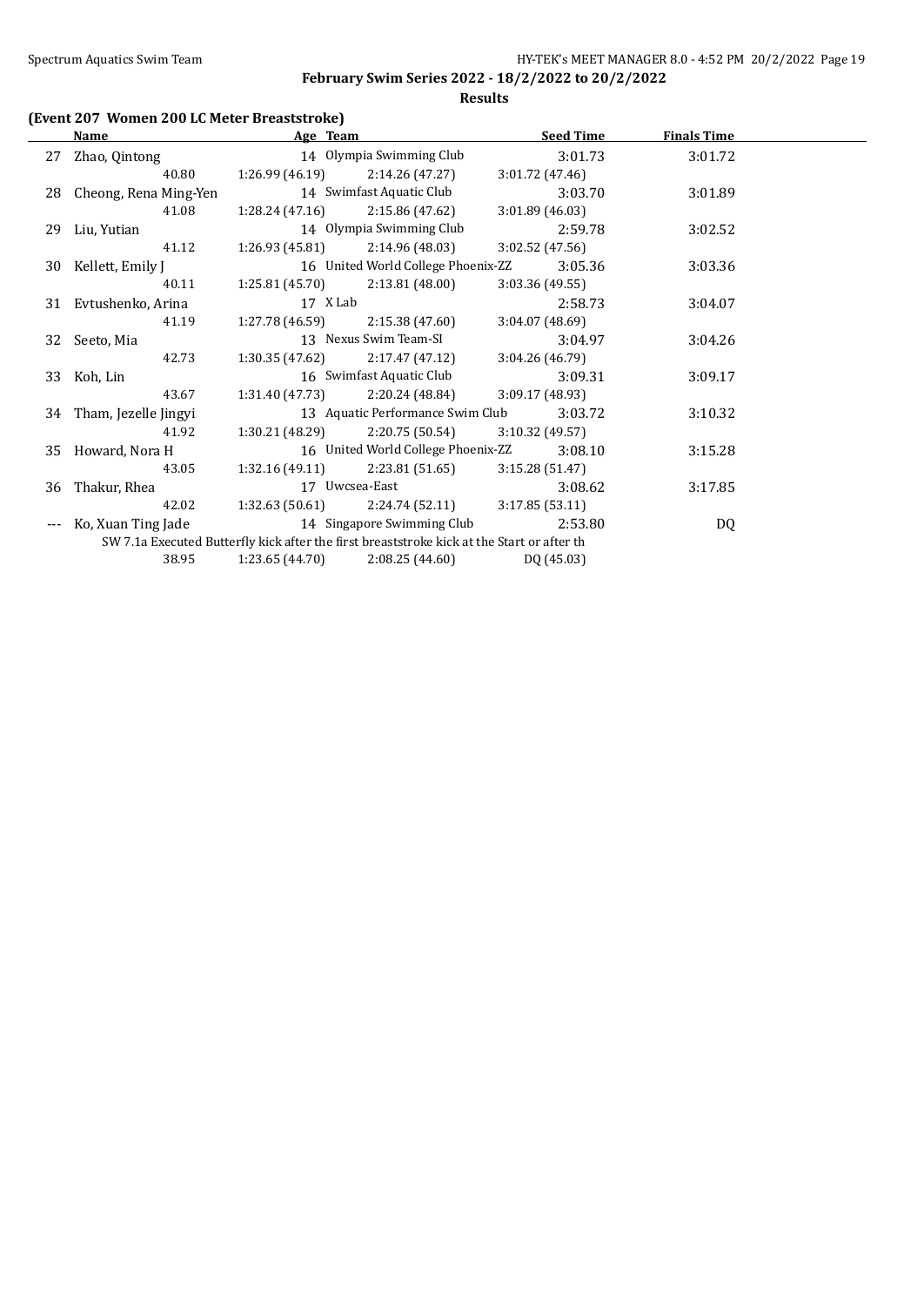**February Swim Series 2022 - 18/2/2022 to 20/2/2022**

**Results**

### (Event 207 Women 200 LC Meter Breaststroke)

| | Name | Age | Team | Seed Time | Finals Time |
|---|---|---|---|---|---|
| 27 | Zhao, Qintong | 14 | Olympia Swimming Club | 3:01.73 | 3:01.72 |
| | 40.80 | 1:26.99 (46.19) | 2:14.26 (47.27) | 3:01.72 (47.46) | |
| 28 | Cheong, Rena Ming-Yen | 14 | Swimfast Aquatic Club | 3:03.70 | 3:01.89 |
| | 41.08 | 1:28.24 (47.16) | 2:15.86 (47.62) | 3:01.89 (46.03) | |
| 29 | Liu, Yutian | 14 | Olympia Swimming Club | 2:59.78 | 3:02.52 |
| | 41.12 | 1:26.93 (45.81) | 2:14.96 (48.03) | 3:02.52 (47.56) | |
| 30 | Kellett, Emily J | 16 | United World College Phoenix-ZZ | 3:05.36 | 3:03.36 |
| | 40.11 | 1:25.81 (45.70) | 2:13.81 (48.00) | 3:03.36 (49.55) | |
| 31 | Evtushenko, Arina | 17 | X Lab | 2:58.73 | 3:04.07 |
| | 41.19 | 1:27.78 (46.59) | 2:15.38 (47.60) | 3:04.07 (48.69) | |
| 32 | Seeto, Mia | 13 | Nexus Swim Team-SI | 3:04.97 | 3:04.26 |
| | 42.73 | 1:30.35 (47.62) | 2:17.47 (47.12) | 3:04.26 (46.79) | |
| 33 | Koh, Lin | 16 | Swimfast Aquatic Club | 3:09.31 | 3:09.17 |
| | 43.67 | 1:31.40 (47.73) | 2:20.24 (48.84) | 3:09.17 (48.93) | |
| 34 | Tham, Jezelle Jingyi | 13 | Aquatic Performance Swim Club | 3:03.72 | 3:10.32 |
| | 41.92 | 1:30.21 (48.29) | 2:20.75 (50.54) | 3:10.32 (49.57) | |
| 35 | Howard, Nora H | 16 | United World College Phoenix-ZZ | 3:08.10 | 3:15.28 |
| | 43.05 | 1:32.16 (49.11) | 2:23.81 (51.65) | 3:15.28 (51.47) | |
| 36 | Thakur, Rhea | 17 | Uwcsea-East | 3:08.62 | 3:17.85 |
| | 42.02 | 1:32.63 (50.61) | 2:24.74 (52.11) | 3:17.85 (53.11) | |
| --- | Ko, Xuan Ting Jade | 14 | Singapore Swimming Club | 2:53.80 | DQ |
| | SW 7.1a Executed Butterfly kick after the first breaststroke kick at the Start or after th | | | | |
| | 38.95 | 1:23.65 (44.70) | 2:08.25 (44.60) | DQ (45.03) | |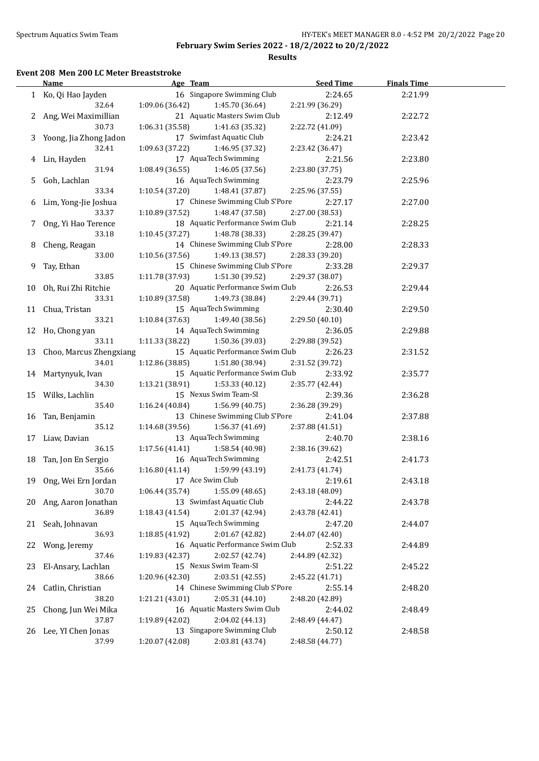# February Swim Series 2022 - 18/2/2022 to 20/2/2022

## Results

### Event 208 Men 200 LC Meter Breaststroke

| | Name | Age | Team | Seed Time | Finals Time |
|---|---|---|---|---|---|
| 1 | Ko, Qi Hao Jayden | 16 | Singapore Swimming Club | 2:24.65 | 2:21.99 |
| | 32.64 | 1:09.06 (36.42) | 1:45.70 (36.64) | 2:21.99 (36.29) | |
| 2 | Ang, Wei Maximillian | 21 | Aquatic Masters Swim Club | 2:12.49 | 2:22.72 |
| | 30.73 | 1:06.31 (35.58) | 1:41.63 (35.32) | 2:22.72 (41.09) | |
| 3 | Yoong, Jia Zhong Jadon | 17 | Swimfast Aquatic Club | 2:24.21 | 2:23.42 |
| | 32.41 | 1:09.63 (37.22) | 1:46.95 (37.32) | 2:23.42 (36.47) | |
| 4 | Lin, Hayden | 17 | AquaTech Swimming | 2:21.56 | 2:23.80 |
| | 31.94 | 1:08.49 (36.55) | 1:46.05 (37.56) | 2:23.80 (37.75) | |
| 5 | Goh, Lachlan | 16 | AquaTech Swimming | 2:23.79 | 2:25.96 |
| | 33.34 | 1:10.54 (37.20) | 1:48.41 (37.87) | 2:25.96 (37.55) | |
| 6 | Lim, Yong-Jie Joshua | 17 | Chinese Swimming Club S'Pore | 2:27.17 | 2:27.00 |
| | 33.37 | 1:10.89 (37.52) | 1:48.47 (37.58) | 2:27.00 (38.53) | |
| 7 | Ong, Yi Hao Terence | 18 | Aquatic Performance Swim Club | 2:21.14 | 2:28.25 |
| | 33.18 | 1:10.45 (37.27) | 1:48.78 (38.33) | 2:28.25 (39.47) | |
| 8 | Cheng, Reagan | 14 | Chinese Swimming Club S'Pore | 2:28.00 | 2:28.33 |
| | 33.00 | 1:10.56 (37.56) | 1:49.13 (38.57) | 2:28.33 (39.20) | |
| 9 | Tay, Ethan | 15 | Chinese Swimming Club S'Pore | 2:33.28 | 2:29.37 |
| | 33.85 | 1:11.78 (37.93) | 1:51.30 (39.52) | 2:29.37 (38.07) | |
| 10 | Oh, Rui Zhi Ritchie | 20 | Aquatic Performance Swim Club | 2:26.53 | 2:29.44 |
| | 33.31 | 1:10.89 (37.58) | 1:49.73 (38.84) | 2:29.44 (39.71) | |
| 11 | Chua, Tristan | 15 | AquaTech Swimming | 2:30.40 | 2:29.50 |
| | 33.21 | 1:10.84 (37.63) | 1:49.40 (38.56) | 2:29.50 (40.10) | |
| 12 | Ho, Chong yan | 14 | AquaTech Swimming | 2:36.05 | 2:29.88 |
| | 33.11 | 1:11.33 (38.22) | 1:50.36 (39.03) | 2:29.88 (39.52) | |
| 13 | Choo, Marcus Zhengxiang | 15 | Aquatic Performance Swim Club | 2:26.23 | 2:31.52 |
| | 34.01 | 1:12.86 (38.85) | 1:51.80 (38.94) | 2:31.52 (39.72) | |
| 14 | Martynyuk, Ivan | 15 | Aquatic Performance Swim Club | 2:33.92 | 2:35.77 |
| | 34.30 | 1:13.21 (38.91) | 1:53.33 (40.12) | 2:35.77 (42.44) | |
| 15 | Wilks, Lachlin | 15 | Nexus Swim Team-SI | 2:39.36 | 2:36.28 |
| | 35.40 | 1:16.24 (40.84) | 1:56.99 (40.75) | 2:36.28 (39.29) | |
| 16 | Tan, Benjamin | 13 | Chinese Swimming Club S'Pore | 2:41.04 | 2:37.88 |
| | 35.12 | 1:14.68 (39.56) | 1:56.37 (41.69) | 2:37.88 (41.51) | |
| 17 | Liaw, Davian | 13 | AquaTech Swimming | 2:40.70 | 2:38.16 |
| | 36.15 | 1:17.56 (41.41) | 1:58.54 (40.98) | 2:38.16 (39.62) | |
| 18 | Tan, Jon En Sergio | 16 | AquaTech Swimming | 2:42.51 | 2:41.73 |
| | 35.66 | 1:16.80 (41.14) | 1:59.99 (43.19) | 2:41.73 (41.74) | |
| 19 | Ong, Wei Ern Jordan | 17 | Ace Swim Club | 2:19.61 | 2:43.18 |
| | 30.70 | 1:06.44 (35.74) | 1:55.09 (48.65) | 2:43.18 (48.09) | |
| 20 | Ang, Aaron Jonathan | 13 | Swimfast Aquatic Club | 2:44.22 | 2:43.78 |
| | 36.89 | 1:18.43 (41.54) | 2:01.37 (42.94) | 2:43.78 (42.41) | |
| 21 | Seah, Johnavan | 15 | AquaTech Swimming | 2:47.20 | 2:44.07 |
| | 36.93 | 1:18.85 (41.92) | 2:01.67 (42.82) | 2:44.07 (42.40) | |
| 22 | Wong, Jeremy | 16 | Aquatic Performance Swim Club | 2:52.33 | 2:44.89 |
| | 37.46 | 1:19.83 (42.37) | 2:02.57 (42.74) | 2:44.89 (42.32) | |
| 23 | El-Ansary, Lachlan | 15 | Nexus Swim Team-SI | 2:51.22 | 2:45.22 |
| | 38.66 | 1:20.96 (42.30) | 2:03.51 (42.55) | 2:45.22 (41.71) | |
| 24 | Catlin, Christian | 14 | Chinese Swimming Club S'Pore | 2:55.14 | 2:48.20 |
| | 38.20 | 1:21.21 (43.01) | 2:05.31 (44.10) | 2:48.20 (42.89) | |
| 25 | Chong, Jun Wei Mika | 16 | Aquatic Masters Swim Club | 2:44.02 | 2:48.49 |
| | 37.87 | 1:19.89 (42.02) | 2:04.02 (44.13) | 2:48.49 (44.47) | |
| 26 | Lee, YI Chen Jonas | 13 | Singapore Swimming Club | 2:50.12 | 2:48.58 |
| | 37.99 | 1:20.07 (42.08) | 2:03.81 (43.74) | 2:48.58 (44.77) | |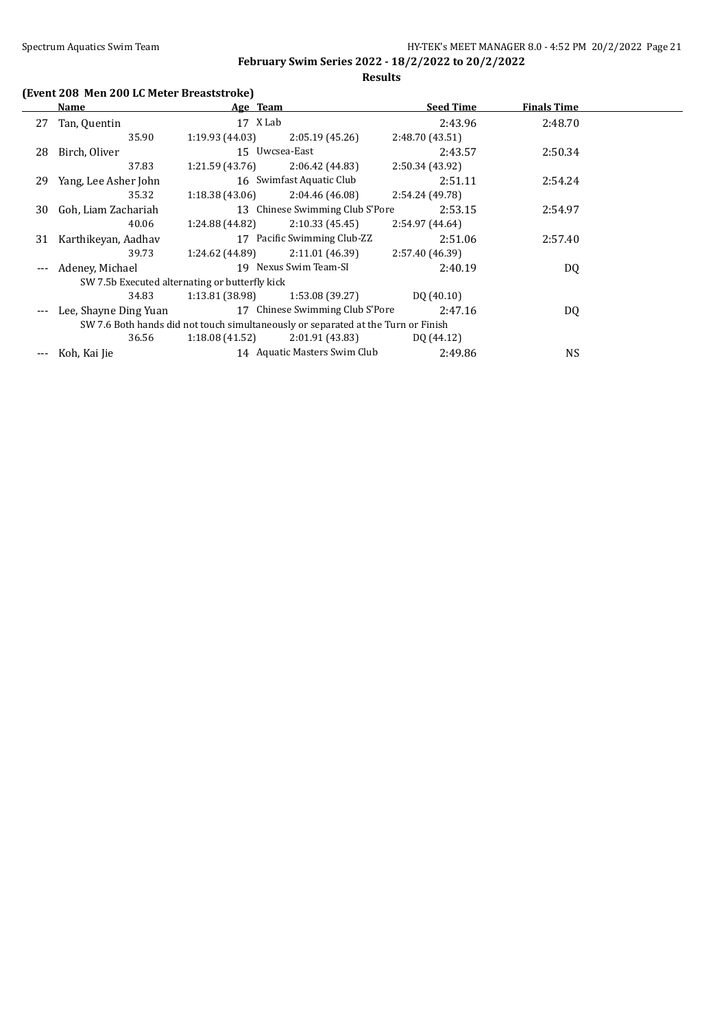February Swim Series 2022 - 18/2/2022 to 20/2/2022

**Results**

### (Event 208 Men 200 LC Meter Breaststroke)

| | Name | Age | Team | Seed Time | Finals Time |
|---|---|---|---|---|---|
| 27 | Tan, Quentin | 17 | X Lab | 2:43.96 | 2:48.70 |
| | 35.90 | 1:19.93 (44.03) | 2:05.19 (45.26) | 2:48.70 (43.51) | |
| 28 | Birch, Oliver | 15 | Uwcsea-East | 2:43.57 | 2:50.34 |
| | 37.83 | 1:21.59 (43.76) | 2:06.42 (44.83) | 2:50.34 (43.92) | |
| 29 | Yang, Lee Asher John | 16 | Swimfast Aquatic Club | 2:51.11 | 2:54.24 |
| | 35.32 | 1:18.38 (43.06) | 2:04.46 (46.08) | 2:54.24 (49.78) | |
| 30 | Goh, Liam Zachariah | 13 | Chinese Swimming Club S'Pore | 2:53.15 | 2:54.97 |
| | 40.06 | 1:24.88 (44.82) | 2:10.33 (45.45) | 2:54.97 (44.64) | |
| 31 | Karthikeyan, Aadhav | 17 | Pacific Swimming Club-ZZ | 2:51.06 | 2:57.40 |
| | 39.73 | 1:24.62 (44.89) | 2:11.01 (46.39) | 2:57.40 (46.39) | |
| --- | Adeney, Michael | 19 | Nexus Swim Team-SI | 2:40.19 | DQ |
| | SW 7.5b Executed alternating or butterfly kick | | | | |
| | 34.83 | 1:13.81 (38.98) | 1:53.08 (39.27) | DQ (40.10) | |
| --- | Lee, Shayne Ding Yuan | 17 | Chinese Swimming Club S'Pore | 2:47.16 | DQ |
| | SW 7.6 Both hands did not touch simultaneously or separated at the Turn or Finish | | | | |
| | 36.56 | 1:18.08 (41.52) | 2:01.91 (43.83) | DQ (44.12) | |
| --- | Koh, Kai Jie | 14 | Aquatic Masters Swim Club | 2:49.86 | NS |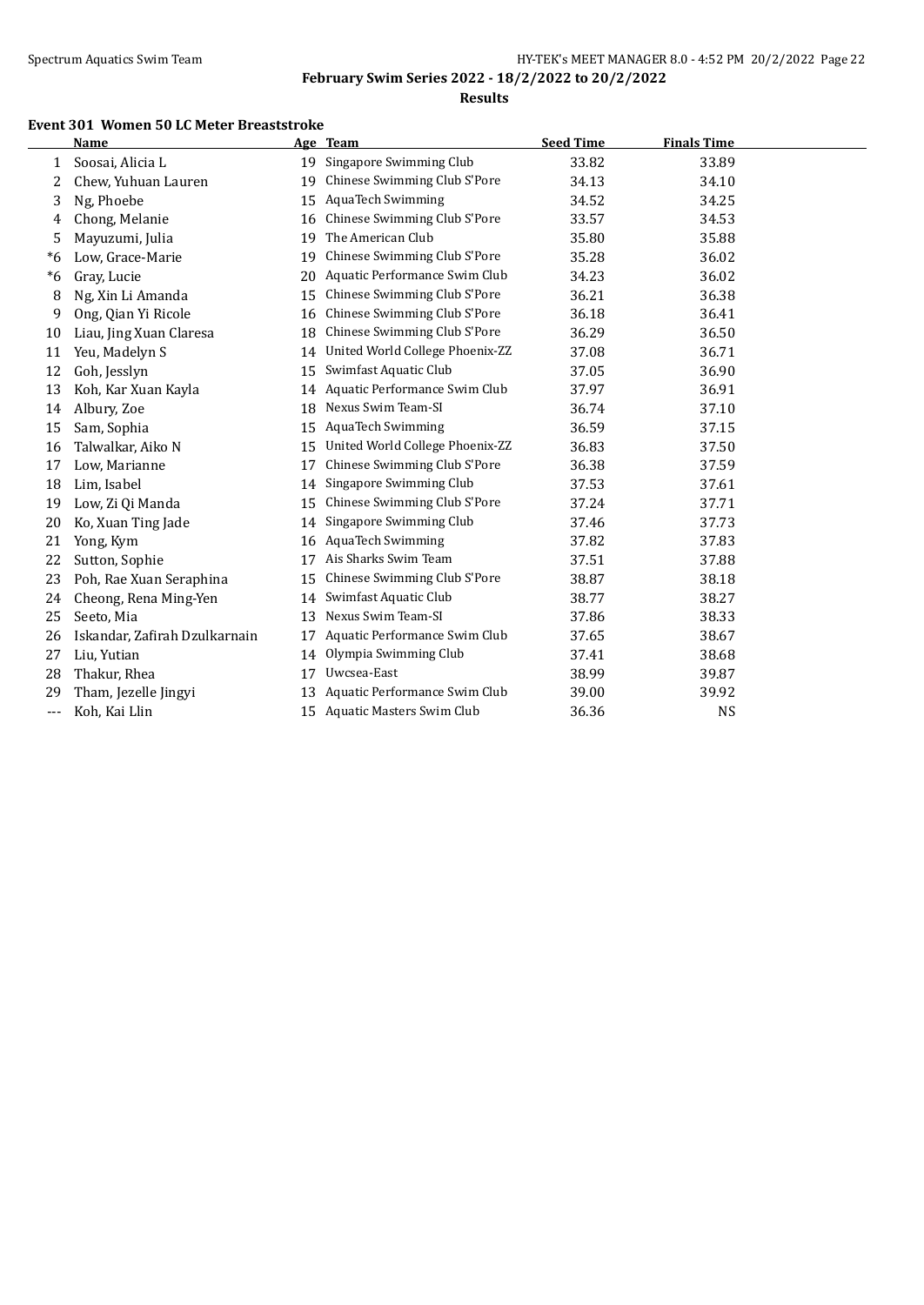**February Swim Series 2022 - 18/2/2022 to 20/2/2022**

**Results**

### Event 301 Women 50 LC Meter Breaststroke

| | Name | Age | Team | Seed Time | Finals Time |
|---|---|---|---|---|---|
| 1 | Soosai, Alicia L | 19 | Singapore Swimming Club | 33.82 | 33.89 |
| 2 | Chew, Yuhuan Lauren | 19 | Chinese Swimming Club S'Pore | 34.13 | 34.10 |
| 3 | Ng, Phoebe | 15 | AquaTech Swimming | 34.52 | 34.25 |
| 4 | Chong, Melanie | 16 | Chinese Swimming Club S'Pore | 33.57 | 34.53 |
| 5 | Mayuzumi, Julia | 19 | The American Club | 35.80 | 35.88 |
| *6 | Low, Grace-Marie | 19 | Chinese Swimming Club S'Pore | 35.28 | 36.02 |
| *6 | Gray, Lucie | 20 | Aquatic Performance Swim Club | 34.23 | 36.02 |
| 8 | Ng, Xin Li Amanda | 15 | Chinese Swimming Club S'Pore | 36.21 | 36.38 |
| 9 | Ong, Qian Yi Ricole | 16 | Chinese Swimming Club S'Pore | 36.18 | 36.41 |
| 10 | Liau, Jing Xuan Claresa | 18 | Chinese Swimming Club S'Pore | 36.29 | 36.50 |
| 11 | Yeu, Madelyn S | 14 | United World College Phoenix-ZZ | 37.08 | 36.71 |
| 12 | Goh, Jesslyn | 15 | Swimfast Aquatic Club | 37.05 | 36.90 |
| 13 | Koh, Kar Xuan Kayla | 14 | Aquatic Performance Swim Club | 37.97 | 36.91 |
| 14 | Albury, Zoe | 18 | Nexus Swim Team-SI | 36.74 | 37.10 |
| 15 | Sam, Sophia | 15 | AquaTech Swimming | 36.59 | 37.15 |
| 16 | Talwalkar, Aiko N | 15 | United World College Phoenix-ZZ | 36.83 | 37.50 |
| 17 | Low, Marianne | 17 | Chinese Swimming Club S'Pore | 36.38 | 37.59 |
| 18 | Lim, Isabel | 14 | Singapore Swimming Club | 37.53 | 37.61 |
| 19 | Low, Zi Qi Manda | 15 | Chinese Swimming Club S'Pore | 37.24 | 37.71 |
| 20 | Ko, Xuan Ting Jade | 14 | Singapore Swimming Club | 37.46 | 37.73 |
| 21 | Yong, Kym | 16 | AquaTech Swimming | 37.82 | 37.83 |
| 22 | Sutton, Sophie | 17 | Ais Sharks Swim Team | 37.51 | 37.88 |
| 23 | Poh, Rae Xuan Seraphina | 15 | Chinese Swimming Club S'Pore | 38.87 | 38.18 |
| 24 | Cheong, Rena Ming-Yen | 14 | Swimfast Aquatic Club | 38.77 | 38.27 |
| 25 | Seeto, Mia | 13 | Nexus Swim Team-SI | 37.86 | 38.33 |
| 26 | Iskandar, Zafirah Dzulkarnain | 17 | Aquatic Performance Swim Club | 37.65 | 38.67 |
| 27 | Liu, Yutian | 14 | Olympia Swimming Club | 37.41 | 38.68 |
| 28 | Thakur, Rhea | 17 | Uwcsea-East | 38.99 | 39.87 |
| 29 | Tham, Jezelle Jingyi | 13 | Aquatic Performance Swim Club | 39.00 | 39.92 |
| --- | Koh, Kai Llin | 15 | Aquatic Masters Swim Club | 36.36 | NS |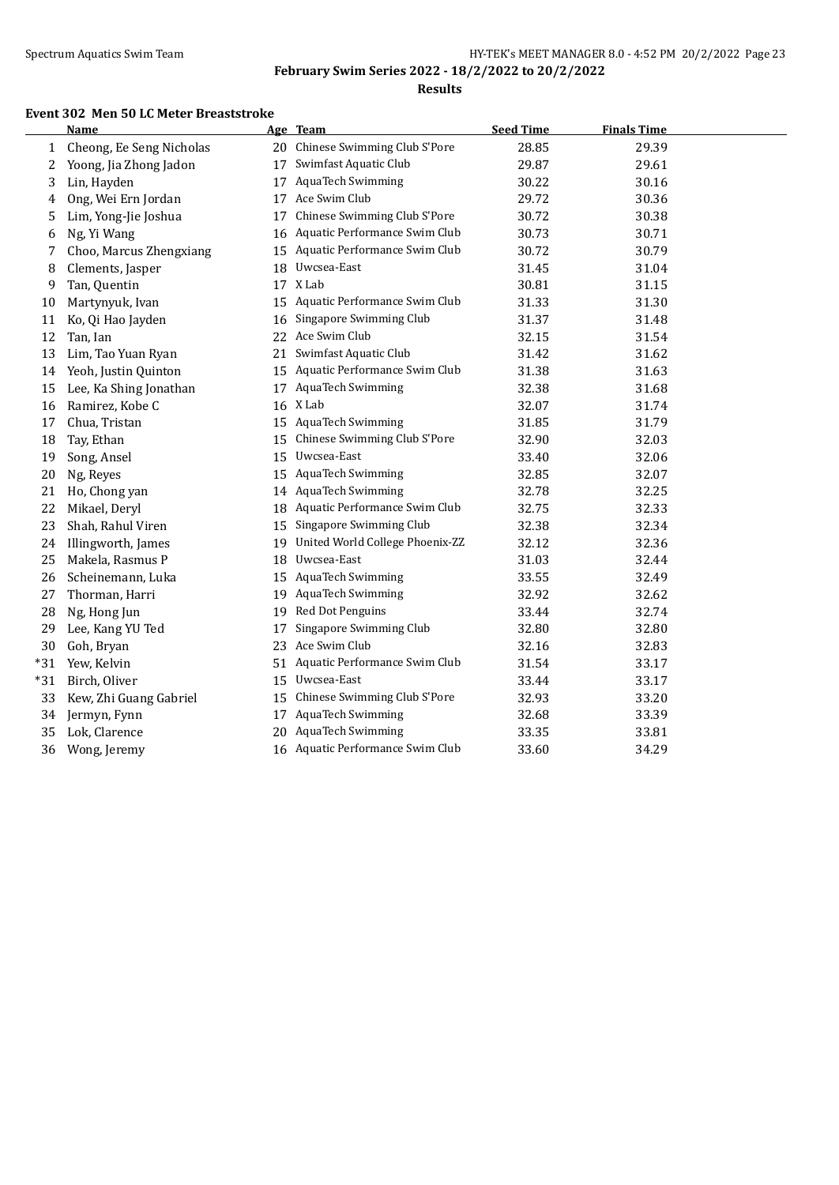## February Swim Series 2022 - 18/2/2022 to 20/2/2022

### Results

#### Event 302 Men 50 LC Meter Breaststroke

| | Name | Age | Team | Seed Time | Finals Time |
|---|---|---|---|---|---|
| 1 | Cheong, Ee Seng Nicholas | 20 | Chinese Swimming Club S'Pore | 28.85 | 29.39 |
| 2 | Yoong, Jia Zhong Jadon | 17 | Swimfast Aquatic Club | 29.87 | 29.61 |
| 3 | Lin, Hayden | 17 | AquaTech Swimming | 30.22 | 30.16 |
| 4 | Ong, Wei Ern Jordan | 17 | Ace Swim Club | 29.72 | 30.36 |
| 5 | Lim, Yong-Jie Joshua | 17 | Chinese Swimming Club S'Pore | 30.72 | 30.38 |
| 6 | Ng, Yi Wang | 16 | Aquatic Performance Swim Club | 30.73 | 30.71 |
| 7 | Choo, Marcus Zhengxiang | 15 | Aquatic Performance Swim Club | 30.72 | 30.79 |
| 8 | Clements, Jasper | 18 | Uwcsea-East | 31.45 | 31.04 |
| 9 | Tan, Quentin | 17 | X Lab | 30.81 | 31.15 |
| 10 | Martynyuk, Ivan | 15 | Aquatic Performance Swim Club | 31.33 | 31.30 |
| 11 | Ko, Qi Hao Jayden | 16 | Singapore Swimming Club | 31.37 | 31.48 |
| 12 | Tan, Ian | 22 | Ace Swim Club | 32.15 | 31.54 |
| 13 | Lim, Tao Yuan Ryan | 21 | Swimfast Aquatic Club | 31.42 | 31.62 |
| 14 | Yeoh, Justin Quinton | 15 | Aquatic Performance Swim Club | 31.38 | 31.63 |
| 15 | Lee, Ka Shing Jonathan | 17 | AquaTech Swimming | 32.38 | 31.68 |
| 16 | Ramirez, Kobe C | 16 | X Lab | 32.07 | 31.74 |
| 17 | Chua, Tristan | 15 | AquaTech Swimming | 31.85 | 31.79 |
| 18 | Tay, Ethan | 15 | Chinese Swimming Club S'Pore | 32.90 | 32.03 |
| 19 | Song, Ansel | 15 | Uwcsea-East | 33.40 | 32.06 |
| 20 | Ng, Reyes | 15 | AquaTech Swimming | 32.85 | 32.07 |
| 21 | Ho, Chong yan | 14 | AquaTech Swimming | 32.78 | 32.25 |
| 22 | Mikael, Deryl | 18 | Aquatic Performance Swim Club | 32.75 | 32.33 |
| 23 | Shah, Rahul Viren | 15 | Singapore Swimming Club | 32.38 | 32.34 |
| 24 | Illingworth, James | 19 | United World College Phoenix-ZZ | 32.12 | 32.36 |
| 25 | Makela, Rasmus P | 18 | Uwcsea-East | 31.03 | 32.44 |
| 26 | Scheinemann, Luka | 15 | AquaTech Swimming | 33.55 | 32.49 |
| 27 | Thorman, Harri | 19 | AquaTech Swimming | 32.92 | 32.62 |
| 28 | Ng, Hong Jun | 19 | Red Dot Penguins | 33.44 | 32.74 |
| 29 | Lee, Kang YU Ted | 17 | Singapore Swimming Club | 32.80 | 32.80 |
| 30 | Goh, Bryan | 23 | Ace Swim Club | 32.16 | 32.83 |
| *31 | Yew, Kelvin | 51 | Aquatic Performance Swim Club | 31.54 | 33.17 |
| *31 | Birch, Oliver | 15 | Uwcsea-East | 33.44 | 33.17 |
| 33 | Kew, Zhi Guang Gabriel | 15 | Chinese Swimming Club S'Pore | 32.93 | 33.20 |
| 34 | Jermyn, Fynn | 17 | AquaTech Swimming | 32.68 | 33.39 |
| 35 | Lok, Clarence | 20 | AquaTech Swimming | 33.35 | 33.81 |
| 36 | Wong, Jeremy | 16 | Aquatic Performance Swim Club | 33.60 | 34.29 |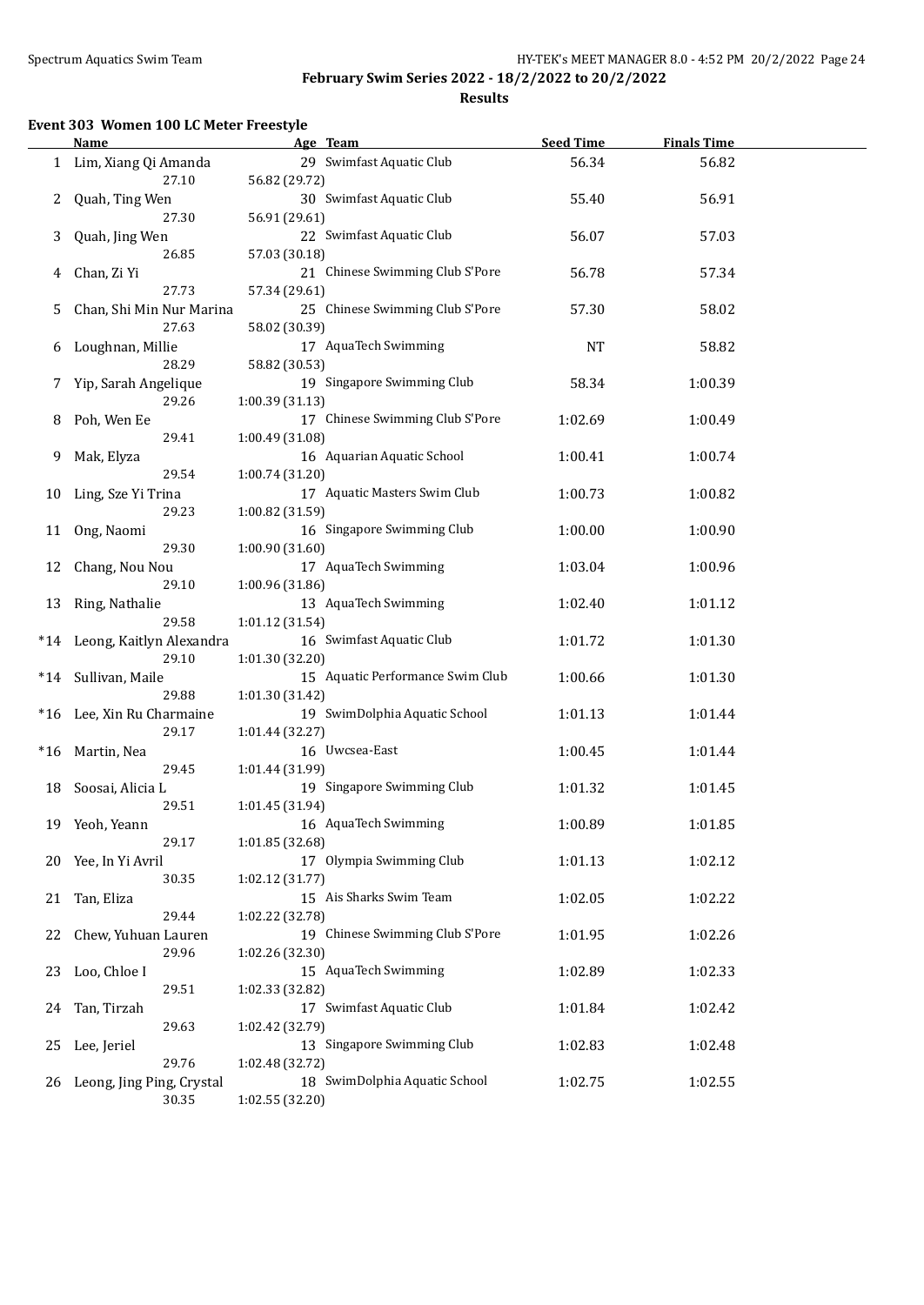**February Swim Series 2022 - 18/2/2022 to 20/2/2022**

**Results**

### Event 303 Women 100 LC Meter Freestyle

| | Name | Age | Team | Seed Time | Finals Time |
|---|---|---|---|---|---|
| 1 | Lim, Xiang Qi Amanda | 29 | Swimfast Aquatic Club | 56.34 | 56.82 |
| | 27.10 | 56.82 (29.72) | | | |
| 2 | Quah, Ting Wen | 30 | Swimfast Aquatic Club | 55.40 | 56.91 |
| | 27.30 | 56.91 (29.61) | | | |
| 3 | Quah, Jing Wen | 22 | Swimfast Aquatic Club | 56.07 | 57.03 |
| | 26.85 | 57.03 (30.18) | | | |
| 4 | Chan, Zi Yi | 21 | Chinese Swimming Club S'Pore | 56.78 | 57.34 |
| | 27.73 | 57.34 (29.61) | | | |
| 5 | Chan, Shi Min Nur Marina | 25 | Chinese Swimming Club S'Pore | 57.30 | 58.02 |
| | 27.63 | 58.02 (30.39) | | | |
| 6 | Loughnan, Millie | 17 | AquaTech Swimming | NT | 58.82 |
| | 28.29 | 58.82 (30.53) | | | |
| 7 | Yip, Sarah Angelique | 19 | Singapore Swimming Club | 58.34 | 1:00.39 |
| | 29.26 | 1:00.39 (31.13) | | | |
| 8 | Poh, Wen Ee | 17 | Chinese Swimming Club S'Pore | 1:02.69 | 1:00.49 |
| | 29.41 | 1:00.49 (31.08) | | | |
| 9 | Mak, Elyza | 16 | Aquarian Aquatic School | 1:00.41 | 1:00.74 |
| | 29.54 | 1:00.74 (31.20) | | | |
| 10 | Ling, Sze Yi Trina | 17 | Aquatic Masters Swim Club | 1:00.73 | 1:00.82 |
| | 29.23 | 1:00.82 (31.59) | | | |
| 11 | Ong, Naomi | 16 | Singapore Swimming Club | 1:00.00 | 1:00.90 |
| | 29.30 | 1:00.90 (31.60) | | | |
| 12 | Chang, Nou Nou | 17 | AquaTech Swimming | 1:03.04 | 1:00.96 |
| | 29.10 | 1:00.96 (31.86) | | | |
| 13 | Ring, Nathalie | 13 | AquaTech Swimming | 1:02.40 | 1:01.12 |
| | 29.58 | 1:01.12 (31.54) | | | |
| *14 | Leong, Kaitlyn Alexandra | 16 | Swimfast Aquatic Club | 1:01.72 | 1:01.30 |
| | 29.10 | 1:01.30 (32.20) | | | |
| *14 | Sullivan, Maile | 15 | Aquatic Performance Swim Club | 1:00.66 | 1:01.30 |
| | 29.88 | 1:01.30 (31.42) | | | |
| *16 | Lee, Xin Ru Charmaine | 19 | SwimDolphia Aquatic School | 1:01.13 | 1:01.44 |
| | 29.17 | 1:01.44 (32.27) | | | |
| *16 | Martin, Nea | 16 | Uwcsea-East | 1:00.45 | 1:01.44 |
| | 29.45 | 1:01.44 (31.99) | | | |
| 18 | Soosai, Alicia L | 19 | Singapore Swimming Club | 1:01.32 | 1:01.45 |
| | 29.51 | 1:01.45 (31.94) | | | |
| 19 | Yeoh, Yeann | 16 | AquaTech Swimming | 1:00.89 | 1:01.85 |
| | 29.17 | 1:01.85 (32.68) | | | |
| 20 | Yee, In Yi Avril | 17 | Olympia Swimming Club | 1:01.13 | 1:02.12 |
| | 30.35 | 1:02.12 (31.77) | | | |
| 21 | Tan, Eliza | 15 | Ais Sharks Swim Team | 1:02.05 | 1:02.22 |
| | 29.44 | 1:02.22 (32.78) | | | |
| 22 | Chew, Yuhuan Lauren | 19 | Chinese Swimming Club S'Pore | 1:01.95 | 1:02.26 |
| | 29.96 | 1:02.26 (32.30) | | | |
| 23 | Loo, Chloe I | 15 | AquaTech Swimming | 1:02.89 | 1:02.33 |
| | 29.51 | 1:02.33 (32.82) | | | |
| 24 | Tan, Tirzah | 17 | Swimfast Aquatic Club | 1:01.84 | 1:02.42 |
| | 29.63 | 1:02.42 (32.79) | | | |
| 25 | Lee, Jeriel | 13 | Singapore Swimming Club | 1:02.83 | 1:02.48 |
| | 29.76 | 1:02.48 (32.72) | | | |
| 26 | Leong, Jing Ping, Crystal | 18 | SwimDolphia Aquatic School | 1:02.75 | 1:02.55 |
| | 30.35 | 1:02.55 (32.20) | | | |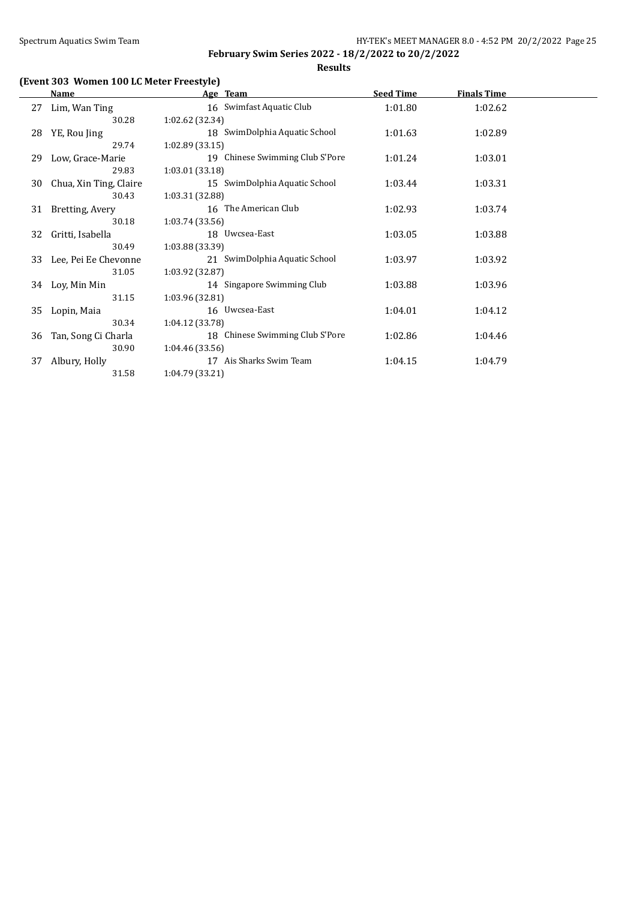**February Swim Series 2022 - 18/2/2022 to 20/2/2022**

**Results**

### (Event 303 Women 100 LC Meter Freestyle)

| | Name | Age | Team | Seed Time | Finals Time |
|---|---|---|---|---|---|
| 27 | Lim, Wan Ting | 16 | Swimfast Aquatic Club | 1:01.80 | 1:02.62 |
| | 30.28 | 1:02.62 (32.34) | | | |
| 28 | YE, Rou Jing | 18 | SwimDolphia Aquatic School | 1:01.63 | 1:02.89 |
| | 29.74 | 1:02.89 (33.15) | | | |
| 29 | Low, Grace-Marie | 19 | Chinese Swimming Club S'Pore | 1:01.24 | 1:03.01 |
| | 29.83 | 1:03.01 (33.18) | | | |
| 30 | Chua, Xin Ting, Claire | 15 | SwimDolphia Aquatic School | 1:03.44 | 1:03.31 |
| | 30.43 | 1:03.31 (32.88) | | | |
| 31 | Bretting, Avery | 16 | The American Club | 1:02.93 | 1:03.74 |
| | 30.18 | 1:03.74 (33.56) | | | |
| 32 | Gritti, Isabella | 18 | Uwcsea-East | 1:03.05 | 1:03.88 |
| | 30.49 | 1:03.88 (33.39) | | | |
| 33 | Lee, Pei Ee Chevonne | 21 | SwimDolphia Aquatic School | 1:03.97 | 1:03.92 |
| | 31.05 | 1:03.92 (32.87) | | | |
| 34 | Loy, Min Min | 14 | Singapore Swimming Club | 1:03.88 | 1:03.96 |
| | 31.15 | 1:03.96 (32.81) | | | |
| 35 | Lopin, Maia | 16 | Uwcsea-East | 1:04.01 | 1:04.12 |
| | 30.34 | 1:04.12 (33.78) | | | |
| 36 | Tan, Song Ci Charla | 18 | Chinese Swimming Club S'Pore | 1:02.86 | 1:04.46 |
| | 30.90 | 1:04.46 (33.56) | | | |
| 37 | Albury, Holly | 17 | Ais Sharks Swim Team | 1:04.15 | 1:04.79 |
| | 31.58 | 1:04.79 (33.21) | | | |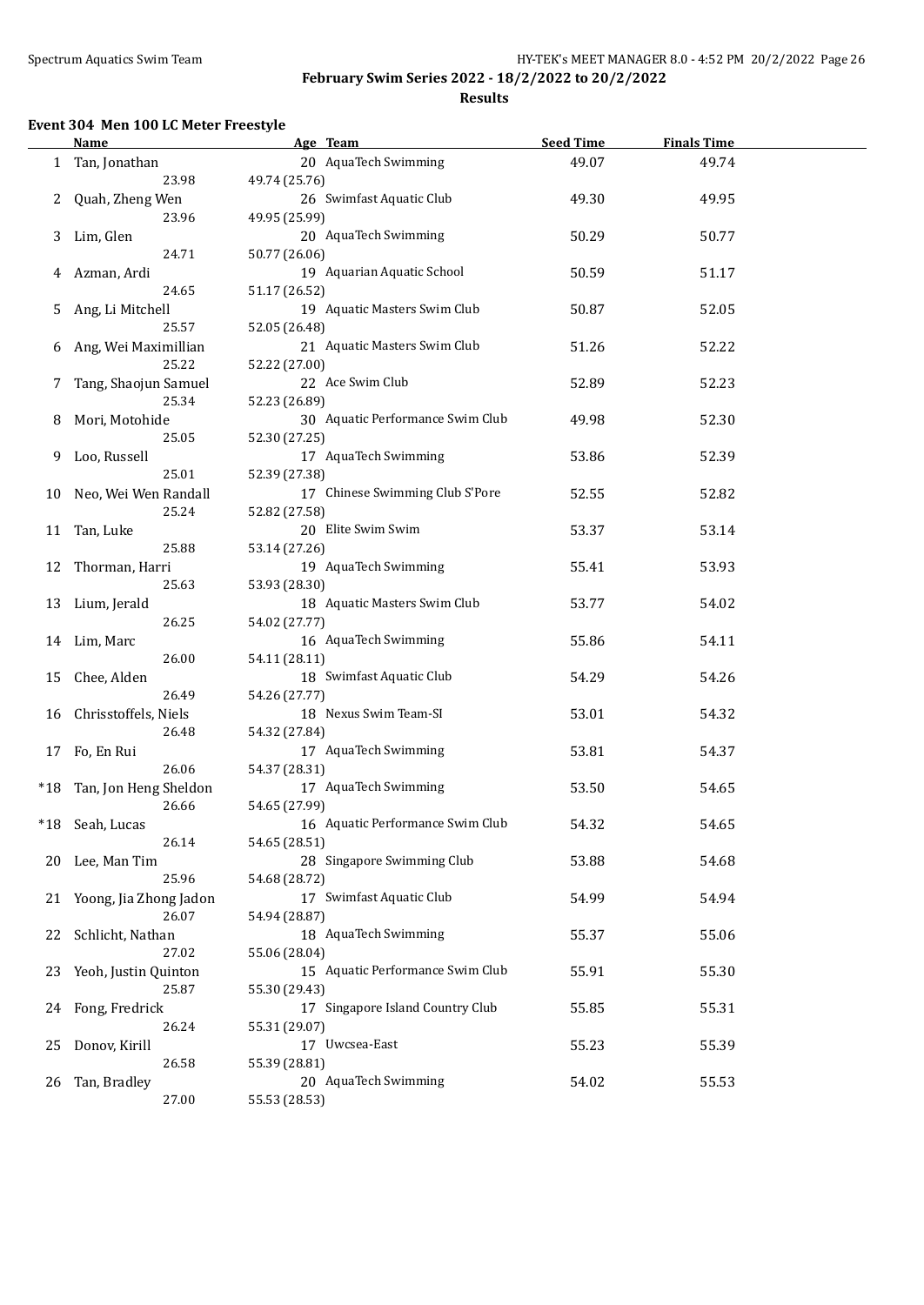## February Swim Series 2022 - 18/2/2022 to 20/2/2022

### Results

#### Event 304 Men 100 LC Meter Freestyle

| | Name | Age | Team | Seed Time | Finals Time |
|---|---|---|---|---|---|
| 1 | Tan, Jonathan | 20 | AquaTech Swimming | 49.07 | 49.74 |
| | 23.98 | 49.74 (25.76) | | | |
| 2 | Quah, Zheng Wen | 26 | Swimfast Aquatic Club | 49.30 | 49.95 |
| | 23.96 | 49.95 (25.99) | | | |
| 3 | Lim, Glen | 20 | AquaTech Swimming | 50.29 | 50.77 |
| | 24.71 | 50.77 (26.06) | | | |
| 4 | Azman, Ardi | 19 | Aquarian Aquatic School | 50.59 | 51.17 |
| | 24.65 | 51.17 (26.52) | | | |
| 5 | Ang, Li Mitchell | 19 | Aquatic Masters Swim Club | 50.87 | 52.05 |
| | 25.57 | 52.05 (26.48) | | | |
| 6 | Ang, Wei Maximillian | 21 | Aquatic Masters Swim Club | 51.26 | 52.22 |
| | 25.22 | 52.22 (27.00) | | | |
| 7 | Tang, Shaojun Samuel | 22 | Ace Swim Club | 52.89 | 52.23 |
| | 25.34 | 52.23 (26.89) | | | |
| 8 | Mori, Motohide | 30 | Aquatic Performance Swim Club | 49.98 | 52.30 |
| | 25.05 | 52.30 (27.25) | | | |
| 9 | Loo, Russell | 17 | AquaTech Swimming | 53.86 | 52.39 |
| | 25.01 | 52.39 (27.38) | | | |
| 10 | Neo, Wei Wen Randall | 17 | Chinese Swimming Club S'Pore | 52.55 | 52.82 |
| | 25.24 | 52.82 (27.58) | | | |
| 11 | Tan, Luke | 20 | Elite Swim Swim | 53.37 | 53.14 |
| | 25.88 | 53.14 (27.26) | | | |
| 12 | Thorman, Harri | 19 | AquaTech Swimming | 55.41 | 53.93 |
| | 25.63 | 53.93 (28.30) | | | |
| 13 | Lium, Jerald | 18 | Aquatic Masters Swim Club | 53.77 | 54.02 |
| | 26.25 | 54.02 (27.77) | | | |
| 14 | Lim, Marc | 16 | AquaTech Swimming | 55.86 | 54.11 |
| | 26.00 | 54.11 (28.11) | | | |
| 15 | Chee, Alden | 18 | Swimfast Aquatic Club | 54.29 | 54.26 |
| | 26.49 | 54.26 (27.77) | | | |
| 16 | Chrisstoffels, Niels | 18 | Nexus Swim Team-SI | 53.01 | 54.32 |
| | 26.48 | 54.32 (27.84) | | | |
| 17 | Fo, En Rui | 17 | AquaTech Swimming | 53.81 | 54.37 |
| | 26.06 | 54.37 (28.31) | | | |
| *18 | Tan, Jon Heng Sheldon | 17 | AquaTech Swimming | 53.50 | 54.65 |
| | 26.66 | 54.65 (27.99) | | | |
| *18 | Seah, Lucas | 16 | Aquatic Performance Swim Club | 54.32 | 54.65 |
| | 26.14 | 54.65 (28.51) | | | |
| 20 | Lee, Man Tim | 28 | Singapore Swimming Club | 53.88 | 54.68 |
| | 25.96 | 54.68 (28.72) | | | |
| 21 | Yoong, Jia Zhong Jadon | 17 | Swimfast Aquatic Club | 54.99 | 54.94 |
| | 26.07 | 54.94 (28.87) | | | |
| 22 | Schlicht, Nathan | 18 | AquaTech Swimming | 55.37 | 55.06 |
| | 27.02 | 55.06 (28.04) | | | |
| 23 | Yeoh, Justin Quinton | 15 | Aquatic Performance Swim Club | 55.91 | 55.30 |
| | 25.87 | 55.30 (29.43) | | | |
| 24 | Fong, Fredrick | 17 | Singapore Island Country Club | 55.85 | 55.31 |
| | 26.24 | 55.31 (29.07) | | | |
| 25 | Donov, Kirill | 17 | Uwcsea-East | 55.23 | 55.39 |
| | 26.58 | 55.39 (28.81) | | | |
| 26 | Tan, Bradley | 20 | AquaTech Swimming | 54.02 | 55.53 |
| | 27.00 | 55.53 (28.53) | | | |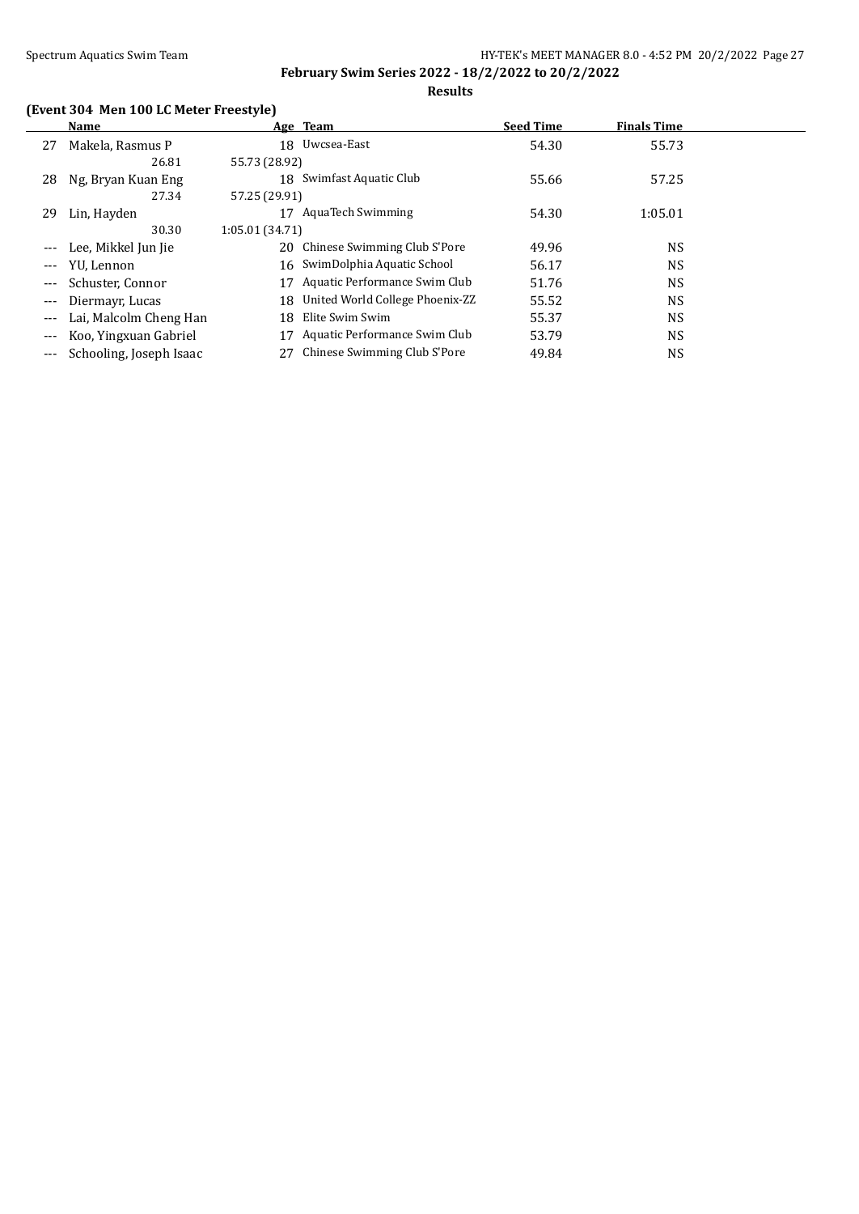**February Swim Series 2022 - 18/2/2022 to 20/2/2022**

**Results**

### (Event 304 Men 100 LC Meter Freestyle)

| | Name | Age | Team | Seed Time | Finals Time |
|---|---|---|---|---|---|
| 27 | Makela, Rasmus P | 18 | Uwcsea-East | 54.30 | 55.73 |
| | 26.81 | 55.73 (28.92) | | | |
| 28 | Ng, Bryan Kuan Eng | 18 | Swimfast Aquatic Club | 55.66 | 57.25 |
| | 27.34 | 57.25 (29.91) | | | |
| 29 | Lin, Hayden | 17 | AquaTech Swimming | 54.30 | 1:05.01 |
| | 30.30 | 1:05.01 (34.71) | | | |
| --- | Lee, Mikkel Jun Jie | 20 | Chinese Swimming Club S'Pore | 49.96 | NS |
| --- | YU, Lennon | 16 | SwimDolphia Aquatic School | 56.17 | NS |
| --- | Schuster, Connor | 17 | Aquatic Performance Swim Club | 51.76 | NS |
| --- | Diermayr, Lucas | 18 | United World College Phoenix-ZZ | 55.52 | NS |
| --- | Lai, Malcolm Cheng Han | 18 | Elite Swim Swim | 55.37 | NS |
| --- | Koo, Yingxuan Gabriel | 17 | Aquatic Performance Swim Club | 53.79 | NS |
| --- | Schooling, Joseph Isaac | 27 | Chinese Swimming Club S'Pore | 49.84 | NS |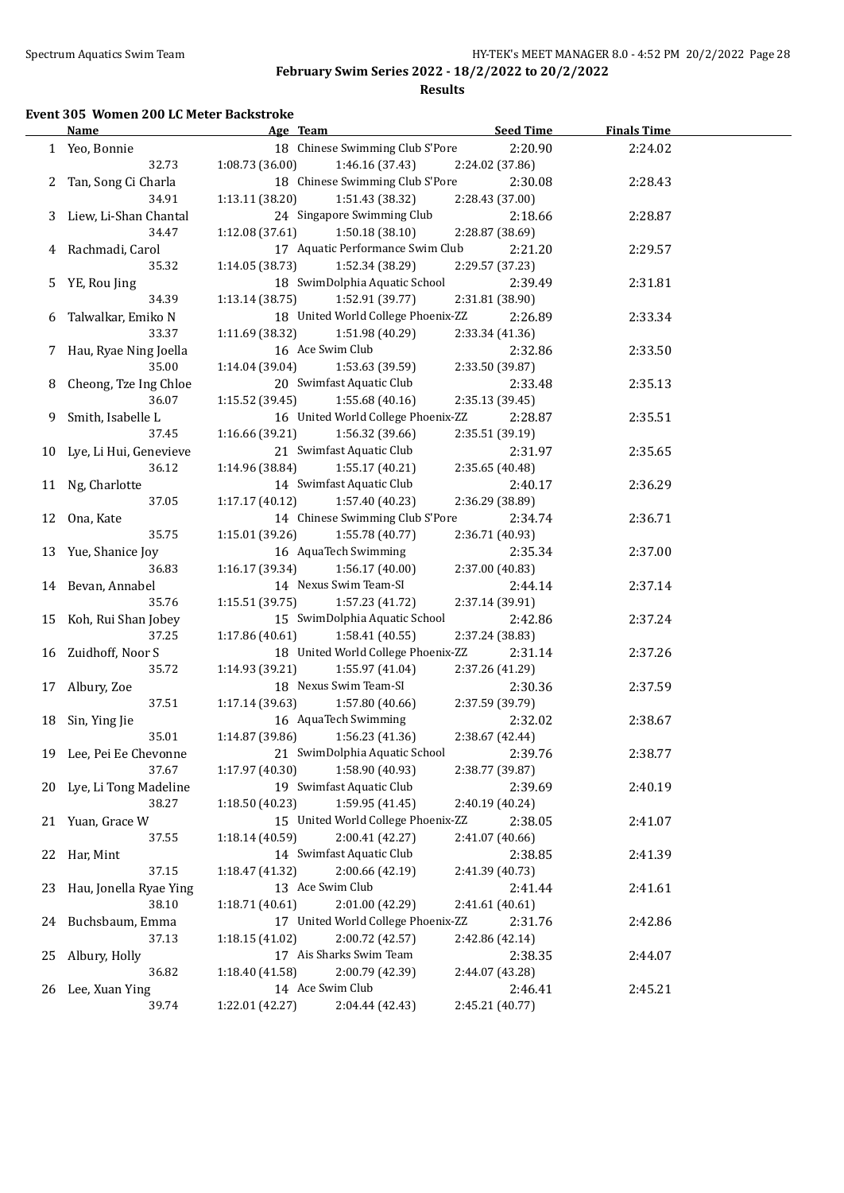**February Swim Series 2022 - 18/2/2022 to 20/2/2022**

**Results**

### Event 305 Women 200 LC Meter Backstroke

| | Name | Age | Team | Seed Time | Finals Time |
|---|---|---|---|---|---|
| 1 | Yeo, Bonnie | 18 | Chinese Swimming Club S'Pore | 2:20.90 | 2:24.02 |
| | 32.73 | 1:08.73 (36.00) | 1:46.16 (37.43) | 2:24.02 (37.86) | |
| 2 | Tan, Song Ci Charla | 18 | Chinese Swimming Club S'Pore | 2:30.08 | 2:28.43 |
| | 34.91 | 1:13.11 (38.20) | 1:51.43 (38.32) | 2:28.43 (37.00) | |
| 3 | Liew, Li-Shan Chantal | 24 | Singapore Swimming Club | 2:18.66 | 2:28.87 |
| | 34.47 | 1:12.08 (37.61) | 1:50.18 (38.10) | 2:28.87 (38.69) | |
| 4 | Rachmadi, Carol | 17 | Aquatic Performance Swim Club | 2:21.20 | 2:29.57 |
| | 35.32 | 1:14.05 (38.73) | 1:52.34 (38.29) | 2:29.57 (37.23) | |
| 5 | YE, Rou Jing | 18 | SwimDolphia Aquatic School | 2:39.49 | 2:31.81 |
| | 34.39 | 1:13.14 (38.75) | 1:52.91 (39.77) | 2:31.81 (38.90) | |
| 6 | Talwalkar, Emiko N | 18 | United World College Phoenix-ZZ | 2:26.89 | 2:33.34 |
| | 33.37 | 1:11.69 (38.32) | 1:51.98 (40.29) | 2:33.34 (41.36) | |
| 7 | Hau, Ryae Ning Joella | 16 | Ace Swim Club | 2:32.86 | 2:33.50 |
| | 35.00 | 1:14.04 (39.04) | 1:53.63 (39.59) | 2:33.50 (39.87) | |
| 8 | Cheong, Tze Ing Chloe | 20 | Swimfast Aquatic Club | 2:33.48 | 2:35.13 |
| | 36.07 | 1:15.52 (39.45) | 1:55.68 (40.16) | 2:35.13 (39.45) | |
| 9 | Smith, Isabelle L | 16 | United World College Phoenix-ZZ | 2:28.87 | 2:35.51 |
| | 37.45 | 1:16.66 (39.21) | 1:56.32 (39.66) | 2:35.51 (39.19) | |
| 10 | Lye, Li Hui, Genevieve | 21 | Swimfast Aquatic Club | 2:31.97 | 2:35.65 |
| | 36.12 | 1:14.96 (38.84) | 1:55.17 (40.21) | 2:35.65 (40.48) | |
| 11 | Ng, Charlotte | 14 | Swimfast Aquatic Club | 2:40.17 | 2:36.29 |
| | 37.05 | 1:17.17 (40.12) | 1:57.40 (40.23) | 2:36.29 (38.89) | |
| 12 | Ona, Kate | 14 | Chinese Swimming Club S'Pore | 2:34.74 | 2:36.71 |
| | 35.75 | 1:15.01 (39.26) | 1:55.78 (40.77) | 2:36.71 (40.93) | |
| 13 | Yue, Shanice Joy | 16 | AquaTech Swimming | 2:35.34 | 2:37.00 |
| | 36.83 | 1:16.17 (39.34) | 1:56.17 (40.00) | 2:37.00 (40.83) | |
| 14 | Bevan, Annabel | 14 | Nexus Swim Team-SI | 2:44.14 | 2:37.14 |
| | 35.76 | 1:15.51 (39.75) | 1:57.23 (41.72) | 2:37.14 (39.91) | |
| 15 | Koh, Rui Shan Jobey | 15 | SwimDolphia Aquatic School | 2:42.86 | 2:37.24 |
| | 37.25 | 1:17.86 (40.61) | 1:58.41 (40.55) | 2:37.24 (38.83) | |
| 16 | Zuidhoff, Noor S | 18 | United World College Phoenix-ZZ | 2:31.14 | 2:37.26 |
| | 35.72 | 1:14.93 (39.21) | 1:55.97 (41.04) | 2:37.26 (41.29) | |
| 17 | Albury, Zoe | 18 | Nexus Swim Team-SI | 2:30.36 | 2:37.59 |
| | 37.51 | 1:17.14 (39.63) | 1:57.80 (40.66) | 2:37.59 (39.79) | |
| 18 | Sin, Ying Jie | 16 | AquaTech Swimming | 2:32.02 | 2:38.67 |
| | 35.01 | 1:14.87 (39.86) | 1:56.23 (41.36) | 2:38.67 (42.44) | |
| 19 | Lee, Pei Ee Chevonne | 21 | SwimDolphia Aquatic School | 2:39.76 | 2:38.77 |
| | 37.67 | 1:17.97 (40.30) | 1:58.90 (40.93) | 2:38.77 (39.87) | |
| 20 | Lye, Li Tong Madeline | 19 | Swimfast Aquatic Club | 2:39.69 | 2:40.19 |
| | 38.27 | 1:18.50 (40.23) | 1:59.95 (41.45) | 2:40.19 (40.24) | |
| 21 | Yuan, Grace W | 15 | United World College Phoenix-ZZ | 2:38.05 | 2:41.07 |
| | 37.55 | 1:18.14 (40.59) | 2:00.41 (42.27) | 2:41.07 (40.66) | |
| 22 | Har, Mint | 14 | Swimfast Aquatic Club | 2:38.85 | 2:41.39 |
| | 37.15 | 1:18.47 (41.32) | 2:00.66 (42.19) | 2:41.39 (40.73) | |
| 23 | Hau, Jonella Ryae Ying | 13 | Ace Swim Club | 2:41.44 | 2:41.61 |
| | 38.10 | 1:18.71 (40.61) | 2:01.00 (42.29) | 2:41.61 (40.61) | |
| 24 | Buchsbaum, Emma | 17 | United World College Phoenix-ZZ | 2:31.76 | 2:42.86 |
| | 37.13 | 1:18.15 (41.02) | 2:00.72 (42.57) | 2:42.86 (42.14) | |
| 25 | Albury, Holly | 17 | Ais Sharks Swim Team | 2:38.35 | 2:44.07 |
| | 36.82 | 1:18.40 (41.58) | 2:00.79 (42.39) | 2:44.07 (43.28) | |
| 26 | Lee, Xuan Ying | 14 | Ace Swim Club | 2:46.41 | 2:45.21 |
| | 39.74 | 1:22.01 (42.27) | 2:04.44 (42.43) | 2:45.21 (40.77) | |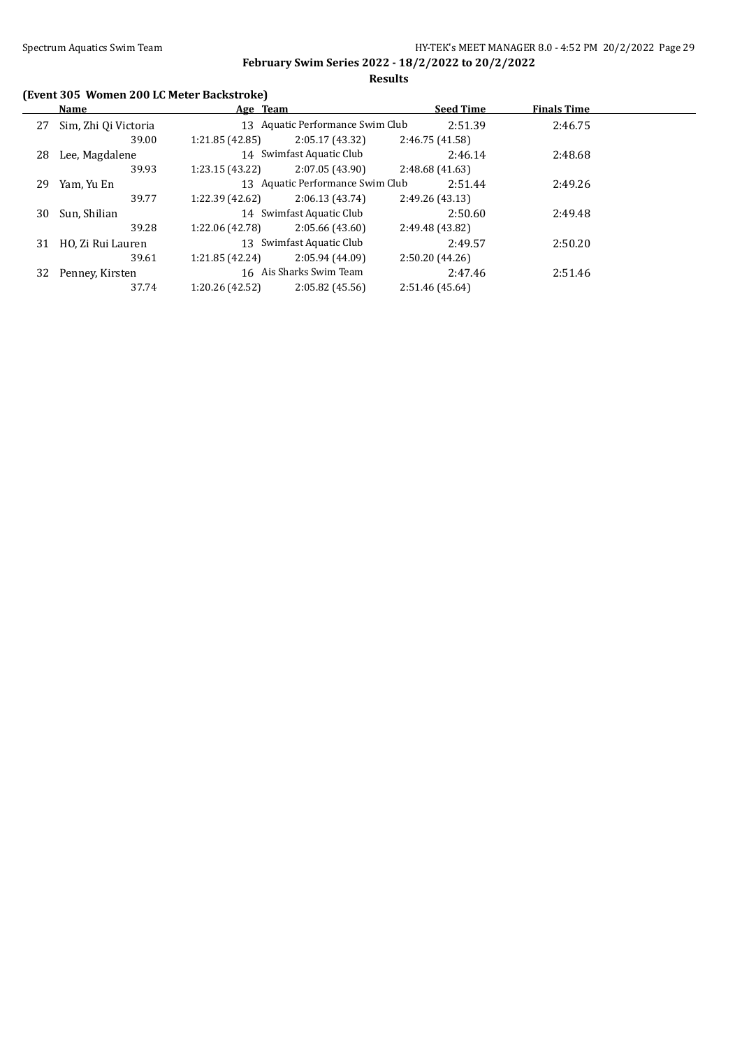**February Swim Series 2022 - 18/2/2022 to 20/2/2022**

**Results**

### (Event 305 Women 200 LC Meter Backstroke)

| | Name | Age | Team | Seed Time | Finals Time |
|---|---|---|---|---|---|
| 27 | Sim, Zhi Qi Victoria | 13 | Aquatic Performance Swim Club | 2:51.39 | 2:46.75 |
| | 39.00 | 1:21.85 (42.85) | 2:05.17 (43.32) | 2:46.75 (41.58) | |
| 28 | Lee, Magdalene | 14 | Swimfast Aquatic Club | 2:46.14 | 2:48.68 |
| | 39.93 | 1:23.15 (43.22) | 2:07.05 (43.90) | 2:48.68 (41.63) | |
| 29 | Yam, Yu En | 13 | Aquatic Performance Swim Club | 2:51.44 | 2:49.26 |
| | 39.77 | 1:22.39 (42.62) | 2:06.13 (43.74) | 2:49.26 (43.13) | |
| 30 | Sun, Shilian | 14 | Swimfast Aquatic Club | 2:50.60 | 2:49.48 |
| | 39.28 | 1:22.06 (42.78) | 2:05.66 (43.60) | 2:49.48 (43.82) | |
| 31 | HO, Zi Rui Lauren | 13 | Swimfast Aquatic Club | 2:49.57 | 2:50.20 |
| | 39.61 | 1:21.85 (42.24) | 2:05.94 (44.09) | 2:50.20 (44.26) | |
| 32 | Penney, Kirsten | 16 | Ais Sharks Swim Team | 2:47.46 | 2:51.46 |
| | 37.74 | 1:20.26 (42.52) | 2:05.82 (45.56) | 2:51.46 (45.64) | |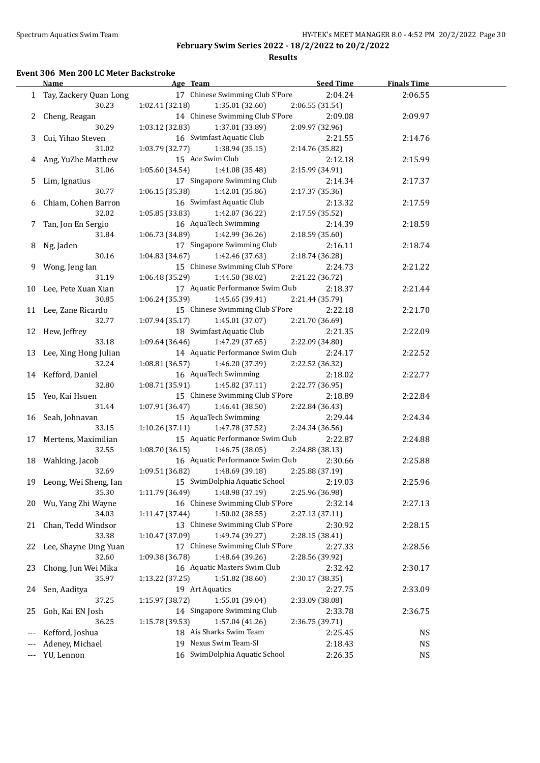Spectrum Aquatics Swim Team HY-TEK's MEET MANAGER 8.0 - 4:52 PM 20/2/2022 Page 30

## February Swim Series 2022 - 18/2/2022 to 20/2/2022

### Results

#### Event 306 Men 200 LC Meter Backstroke

| | Name | Age | Team | Seed Time | Finals Time |
|---|---|---|---|---|---|
| 1 | Tay, Zackery Quan Long | 17 | Chinese Swimming Club S'Pore | 2:04.24 | 2:06.55 |
| | 30.23 | 1:02.41 (32.18) | 1:35.01 (32.60) | 2:06.55 (31.54) | |
| 2 | Cheng, Reagan | 14 | Chinese Swimming Club S'Pore | 2:09.08 | 2:09.97 |
| | 30.29 | 1:03.12 (32.83) | 1:37.01 (33.89) | 2:09.97 (32.96) | |
| 3 | Cui, Yihao Steven | 16 | Swimfast Aquatic Club | 2:21.55 | 2:14.76 |
| | 31.02 | 1:03.79 (32.77) | 1:38.94 (35.15) | 2:14.76 (35.82) | |
| 4 | Ang, YuZhe Matthew | 15 | Ace Swim Club | 2:12.18 | 2:15.99 |
| | 31.06 | 1:05.60 (34.54) | 1:41.08 (35.48) | 2:15.99 (34.91) | |
| 5 | Lim, Ignatius | 17 | Singapore Swimming Club | 2:14.34 | 2:17.37 |
| | 30.77 | 1:06.15 (35.38) | 1:42.01 (35.86) | 2:17.37 (35.36) | |
| 6 | Chiam, Cohen Barron | 16 | Swimfast Aquatic Club | 2:13.32 | 2:17.59 |
| | 32.02 | 1:05.85 (33.83) | 1:42.07 (36.22) | 2:17.59 (35.52) | |
| 7 | Tan, Jon En Sergio | 16 | AquaTech Swimming | 2:14.39 | 2:18.59 |
| | 31.84 | 1:06.73 (34.89) | 1:42.99 (36.26) | 2:18.59 (35.60) | |
| 8 | Ng, Jaden | 17 | Singapore Swimming Club | 2:16.11 | 2:18.74 |
| | 30.16 | 1:04.83 (34.67) | 1:42.46 (37.63) | 2:18.74 (36.28) | |
| 9 | Wong, Jeng Ian | 15 | Chinese Swimming Club S'Pore | 2:24.73 | 2:21.22 |
| | 31.19 | 1:06.48 (35.29) | 1:44.50 (38.02) | 2:21.22 (36.72) | |
| 10 | Lee, Pete Xuan Xian | 17 | Aquatic Performance Swim Club | 2:18.37 | 2:21.44 |
| | 30.85 | 1:06.24 (35.39) | 1:45.65 (39.41) | 2:21.44 (35.79) | |
| 11 | Lee, Zane Ricardo | 15 | Chinese Swimming Club S'Pore | 2:22.18 | 2:21.70 |
| | 32.77 | 1:07.94 (35.17) | 1:45.01 (37.07) | 2:21.70 (36.69) | |
| 12 | Hew, Jeffrey | 18 | Swimfast Aquatic Club | 2:21.35 | 2:22.09 |
| | 33.18 | 1:09.64 (36.46) | 1:47.29 (37.65) | 2:22.09 (34.80) | |
| 13 | Lee, Xing Hong Julian | 14 | Aquatic Performance Swim Club | 2:24.17 | 2:22.52 |
| | 32.24 | 1:08.81 (36.57) | 1:46.20 (37.39) | 2:22.52 (36.32) | |
| 14 | Kefford, Daniel | 16 | AquaTech Swimming | 2:18.02 | 2:22.77 |
| | 32.80 | 1:08.71 (35.91) | 1:45.82 (37.11) | 2:22.77 (36.95) | |
| 15 | Yeo, Kai Hsuen | 15 | Chinese Swimming Club S'Pore | 2:18.89 | 2:22.84 |
| | 31.44 | 1:07.91 (36.47) | 1:46.41 (38.50) | 2:22.84 (36.43) | |
| 16 | Seah, Johnavan | 15 | AquaTech Swimming | 2:29.44 | 2:24.34 |
| | 33.15 | 1:10.26 (37.11) | 1:47.78 (37.52) | 2:24.34 (36.56) | |
| 17 | Mertens, Maximilian | 15 | Aquatic Performance Swim Club | 2:22.87 | 2:24.88 |
| | 32.55 | 1:08.70 (36.15) | 1:46.75 (38.05) | 2:24.88 (38.13) | |
| 18 | Wahking, Jacob | 16 | Aquatic Performance Swim Club | 2:30.66 | 2:25.88 |
| | 32.69 | 1:09.51 (36.82) | 1:48.69 (39.18) | 2:25.88 (37.19) | |
| 19 | Leong, Wei Sheng, Ian | 15 | SwimDolphia Aquatic School | 2:19.03 | 2:25.96 |
| | 35.30 | 1:11.79 (36.49) | 1:48.98 (37.19) | 2:25.96 (36.98) | |
| 20 | Wu, Yang Zhi Wayne | 16 | Chinese Swimming Club S'Pore | 2:32.14 | 2:27.13 |
| | 34.03 | 1:11.47 (37.44) | 1:50.02 (38.55) | 2:27.13 (37.11) | |
| 21 | Chan, Tedd Windsor | 13 | Chinese Swimming Club S'Pore | 2:30.92 | 2:28.15 |
| | 33.38 | 1:10.47 (37.09) | 1:49.74 (39.27) | 2:28.15 (38.41) | |
| 22 | Lee, Shayne Ding Yuan | 17 | Chinese Swimming Club S'Pore | 2:27.33 | 2:28.56 |
| | 32.60 | 1:09.38 (36.78) | 1:48.64 (39.26) | 2:28.56 (39.92) | |
| 23 | Chong, Jun Wei Mika | 16 | Aquatic Masters Swim Club | 2:32.42 | 2:30.17 |
| | 35.97 | 1:13.22 (37.25) | 1:51.82 (38.60) | 2:30.17 (38.35) | |
| 24 | Sen, Aaditya | 19 | Art Aquatics | 2:27.75 | 2:33.09 |
| | 37.25 | 1:15.97 (38.72) | 1:55.01 (39.04) | 2:33.09 (38.08) | |
| 25 | Goh, Kai EN Josh | 14 | Singapore Swimming Club | 2:33.78 | 2:36.75 |
| | 36.25 | 1:15.78 (39.53) | 1:57.04 (41.26) | 2:36.75 (39.71) | |
| --- | Kefford, Joshua | 18 | Ais Sharks Swim Team | 2:25.45 | NS |
| --- | Adeney, Michael | 19 | Nexus Swim Team-SI | 2:18.43 | NS |
| --- | YU, Lennon | 16 | SwimDolphia Aquatic School | 2:26.35 | NS |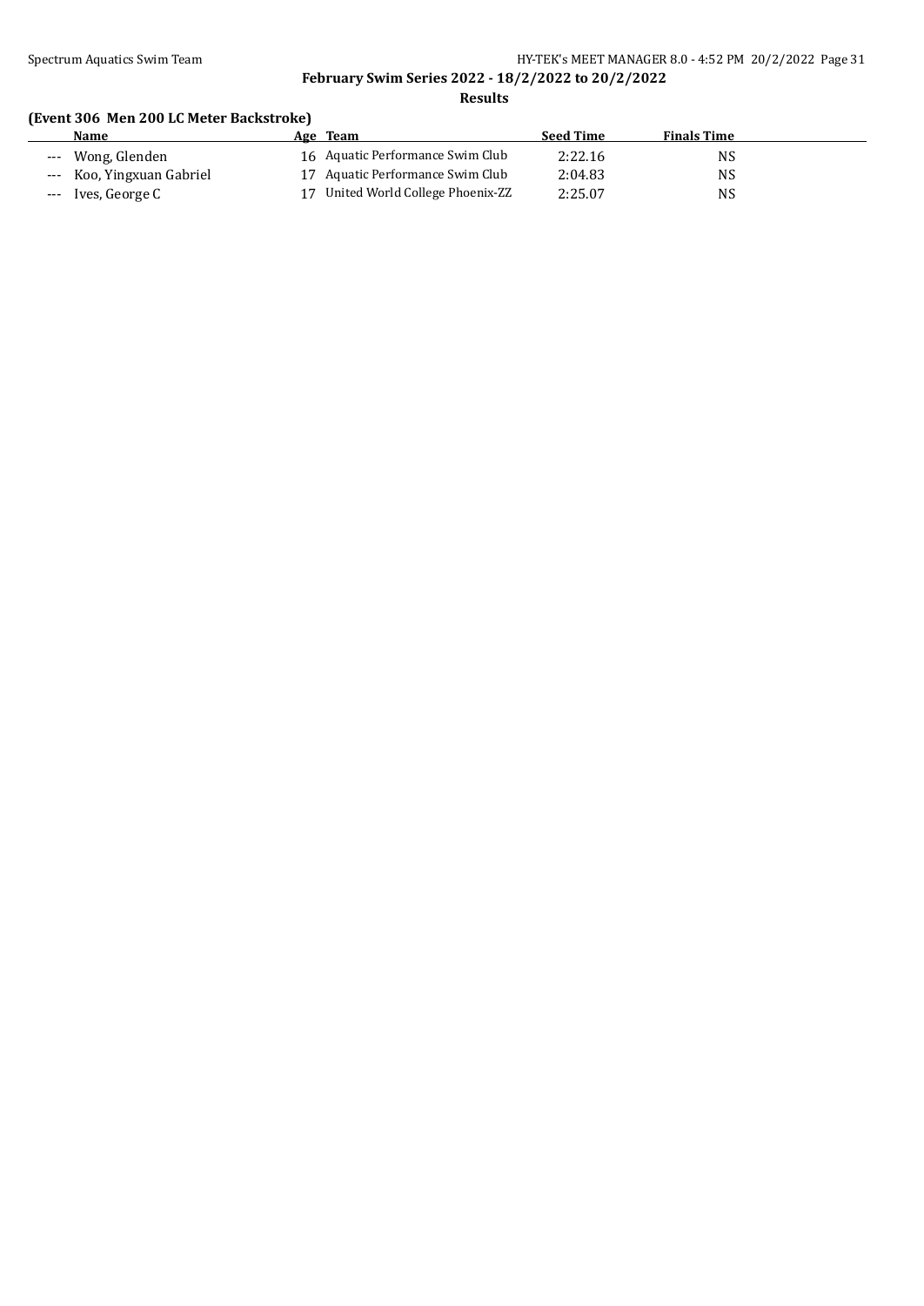**February Swim Series 2022 - 18/2/2022 to 20/2/2022**

**Results**

### (Event 306 Men 200 LC Meter Backstroke)

| | Name | Age | Team | Seed Time | Finals Time |
|---|---|---|---|---|---|
| --- | Wong, Glenden | 16 | Aquatic Performance Swim Club | 2:22.16 | NS |
| --- | Koo, Yingxuan Gabriel | 17 | Aquatic Performance Swim Club | 2:04.83 | NS |
| --- | Ives, George C | 17 | United World College Phoenix-ZZ | 2:25.07 | NS |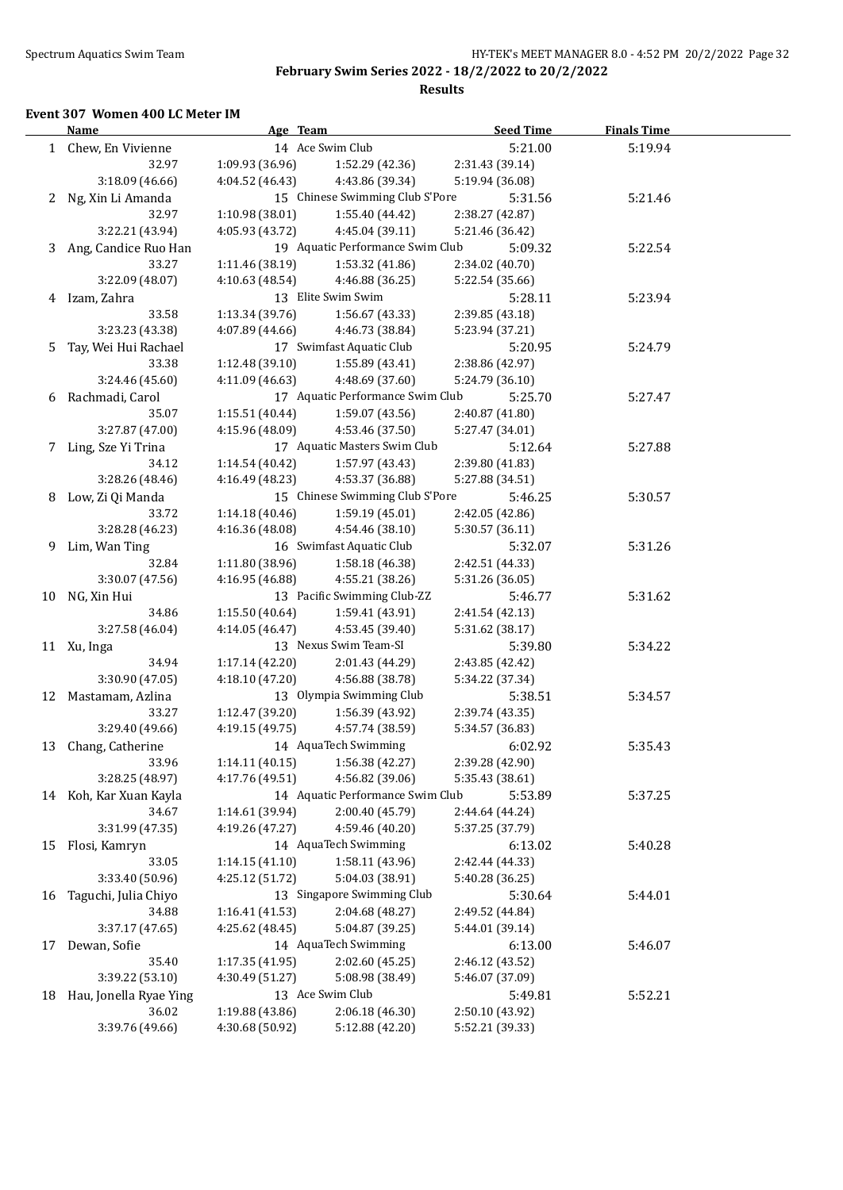**February Swim Series 2022 - 18/2/2022 to 20/2/2022**

**Results**

### Event 307 Women 400 LC Meter IM

| | Name | Age | Team | Seed Time | Finals Time |
|---|---|---|---|---|---|
| 1 | Chew, En Vivienne | 14 | Ace Swim Club | 5:21.00 | 5:19.94 |
| | 32.97 | 1:09.93 (36.96) | 1:52.29 (42.36) | 2:31.43 (39.14) | |
| | 3:18.09 (46.66) | 4:04.52 (46.43) | 4:43.86 (39.34) | 5:19.94 (36.08) | |
| 2 | Ng, Xin Li Amanda | 15 | Chinese Swimming Club S'Pore | 5:31.56 | 5:21.46 |
| | 32.97 | 1:10.98 (38.01) | 1:55.40 (44.42) | 2:38.27 (42.87) | |
| | 3:22.21 (43.94) | 4:05.93 (43.72) | 4:45.04 (39.11) | 5:21.46 (36.42) | |
| 3 | Ang, Candice Ruo Han | 19 | Aquatic Performance Swim Club | 5:09.32 | 5:22.54 |
| | 33.27 | 1:11.46 (38.19) | 1:53.32 (41.86) | 2:34.02 (40.70) | |
| | 3:22.09 (48.07) | 4:10.63 (48.54) | 4:46.88 (36.25) | 5:22.54 (35.66) | |
| 4 | Izam, Zahra | 13 | Elite Swim Swim | 5:28.11 | 5:23.94 |
| | 33.58 | 1:13.34 (39.76) | 1:56.67 (43.33) | 2:39.85 (43.18) | |
| | 3:23.23 (43.38) | 4:07.89 (44.66) | 4:46.73 (38.84) | 5:23.94 (37.21) | |
| 5 | Tay, Wei Hui Rachael | 17 | Swimfast Aquatic Club | 5:20.95 | 5:24.79 |
| | 33.38 | 1:12.48 (39.10) | 1:55.89 (43.41) | 2:38.86 (42.97) | |
| | 3:24.46 (45.60) | 4:11.09 (46.63) | 4:48.69 (37.60) | 5:24.79 (36.10) | |
| 6 | Rachmadi, Carol | 17 | Aquatic Performance Swim Club | 5:25.70 | 5:27.47 |
| | 35.07 | 1:15.51 (40.44) | 1:59.07 (43.56) | 2:40.87 (41.80) | |
| | 3:27.87 (47.00) | 4:15.96 (48.09) | 4:53.46 (37.50) | 5:27.47 (34.01) | |
| 7 | Ling, Sze Yi Trina | 17 | Aquatic Masters Swim Club | 5:12.64 | 5:27.88 |
| | 34.12 | 1:14.54 (40.42) | 1:57.97 (43.43) | 2:39.80 (41.83) | |
| | 3:28.26 (48.46) | 4:16.49 (48.23) | 4:53.37 (36.88) | 5:27.88 (34.51) | |
| 8 | Low, Zi Qi Manda | 15 | Chinese Swimming Club S'Pore | 5:46.25 | 5:30.57 |
| | 33.72 | 1:14.18 (40.46) | 1:59.19 (45.01) | 2:42.05 (42.86) | |
| | 3:28.28 (46.23) | 4:16.36 (48.08) | 4:54.46 (38.10) | 5:30.57 (36.11) | |
| 9 | Lim, Wan Ting | 16 | Swimfast Aquatic Club | 5:32.07 | 5:31.26 |
| | 32.84 | 1:11.80 (38.96) | 1:58.18 (46.38) | 2:42.51 (44.33) | |
| | 3:30.07 (47.56) | 4:16.95 (46.88) | 4:55.21 (38.26) | 5:31.26 (36.05) | |
| 10 | NG, Xin Hui | 13 | Pacific Swimming Club-ZZ | 5:46.77 | 5:31.62 |
| | 34.86 | 1:15.50 (40.64) | 1:59.41 (43.91) | 2:41.54 (42.13) | |
| | 3:27.58 (46.04) | 4:14.05 (46.47) | 4:53.45 (39.40) | 5:31.62 (38.17) | |
| 11 | Xu, Inga | 13 | Nexus Swim Team-SI | 5:39.80 | 5:34.22 |
| | 34.94 | 1:17.14 (42.20) | 2:01.43 (44.29) | 2:43.85 (42.42) | |
| | 3:30.90 (47.05) | 4:18.10 (47.20) | 4:56.88 (38.78) | 5:34.22 (37.34) | |
| 12 | Mastamam, Azlina | 13 | Olympia Swimming Club | 5:38.51 | 5:34.57 |
| | 33.27 | 1:12.47 (39.20) | 1:56.39 (43.92) | 2:39.74 (43.35) | |
| | 3:29.40 (49.66) | 4:19.15 (49.75) | 4:57.74 (38.59) | 5:34.57 (36.83) | |
| 13 | Chang, Catherine | 14 | AquaTech Swimming | 6:02.92 | 5:35.43 |
| | 33.96 | 1:14.11 (40.15) | 1:56.38 (42.27) | 2:39.28 (42.90) | |
| | 3:28.25 (48.97) | 4:17.76 (49.51) | 4:56.82 (39.06) | 5:35.43 (38.61) | |
| 14 | Koh, Kar Xuan Kayla | 14 | Aquatic Performance Swim Club | 5:53.89 | 5:37.25 |
| | 34.67 | 1:14.61 (39.94) | 2:00.40 (45.79) | 2:44.64 (44.24) | |
| | 3:31.99 (47.35) | 4:19.26 (47.27) | 4:59.46 (40.20) | 5:37.25 (37.79) | |
| 15 | Flosi, Kamryn | 14 | AquaTech Swimming | 6:13.02 | 5:40.28 |
| | 33.05 | 1:14.15 (41.10) | 1:58.11 (43.96) | 2:42.44 (44.33) | |
| | 3:33.40 (50.96) | 4:25.12 (51.72) | 5:04.03 (38.91) | 5:40.28 (36.25) | |
| 16 | Taguchi, Julia Chiyo | 13 | Singapore Swimming Club | 5:30.64 | 5:44.01 |
| | 34.88 | 1:16.41 (41.53) | 2:04.68 (48.27) | 2:49.52 (44.84) | |
| | 3:37.17 (47.65) | 4:25.62 (48.45) | 5:04.87 (39.25) | 5:44.01 (39.14) | |
| 17 | Dewan, Sofie | 14 | AquaTech Swimming | 6:13.00 | 5:46.07 |
| | 35.40 | 1:17.35 (41.95) | 2:02.60 (45.25) | 2:46.12 (43.52) | |
| | 3:39.22 (53.10) | 4:30.49 (51.27) | 5:08.98 (38.49) | 5:46.07 (37.09) | |
| 18 | Hau, Jonella Ryae Ying | 13 | Ace Swim Club | 5:49.81 | 5:52.21 |
| | 36.02 | 1:19.88 (43.86) | 2:06.18 (46.30) | 2:50.10 (43.92) | |
| | 3:39.76 (49.66) | 4:30.68 (50.92) | 5:12.88 (42.20) | 5:52.21 (39.33) | |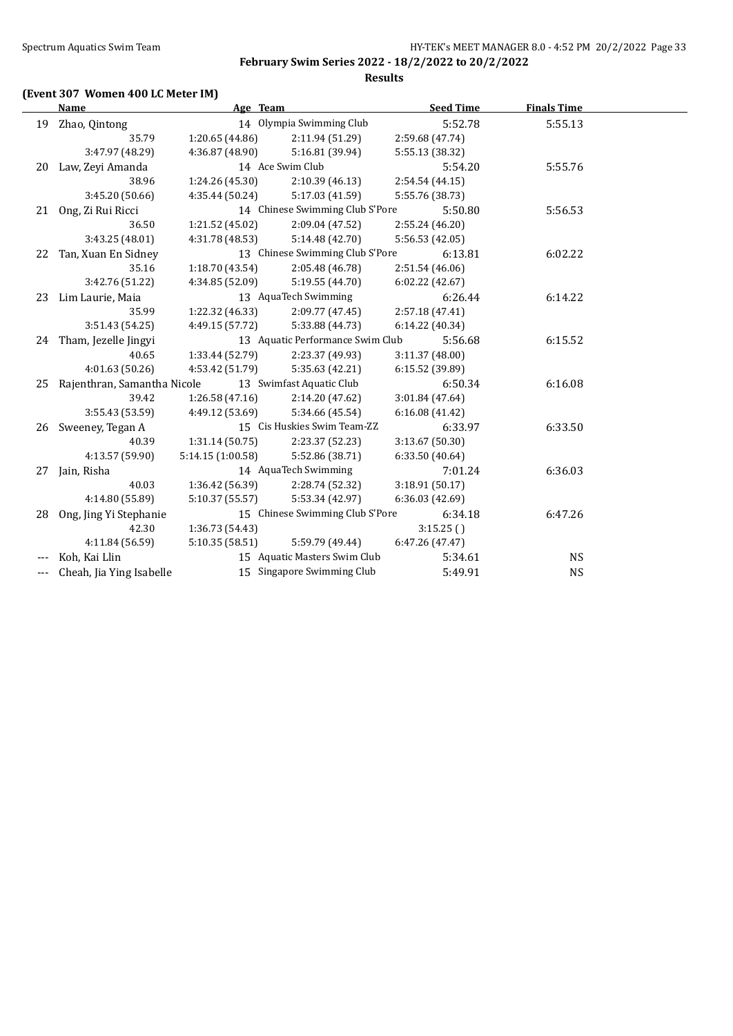**February Swim Series 2022 - 18/2/2022 to 20/2/2022**

**Results**

### (Event 307 Women 400 LC Meter IM)

| | Name | Age | Team | Seed Time | Finals Time |
|---|---|---|---|---|---|
| 19 | Zhao, Qintong | 14 | Olympia Swimming Club | 5:52.78 | 5:55.13 |
| | 35.79 | 1:20.65 (44.86) | 2:11.94 (51.29) | 2:59.68 (47.74) | |
| | 3:47.97 (48.29) | 4:36.87 (48.90) | 5:16.81 (39.94) | 5:55.13 (38.32) | |
| 20 | Law, Zeyi Amanda | 14 | Ace Swim Club | 5:54.20 | 5:55.76 |
| | 38.96 | 1:24.26 (45.30) | 2:10.39 (46.13) | 2:54.54 (44.15) | |
| | 3:45.20 (50.66) | 4:35.44 (50.24) | 5:17.03 (41.59) | 5:55.76 (38.73) | |
| 21 | Ong, Zi Rui Ricci | 14 | Chinese Swimming Club S'Pore | 5:50.80 | 5:56.53 |
| | 36.50 | 1:21.52 (45.02) | 2:09.04 (47.52) | 2:55.24 (46.20) | |
| | 3:43.25 (48.01) | 4:31.78 (48.53) | 5:14.48 (42.70) | 5:56.53 (42.05) | |
| 22 | Tan, Xuan En Sidney | 13 | Chinese Swimming Club S'Pore | 6:13.81 | 6:02.22 |
| | 35.16 | 1:18.70 (43.54) | 2:05.48 (46.78) | 2:51.54 (46.06) | |
| | 3:42.76 (51.22) | 4:34.85 (52.09) | 5:19.55 (44.70) | 6:02.22 (42.67) | |
| 23 | Lim Laurie, Maia | 13 | AquaTech Swimming | 6:26.44 | 6:14.22 |
| | 35.99 | 1:22.32 (46.33) | 2:09.77 (47.45) | 2:57.18 (47.41) | |
| | 3:51.43 (54.25) | 4:49.15 (57.72) | 5:33.88 (44.73) | 6:14.22 (40.34) | |
| 24 | Tham, Jezelle Jingyi | 13 | Aquatic Performance Swim Club | 5:56.68 | 6:15.52 |
| | 40.65 | 1:33.44 (52.79) | 2:23.37 (49.93) | 3:11.37 (48.00) | |
| | 4:01.63 (50.26) | 4:53.42 (51.79) | 5:35.63 (42.21) | 6:15.52 (39.89) | |
| 25 | Rajenthran, Samantha Nicole | 13 | Swimfast Aquatic Club | 6:50.34 | 6:16.08 |
| | 39.42 | 1:26.58 (47.16) | 2:14.20 (47.62) | 3:01.84 (47.64) | |
| | 3:55.43 (53.59) | 4:49.12 (53.69) | 5:34.66 (45.54) | 6:16.08 (41.42) | |
| 26 | Sweeney, Tegan A | 15 | Cis Huskies Swim Team-ZZ | 6:33.97 | 6:33.50 |
| | 40.39 | 1:31.14 (50.75) | 2:23.37 (52.23) | 3:13.67 (50.30) | |
| | 4:13.57 (59.90) | 5:14.15 (1:00.58) | 5:52.86 (38.71) | 6:33.50 (40.64) | |
| 27 | Jain, Risha | 14 | AquaTech Swimming | 7:01.24 | 6:36.03 |
| | 40.03 | 1:36.42 (56.39) | 2:28.74 (52.32) | 3:18.91 (50.17) | |
| | 4:14.80 (55.89) | 5:10.37 (55.57) | 5:53.34 (42.97) | 6:36.03 (42.69) | |
| 28 | Ong, Jing Yi Stephanie | 15 | Chinese Swimming Club S'Pore | 6:34.18 | 6:47.26 |
| | 42.30 | 1:36.73 (54.43) | | 3:15.25 ( ) | |
| | 4:11.84 (56.59) | 5:10.35 (58.51) | 5:59.79 (49.44) | 6:47.26 (47.47) | |
| --- | Koh, Kai Llin | 15 | Aquatic Masters Swim Club | 5:34.61 | NS |
| --- | Cheah, Jia Ying Isabelle | 15 | Singapore Swimming Club | 5:49.91 | NS |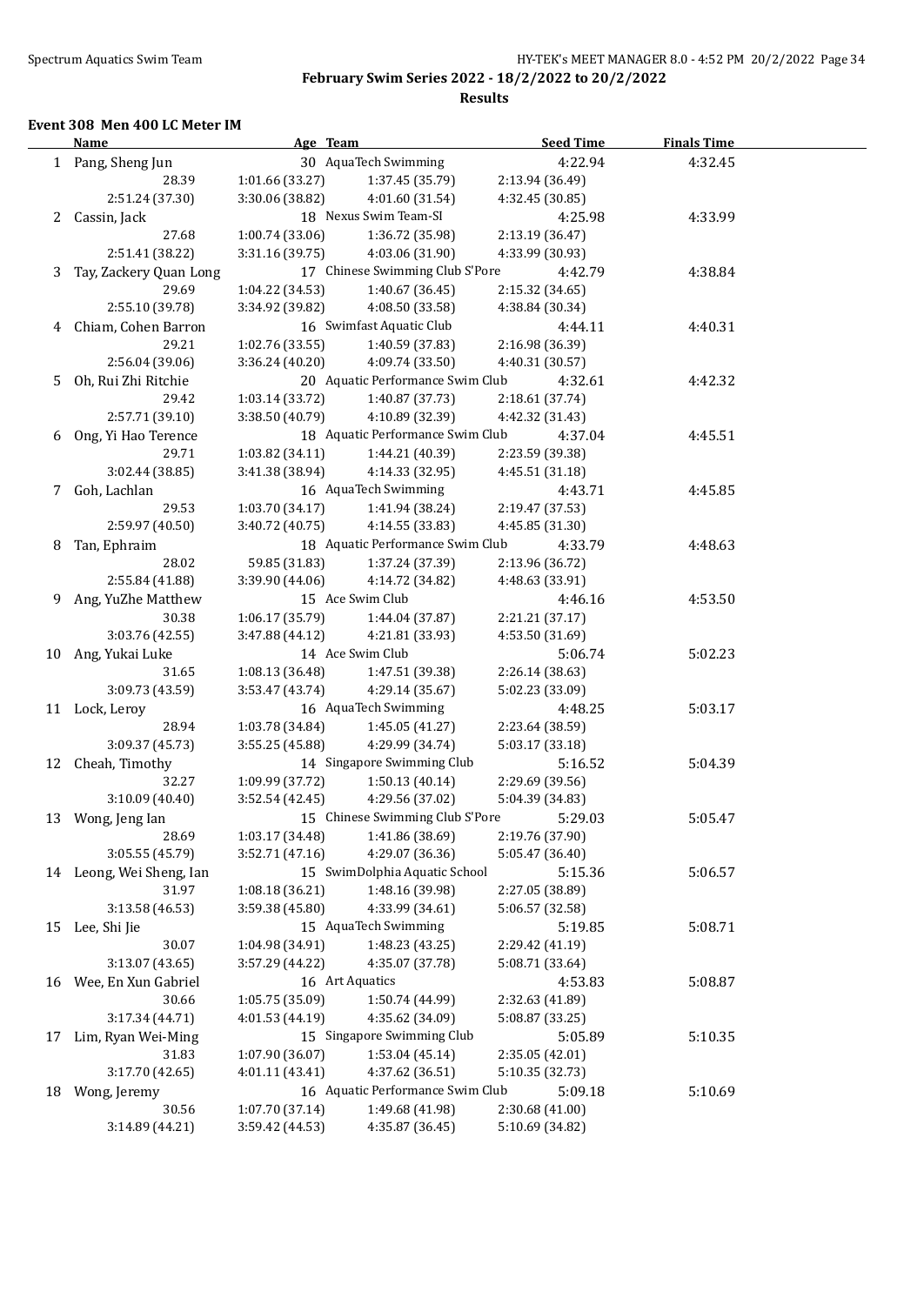February Swim Series 2022 - 18/2/2022 to 20/2/2022

**Results**

### Event 308 Men 400 LC Meter IM

| | Name | Age | Team | Seed Time | Finals Time |
|---|---|---|---|---|---|
| 1 | Pang, Sheng Jun | 30 | AquaTech Swimming | 4:22.94 | 4:32.45 |
| | 28.39 | 1:01.66 (33.27) | 1:37.45 (35.79) | 2:13.94 (36.49) | |
| | 2:51.24 (37.30) | 3:30.06 (38.82) | 4:01.60 (31.54) | 4:32.45 (30.85) | |
| 2 | Cassin, Jack | 18 | Nexus Swim Team-SI | 4:25.98 | 4:33.99 |
| | 27.68 | 1:00.74 (33.06) | 1:36.72 (35.98) | 2:13.19 (36.47) | |
| | 2:51.41 (38.22) | 3:31.16 (39.75) | 4:03.06 (31.90) | 4:33.99 (30.93) | |
| 3 | Tay, Zackery Quan Long | 17 | Chinese Swimming Club S'Pore | 4:42.79 | 4:38.84 |
| | 29.69 | 1:04.22 (34.53) | 1:40.67 (36.45) | 2:15.32 (34.65) | |
| | 2:55.10 (39.78) | 3:34.92 (39.82) | 4:08.50 (33.58) | 4:38.84 (30.34) | |
| 4 | Chiam, Cohen Barron | 16 | Swimfast Aquatic Club | 4:44.11 | 4:40.31 |
| | 29.21 | 1:02.76 (33.55) | 1:40.59 (37.83) | 2:16.98 (36.39) | |
| | 2:56.04 (39.06) | 3:36.24 (40.20) | 4:09.74 (33.50) | 4:40.31 (30.57) | |
| 5 | Oh, Rui Zhi Ritchie | 20 | Aquatic Performance Swim Club | 4:32.61 | 4:42.32 |
| | 29.42 | 1:03.14 (33.72) | 1:40.87 (37.73) | 2:18.61 (37.74) | |
| | 2:57.71 (39.10) | 3:38.50 (40.79) | 4:10.89 (32.39) | 4:42.32 (31.43) | |
| 6 | Ong, Yi Hao Terence | 18 | Aquatic Performance Swim Club | 4:37.04 | 4:45.51 |
| | 29.71 | 1:03.82 (34.11) | 1:44.21 (40.39) | 2:23.59 (39.38) | |
| | 3:02.44 (38.85) | 3:41.38 (38.94) | 4:14.33 (32.95) | 4:45.51 (31.18) | |
| 7 | Goh, Lachlan | 16 | AquaTech Swimming | 4:43.71 | 4:45.85 |
| | 29.53 | 1:03.70 (34.17) | 1:41.94 (38.24) | 2:19.47 (37.53) | |
| | 2:59.97 (40.50) | 3:40.72 (40.75) | 4:14.55 (33.83) | 4:45.85 (31.30) | |
| 8 | Tan, Ephraim | 18 | Aquatic Performance Swim Club | 4:33.79 | 4:48.63 |
| | 28.02 | 59.85 (31.83) | 1:37.24 (37.39) | 2:13.96 (36.72) | |
| | 2:55.84 (41.88) | 3:39.90 (44.06) | 4:14.72 (34.82) | 4:48.63 (33.91) | |
| 9 | Ang, YuZhe Matthew | 15 | Ace Swim Club | 4:46.16 | 4:53.50 |
| | 30.38 | 1:06.17 (35.79) | 1:44.04 (37.87) | 2:21.21 (37.17) | |
| | 3:03.76 (42.55) | 3:47.88 (44.12) | 4:21.81 (33.93) | 4:53.50 (31.69) | |
| 10 | Ang, Yukai Luke | 14 | Ace Swim Club | 5:06.74 | 5:02.23 |
| | 31.65 | 1:08.13 (36.48) | 1:47.51 (39.38) | 2:26.14 (38.63) | |
| | 3:09.73 (43.59) | 3:53.47 (43.74) | 4:29.14 (35.67) | 5:02.23 (33.09) | |
| 11 | Lock, Leroy | 16 | AquaTech Swimming | 4:48.25 | 5:03.17 |
| | 28.94 | 1:03.78 (34.84) | 1:45.05 (41.27) | 2:23.64 (38.59) | |
| | 3:09.37 (45.73) | 3:55.25 (45.88) | 4:29.99 (34.74) | 5:03.17 (33.18) | |
| 12 | Cheah, Timothy | 14 | Singapore Swimming Club | 5:16.52 | 5:04.39 |
| | 32.27 | 1:09.99 (37.72) | 1:50.13 (40.14) | 2:29.69 (39.56) | |
| | 3:10.09 (40.40) | 3:52.54 (42.45) | 4:29.56 (37.02) | 5:04.39 (34.83) | |
| 13 | Wong, Jeng Ian | 15 | Chinese Swimming Club S'Pore | 5:29.03 | 5:05.47 |
| | 28.69 | 1:03.17 (34.48) | 1:41.86 (38.69) | 2:19.76 (37.90) | |
| | 3:05.55 (45.79) | 3:52.71 (47.16) | 4:29.07 (36.36) | 5:05.47 (36.40) | |
| 14 | Leong, Wei Sheng, Ian | 15 | SwimDolphia Aquatic School | 5:15.36 | 5:06.57 |
| | 31.97 | 1:08.18 (36.21) | 1:48.16 (39.98) | 2:27.05 (38.89) | |
| | 3:13.58 (46.53) | 3:59.38 (45.80) | 4:33.99 (34.61) | 5:06.57 (32.58) | |
| 15 | Lee, Shi Jie | 15 | AquaTech Swimming | 5:19.85 | 5:08.71 |
| | 30.07 | 1:04.98 (34.91) | 1:48.23 (43.25) | 2:29.42 (41.19) | |
| | 3:13.07 (43.65) | 3:57.29 (44.22) | 4:35.07 (37.78) | 5:08.71 (33.64) | |
| 16 | Wee, En Xun Gabriel | 16 | Art Aquatics | 4:53.83 | 5:08.87 |
| | 30.66 | 1:05.75 (35.09) | 1:50.74 (44.99) | 2:32.63 (41.89) | |
| | 3:17.34 (44.71) | 4:01.53 (44.19) | 4:35.62 (34.09) | 5:08.87 (33.25) | |
| 17 | Lim, Ryan Wei-Ming | 15 | Singapore Swimming Club | 5:05.89 | 5:10.35 |
| | 31.83 | 1:07.90 (36.07) | 1:53.04 (45.14) | 2:35.05 (42.01) | |
| | 3:17.70 (42.65) | 4:01.11 (43.41) | 4:37.62 (36.51) | 5:10.35 (32.73) | |
| 18 | Wong, Jeremy | 16 | Aquatic Performance Swim Club | 5:09.18 | 5:10.69 |
| | 30.56 | 1:07.70 (37.14) | 1:49.68 (41.98) | 2:30.68 (41.00) | |
| | 3:14.89 (44.21) | 3:59.42 (44.53) | 4:35.87 (36.45) | 5:10.69 (34.82) | |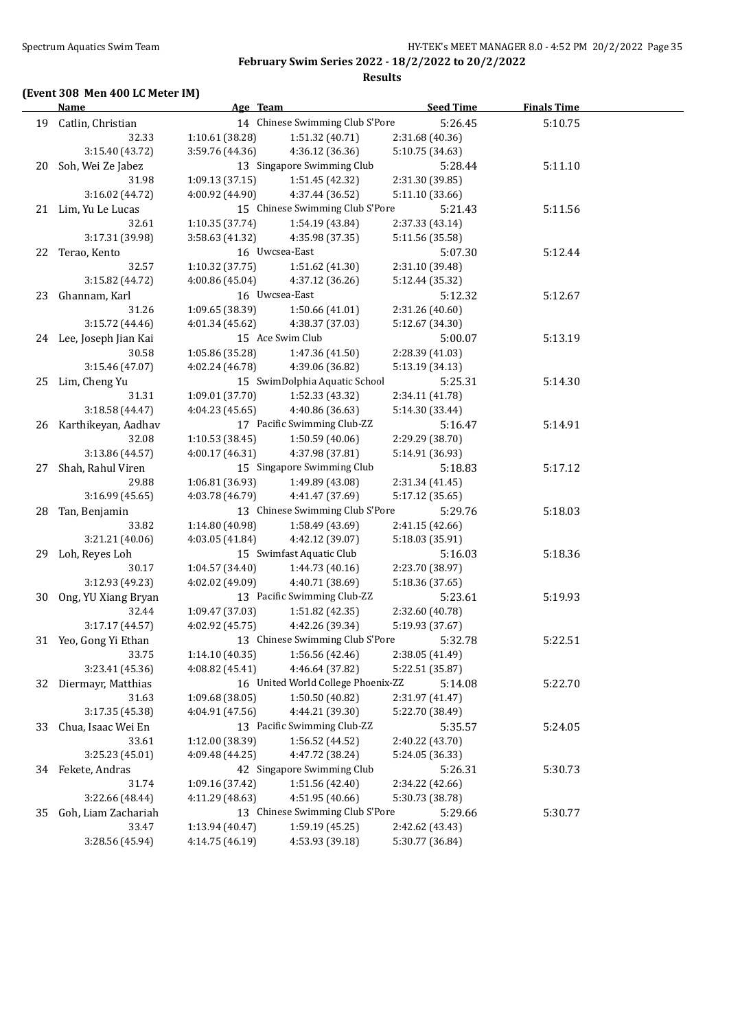February Swim Series 2022 - 18/2/2022 to 20/2/2022

**Results**

### (Event 308 Men 400 LC Meter IM)

| | Name | Age | Team | Seed Time | Finals Time |
|---|---|---|---|---|---|
| 19 | Catlin, Christian | 14 | Chinese Swimming Club S'Pore | 5:26.45 | 5:10.75 |
| | 32.33 | 1:10.61 (38.28) | 1:51.32 (40.71) | 2:31.68 (40.36) | |
| | 3:15.40 (43.72) | 3:59.76 (44.36) | 4:36.12 (36.36) | 5:10.75 (34.63) | |
| 20 | Soh, Wei Ze Jabez | 13 | Singapore Swimming Club | 5:28.44 | 5:11.10 |
| | 31.98 | 1:09.13 (37.15) | 1:51.45 (42.32) | 2:31.30 (39.85) | |
| | 3:16.02 (44.72) | 4:00.92 (44.90) | 4:37.44 (36.52) | 5:11.10 (33.66) | |
| 21 | Lim, Yu Le Lucas | 15 | Chinese Swimming Club S'Pore | 5:21.43 | 5:11.56 |
| | 32.61 | 1:10.35 (37.74) | 1:54.19 (43.84) | 2:37.33 (43.14) | |
| | 3:17.31 (39.98) | 3:58.63 (41.32) | 4:35.98 (37.35) | 5:11.56 (35.58) | |
| 22 | Terao, Kento | 16 | Uwcsea-East | 5:07.30 | 5:12.44 |
| | 32.57 | 1:10.32 (37.75) | 1:51.62 (41.30) | 2:31.10 (39.48) | |
| | 3:15.82 (44.72) | 4:00.86 (45.04) | 4:37.12 (36.26) | 5:12.44 (35.32) | |
| 23 | Ghannam, Karl | 16 | Uwcsea-East | 5:12.32 | 5:12.67 |
| | 31.26 | 1:09.65 (38.39) | 1:50.66 (41.01) | 2:31.26 (40.60) | |
| | 3:15.72 (44.46) | 4:01.34 (45.62) | 4:38.37 (37.03) | 5:12.67 (34.30) | |
| 24 | Lee, Joseph Jian Kai | 15 | Ace Swim Club | 5:00.07 | 5:13.19 |
| | 30.58 | 1:05.86 (35.28) | 1:47.36 (41.50) | 2:28.39 (41.03) | |
| | 3:15.46 (47.07) | 4:02.24 (46.78) | 4:39.06 (36.82) | 5:13.19 (34.13) | |
| 25 | Lim, Cheng Yu | 15 | SwimDolphia Aquatic School | 5:25.31 | 5:14.30 |
| | 31.31 | 1:09.01 (37.70) | 1:52.33 (43.32) | 2:34.11 (41.78) | |
| | 3:18.58 (44.47) | 4:04.23 (45.65) | 4:40.86 (36.63) | 5:14.30 (33.44) | |
| 26 | Karthikeyan, Aadhav | 17 | Pacific Swimming Club-ZZ | 5:16.47 | 5:14.91 |
| | 32.08 | 1:10.53 (38.45) | 1:50.59 (40.06) | 2:29.29 (38.70) | |
| | 3:13.86 (44.57) | 4:00.17 (46.31) | 4:37.98 (37.81) | 5:14.91 (36.93) | |
| 27 | Shah, Rahul Viren | 15 | Singapore Swimming Club | 5:18.83 | 5:17.12 |
| | 29.88 | 1:06.81 (36.93) | 1:49.89 (43.08) | 2:31.34 (41.45) | |
| | 3:16.99 (45.65) | 4:03.78 (46.79) | 4:41.47 (37.69) | 5:17.12 (35.65) | |
| 28 | Tan, Benjamin | 13 | Chinese Swimming Club S'Pore | 5:29.76 | 5:18.03 |
| | 33.82 | 1:14.80 (40.98) | 1:58.49 (43.69) | 2:41.15 (42.66) | |
| | 3:21.21 (40.06) | 4:03.05 (41.84) | 4:42.12 (39.07) | 5:18.03 (35.91) | |
| 29 | Loh, Reyes Loh | 15 | Swimfast Aquatic Club | 5:16.03 | 5:18.36 |
| | 30.17 | 1:04.57 (34.40) | 1:44.73 (40.16) | 2:23.70 (38.97) | |
| | 3:12.93 (49.23) | 4:02.02 (49.09) | 4:40.71 (38.69) | 5:18.36 (37.65) | |
| 30 | Ong, YU Xiang Bryan | 13 | Pacific Swimming Club-ZZ | 5:23.61 | 5:19.93 |
| | 32.44 | 1:09.47 (37.03) | 1:51.82 (42.35) | 2:32.60 (40.78) | |
| | 3:17.17 (44.57) | 4:02.92 (45.75) | 4:42.26 (39.34) | 5:19.93 (37.67) | |
| 31 | Yeo, Gong Yi Ethan | 13 | Chinese Swimming Club S'Pore | 5:32.78 | 5:22.51 |
| | 33.75 | 1:14.10 (40.35) | 1:56.56 (42.46) | 2:38.05 (41.49) | |
| | 3:23.41 (45.36) | 4:08.82 (45.41) | 4:46.64 (37.82) | 5:22.51 (35.87) | |
| 32 | Diermayr, Matthias | 16 | United World College Phoenix-ZZ | 5:14.08 | 5:22.70 |
| | 31.63 | 1:09.68 (38.05) | 1:50.50 (40.82) | 2:31.97 (41.47) | |
| | 3:17.35 (45.38) | 4:04.91 (47.56) | 4:44.21 (39.30) | 5:22.70 (38.49) | |
| 33 | Chua, Isaac Wei En | 13 | Pacific Swimming Club-ZZ | 5:35.57 | 5:24.05 |
| | 33.61 | 1:12.00 (38.39) | 1:56.52 (44.52) | 2:40.22 (43.70) | |
| | 3:25.23 (45.01) | 4:09.48 (44.25) | 4:47.72 (38.24) | 5:24.05 (36.33) | |
| 34 | Fekete, Andras | 42 | Singapore Swimming Club | 5:26.31 | 5:30.73 |
| | 31.74 | 1:09.16 (37.42) | 1:51.56 (42.40) | 2:34.22 (42.66) | |
| | 3:22.66 (48.44) | 4:11.29 (48.63) | 4:51.95 (40.66) | 5:30.73 (38.78) | |
| 35 | Goh, Liam Zachariah | 13 | Chinese Swimming Club S'Pore | 5:29.66 | 5:30.77 |
| | 33.47 | 1:13.94 (40.47) | 1:59.19 (45.25) | 2:42.62 (43.43) | |
| | 3:28.56 (45.94) | 4:14.75 (46.19) | 4:53.93 (39.18) | 5:30.77 (36.84) | |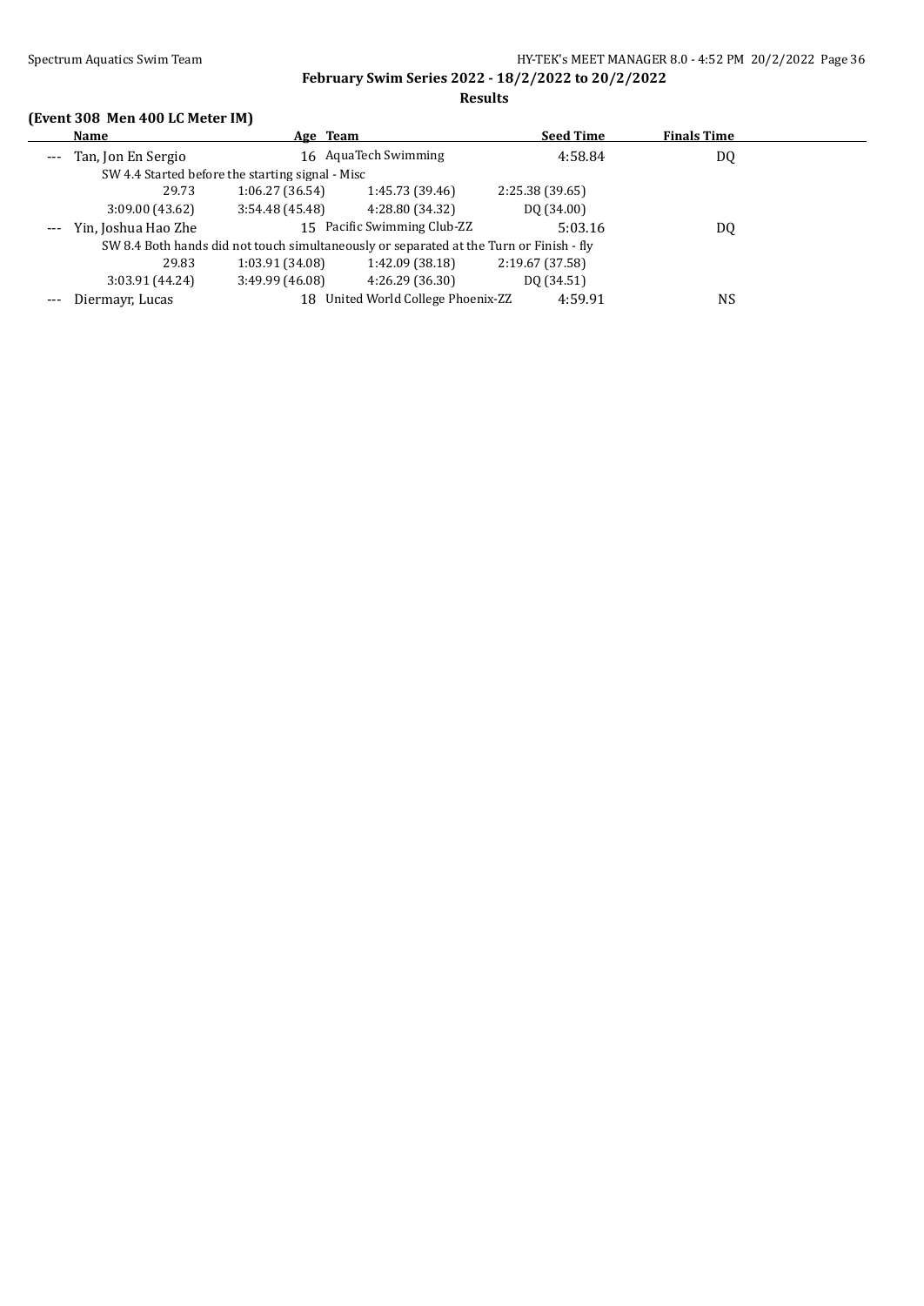**February Swim Series 2022 - 18/2/2022 to 20/2/2022**

**Results**

### (Event 308 Men 400 LC Meter IM)

| | Name | Age | Team | Seed Time | Finals Time |
|---|---|---|---|---|---|
| --- | Tan, Jon En Sergio | 16 | AquaTech Swimming | 4:58.84 | DQ |

SW 4.4 Started before the starting signal - Misc

| | | | |
|---|---|---|---|
| 29.73 | 1:06.27 (36.54) | 1:45.73 (39.46) | 2:25.38 (39.65) |
| 3:09.00 (43.62) | 3:54.48 (45.48) | 4:28.80 (34.32) | DQ (34.00) |

| | Name | Age | Team | Seed Time | Finals Time |
|---|---|---|---|---|---|
| --- | Yin, Joshua Hao Zhe | 15 | Pacific Swimming Club-ZZ | 5:03.16 | DQ |

SW 8.4 Both hands did not touch simultaneously or separated at the Turn or Finish - fly

| | | | |
|---|---|---|---|
| 29.83 | 1:03.91 (34.08) | 1:42.09 (38.18) | 2:19.67 (37.58) |
| 3:03.91 (44.24) | 3:49.99 (46.08) | 4:26.29 (36.30) | DQ (34.51) |

| | Name | Age | Team | Seed Time | Finals Time |
|---|---|---|---|---|---|
| --- | Diermayr, Lucas | 18 | United World College Phoenix-ZZ | 4:59.91 | NS |